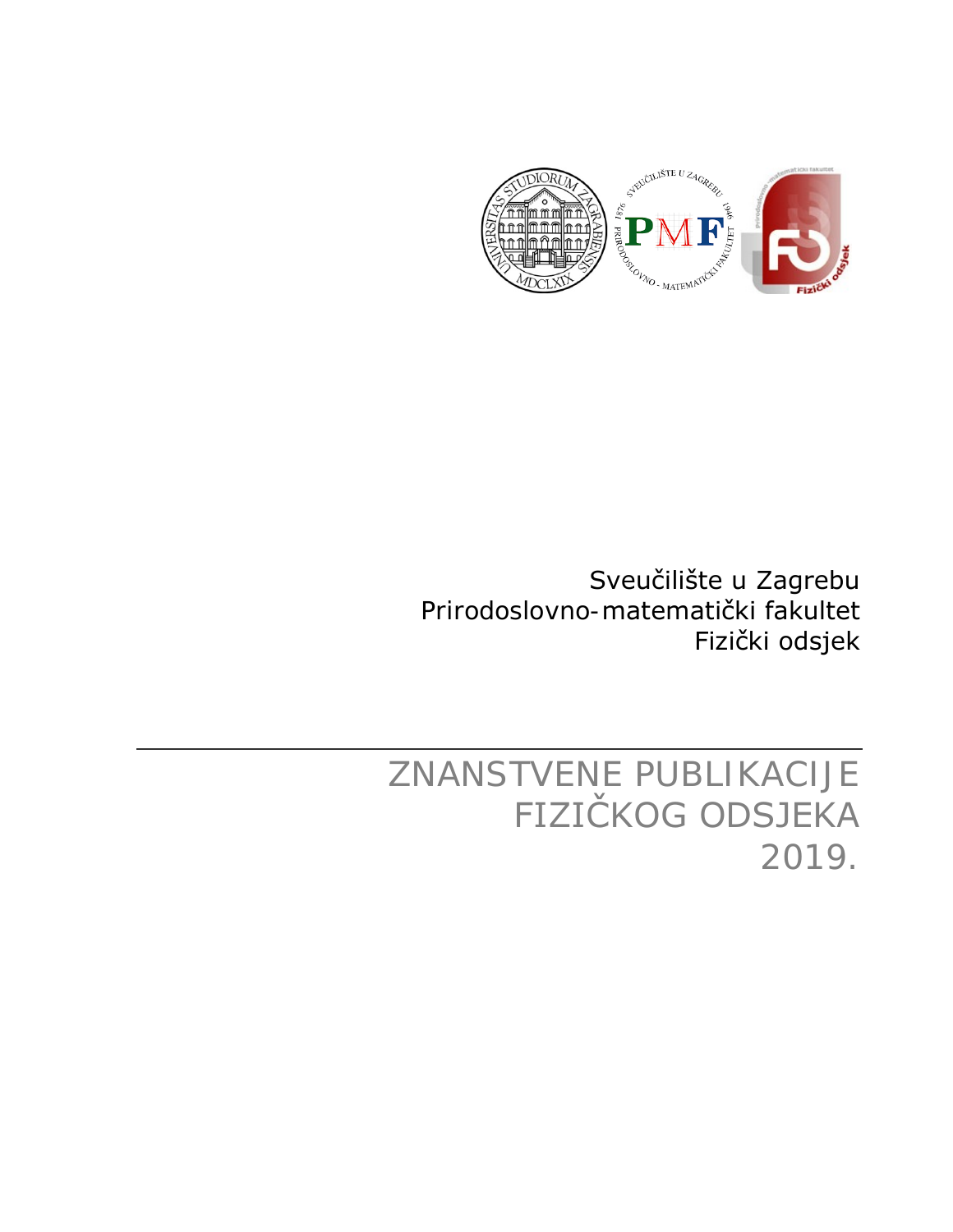Sveučilište u Zagrebu
Prirodoslovno-matematički fakultet
Fizički odsjek

# ZNANSTVENE PUBLIKACIJE FIZIČKOG ODSJEKA 2019.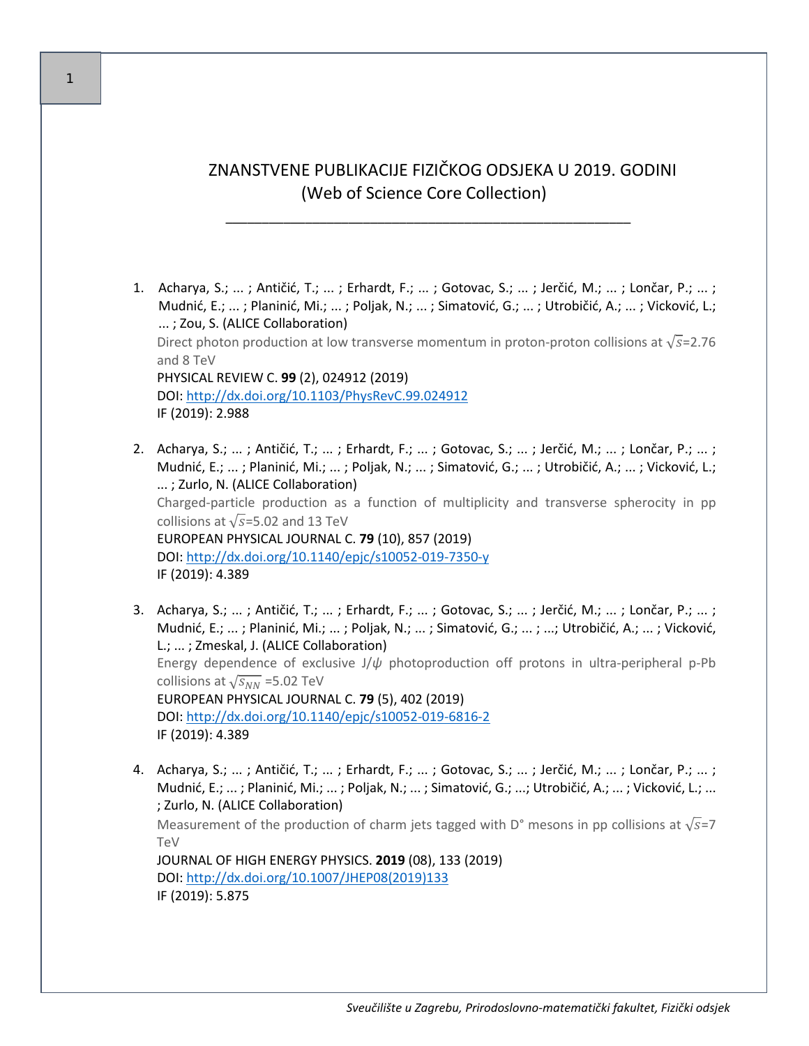# ZNANSTVENE PUBLIKACIJE FIZIČKOG ODSJEKA U 2019. GODINI
## (Web of Science Core Collection)

---

1. Acharya, S.; ... ; Antičić, T.; ... ; Erhardt, F.; ... ; Gotovac, S.; ... ; Jerčić, M.; ... ; Lončar, P.; ... ; Mudnić, E.; ... ; Planinić, Mi.; ... ; Poljak, N.; ... ; Simatović, G.; ... ; Utrobičić, A.; ... ; Vicković, L.; ... ; Zou, S. (ALICE Collaboration)
   Direct photon production at low transverse momentum in proton-proton collisions at $\sqrt{s}$=2.76 and 8 TeV
   PHYSICAL REVIEW C. **99** (2), 024912 (2019)
   DOI: http://dx.doi.org/10.1103/PhysRevC.99.024912
   IF (2019): 2.988

2. Acharya, S.; ... ; Antičić, T.; ... ; Erhardt, F.; ... ; Gotovac, S.; ... ; Jerčić, M.; ... ; Lončar, P.; ... ; Mudnić, E.; ... ; Planinić, Mi.; ... ; Poljak, N.; ... ; Simatović, G.; ... ; Utrobičić, A.; ... ; Vicković, L.; ... ; Zurlo, N. (ALICE Collaboration)
   Charged-particle production as a function of multiplicity and transverse spherocity in pp collisions at $\sqrt{s}$=5.02 and 13 TeV
   EUROPEAN PHYSICAL JOURNAL C. **79** (10), 857 (2019)
   DOI: http://dx.doi.org/10.1140/epjc/s10052-019-7350-y
   IF (2019): 4.389

3. Acharya, S.; ... ; Antičić, T.; ... ; Erhardt, F.; ... ; Gotovac, S.; ... ; Jerčić, M.; ... ; Lončar, P.; ... ; Mudnić, E.; ... ; Planinić, Mi.; ... ; Poljak, N.; ... ; Simatović, G.; ... ; ...; Utrobičić, A.; ... ; Vicković, L.; ... ; Zmeskal, J. (ALICE Collaboration)
   Energy dependence of exclusive J/$\psi$ photoproduction off protons in ultra-peripheral p-Pb collisions at $\sqrt{s_{NN}}$ =5.02 TeV
   EUROPEAN PHYSICAL JOURNAL C. **79** (5), 402 (2019)
   DOI: http://dx.doi.org/10.1140/epjc/s10052-019-6816-2
   IF (2019): 4.389

4. Acharya, S.; ... ; Antičić, T.; ... ; Erhardt, F.; ... ; Gotovac, S.; ... ; Jerčić, M.; ... ; Lončar, P.; ... ; Mudnić, E.; ... ; Planinić, Mi.; ... ; Poljak, N.; ... ; Simatović, G.; ...; Utrobičić, A.; ... ; Vicković, L.; ... ; Zurlo, N. (ALICE Collaboration)
   Measurement of the production of charm jets tagged with D° mesons in pp collisions at $\sqrt{s}$=7 TeV
   JOURNAL OF HIGH ENERGY PHYSICS. **2019** (08), 133 (2019)
   DOI: http://dx.doi.org/10.1007/JHEP08(2019)133
   IF (2019): 5.875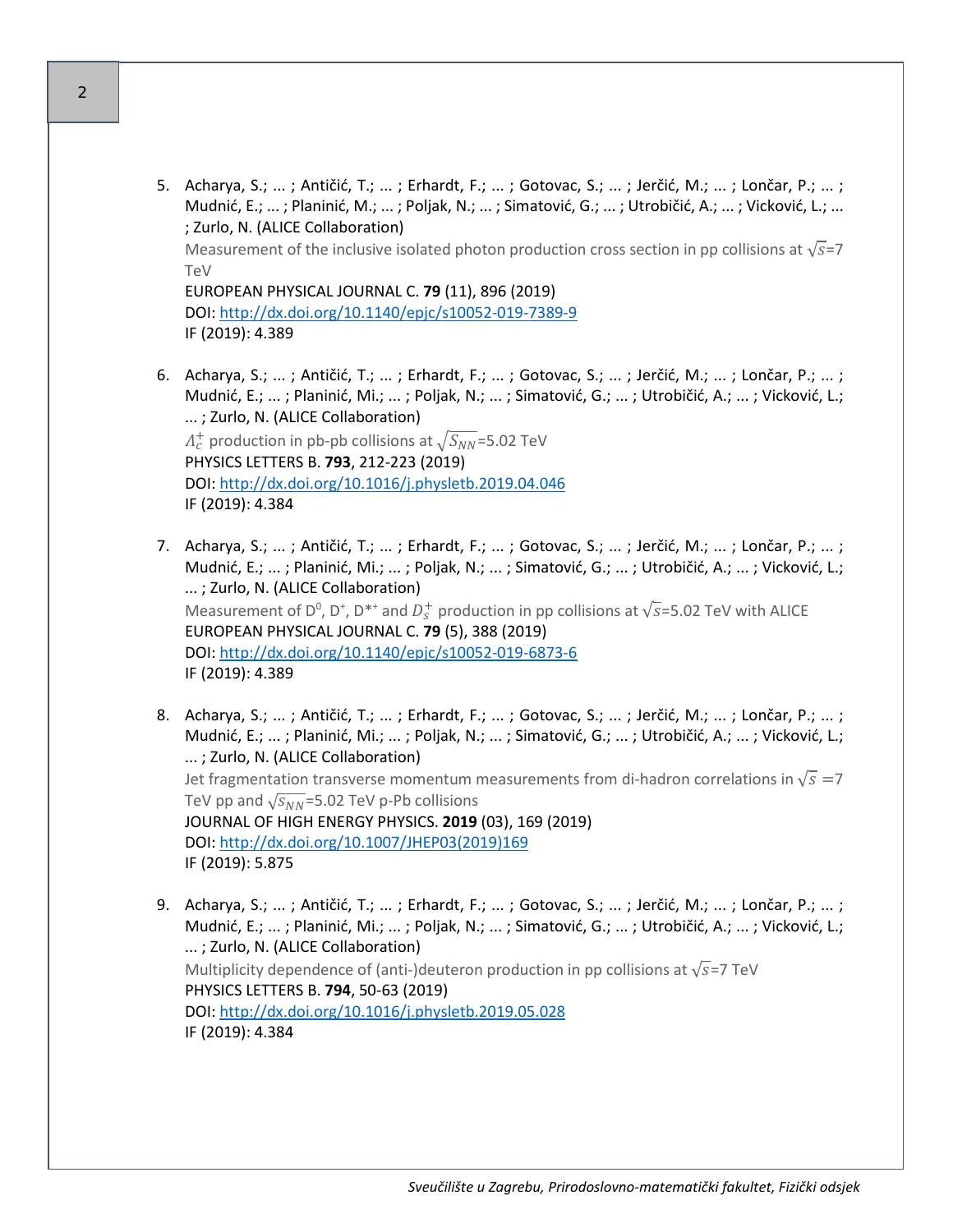5. Acharya, S.; ... ; Antičić, T.; ... ; Erhardt, F.; ... ; Gotovac, S.; ... ; Jerčić, M.; ... ; Lončar, P.; ... ; Mudnić, E.; ... ; Planinić, M.; ... ; Poljak, N.; ... ; Simatović, G.; ... ; Utrobičić, A.; ... ; Vicković, L.; ... ; Zurlo, N. (ALICE Collaboration)
   Measurement of the inclusive isolated photon production cross section in pp collisions at $\sqrt{s}$=7 TeV
   EUROPEAN PHYSICAL JOURNAL C. **79** (11), 896 (2019)
   DOI: http://dx.doi.org/10.1140/epjc/s10052-019-7389-9
   IF (2019): 4.389

6. Acharya, S.; ... ; Antičić, T.; ... ; Erhardt, F.; ... ; Gotovac, S.; ... ; Jerčić, M.; ... ; Lončar, P.; ... ; Mudnić, E.; ... ; Planinić, Mi.; ... ; Poljak, N.; ... ; Simatović, G.; ... ; Utrobičić, A.; ... ; Vicković, L.; ... ; Zurlo, N. (ALICE Collaboration)
   $\Lambda_c^+$ production in pb-pb collisions at $\sqrt{S_{NN}}$=5.02 TeV
   PHYSICS LETTERS B. **793**, 212-223 (2019)
   DOI: http://dx.doi.org/10.1016/j.physletb.2019.04.046
   IF (2019): 4.384

7. Acharya, S.; ... ; Antičić, T.; ... ; Erhardt, F.; ... ; Gotovac, S.; ... ; Jerčić, M.; ... ; Lončar, P.; ... ; Mudnić, E.; ... ; Planinić, Mi.; ... ; Poljak, N.; ... ; Simatović, G.; ... ; Utrobičić, A.; ... ; Vicković, L.; ... ; Zurlo, N. (ALICE Collaboration)
   Measurement of $D^0$, $D^+$, $D^{*+}$ and $D_S^+$ production in pp collisions at $\sqrt{s}$=5.02 TeV with ALICE
   EUROPEAN PHYSICAL JOURNAL C. **79** (5), 388 (2019)
   DOI: http://dx.doi.org/10.1140/epjc/s10052-019-6873-6
   IF (2019): 4.389

8. Acharya, S.; ... ; Antičić, T.; ... ; Erhardt, F.; ... ; Gotovac, S.; ... ; Jerčić, M.; ... ; Lončar, P.; ... ; Mudnić, E.; ... ; Planinić, Mi.; ... ; Poljak, N.; ... ; Simatović, G.; ... ; Utrobičić, A.; ... ; Vicković, L.; ... ; Zurlo, N. (ALICE Collaboration)
   Jet fragmentation transverse momentum measurements from di-hadron correlations in $\sqrt{s}$ =7 TeV pp and $\sqrt{s_{NN}}$=5.02 TeV p-Pb collisions
   JOURNAL OF HIGH ENERGY PHYSICS. **2019** (03), 169 (2019)
   DOI: http://dx.doi.org/10.1007/JHEP03(2019)169
   IF (2019): 5.875

9. Acharya, S.; ... ; Antičić, T.; ... ; Erhardt, F.; ... ; Gotovac, S.; ... ; Jerčić, M.; ... ; Lončar, P.; ... ; Mudnić, E.; ... ; Planinić, Mi.; ... ; Poljak, N.; ... ; Simatović, G.; ... ; Utrobičić, A.; ... ; Vicković, L.; ... ; Zurlo, N. (ALICE Collaboration)
   Multiplicity dependence of (anti-)deuteron production in pp collisions at $\sqrt{s}$=7 TeV
   PHYSICS LETTERS B. **794**, 50-63 (2019)
   DOI: http://dx.doi.org/10.1016/j.physletb.2019.05.028
   IF (2019): 4.384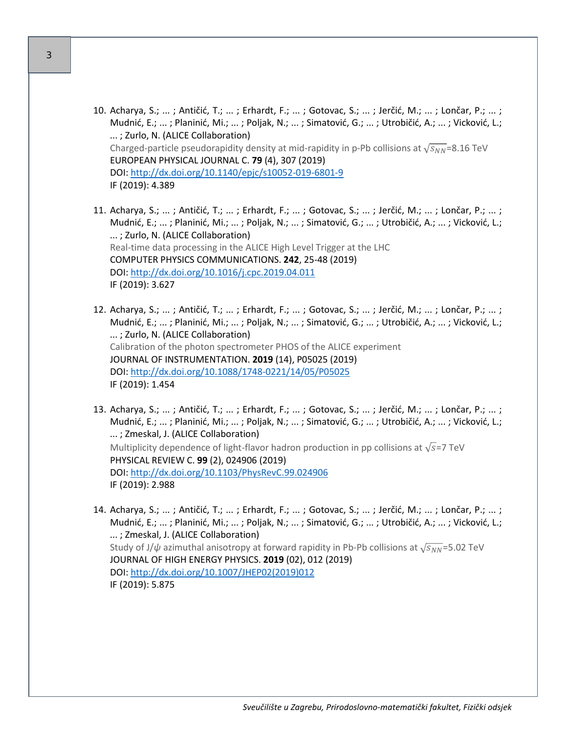10. Acharya, S.; ... ; Antičić, T.; ... ; Erhardt, F.; ... ; Gotovac, S.; ... ; Jerčić, M.; ... ; Lončar, P.; ... ; Mudnić, E.; ... ; Planinić, Mi.; ... ; Poljak, N.; ... ; Simatović, G.; ... ; Utrobičić, A.; ... ; Vicković, L.; ... ; Zurlo, N. (ALICE Collaboration)
    Charged-particle pseudorapidity density at mid-rapidity in p-Pb collisions at $\sqrt{s_{NN}}$=8.16 TeV
    EUROPEAN PHYSICAL JOURNAL C. **79** (4), 307 (2019)
    DOI: http://dx.doi.org/10.1140/epjc/s10052-019-6801-9
    IF (2019): 4.389

11. Acharya, S.; ... ; Antičić, T.; ... ; Erhardt, F.; ... ; Gotovac, S.; ... ; Jerčić, M.; ... ; Lončar, P.; ... ; Mudnić, E.; ... ; Planinić, Mi.; ... ; Poljak, N.; ... ; Simatović, G.; ... ; Utrobičić, A.; ... ; Vicković, L.; ... ; Zurlo, N. (ALICE Collaboration)
    Real-time data processing in the ALICE High Level Trigger at the LHC
    COMPUTER PHYSICS COMMUNICATIONS. **242**, 25-48 (2019)
    DOI: http://dx.doi.org/10.1016/j.cpc.2019.04.011
    IF (2019): 3.627

12. Acharya, S.; ... ; Antičić, T.; ... ; Erhardt, F.; ... ; Gotovac, S.; ... ; Jerčić, M.; ... ; Lončar, P.; ... ; Mudnić, E.; ... ; Planinić, Mi.; ... ; Poljak, N.; ... ; Simatović, G.; ... ; Utrobičić, A.; ... ; Vicković, L.; ... ; Zurlo, N. (ALICE Collaboration)
    Calibration of the photon spectrometer PHOS of the ALICE experiment
    JOURNAL OF INSTRUMENTATION. **2019** (14), P05025 (2019)
    DOI: http://dx.doi.org/10.1088/1748-0221/14/05/P05025
    IF (2019): 1.454

13. Acharya, S.; ... ; Antičić, T.; ... ; Erhardt, F.; ... ; Gotovac, S.; ... ; Jerčić, M.; ... ; Lončar, P.; ... ; Mudnić, E.; ... ; Planinić, Mi.; ... ; Poljak, N.; ... ; Simatović, G.; ... ; Utrobičić, A.; ... ; Vicković, L.; ... ; Zmeskal, J. (ALICE Collaboration)
    Multiplicity dependence of light-flavor hadron production in pp collisions at $\sqrt{s}$=7 TeV
    PHYSICAL REVIEW C. **99** (2), 024906 (2019)
    DOI: http://dx.doi.org/10.1103/PhysRevC.99.024906
    IF (2019): 2.988

14. Acharya, S.; ... ; Antičić, T.; ... ; Erhardt, F.; ... ; Gotovac, S.; ... ; Jerčić, M.; ... ; Lončar, P.; ... ; Mudnić, E.; ... ; Planinić, Mi.; ... ; Poljak, N.; ... ; Simatović, G.; ... ; Utrobičić, A.; ... ; Vicković, L.; ... ; Zmeskal, J. (ALICE Collaboration)
    Study of J/$\psi$ azimuthal anisotropy at forward rapidity in Pb-Pb collisions at $\sqrt{s_{NN}}$=5.02 TeV
    JOURNAL OF HIGH ENERGY PHYSICS. **2019** (02), 012 (2019)
    DOI: http://dx.doi.org/10.1007/JHEP02(2019)012
    IF (2019): 5.875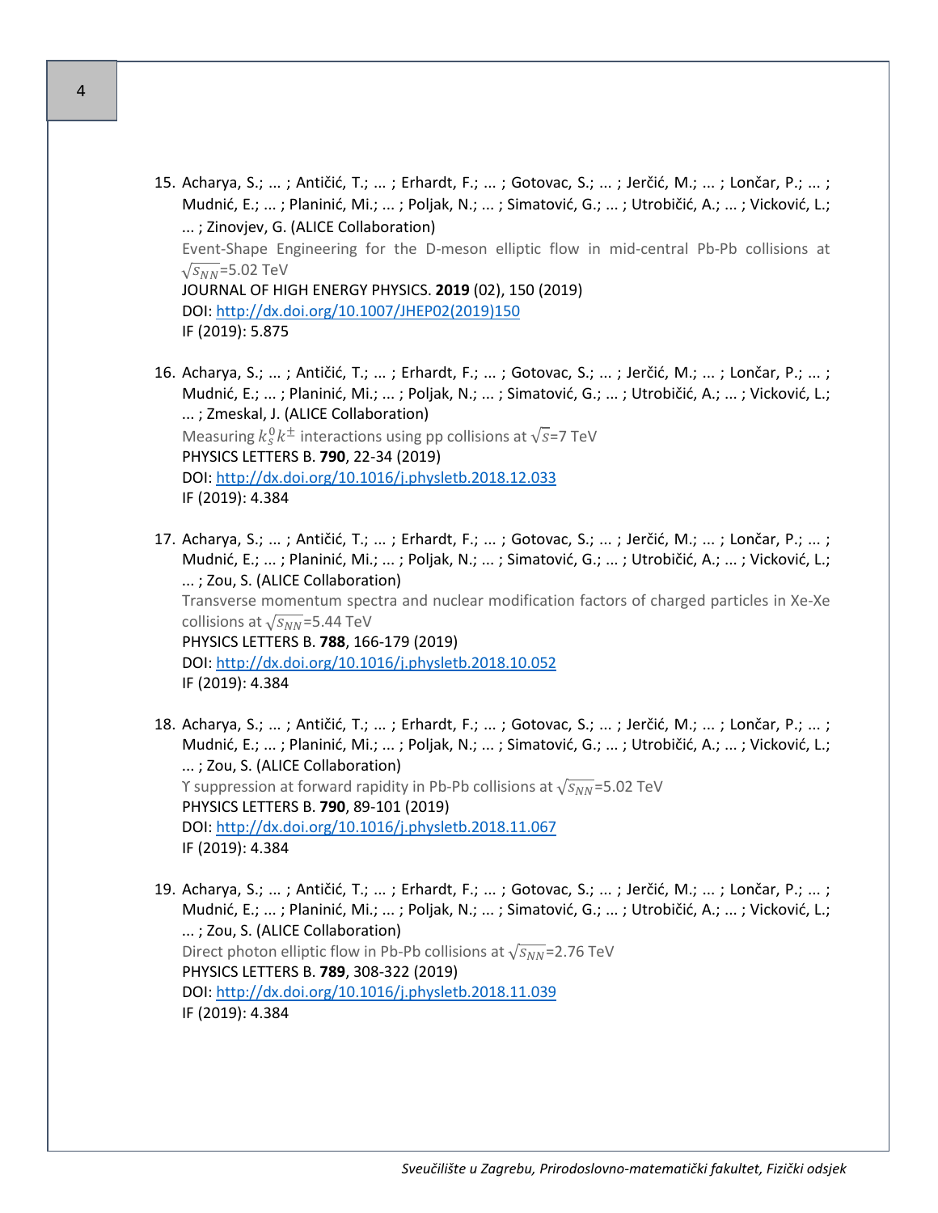15. Acharya, S.; ... ; Antičić, T.; ... ; Erhardt, F.; ... ; Gotovac, S.; ... ; Jerčić, M.; ... ; Lončar, P.; ... ; Mudnić, E.; ... ; Planinić, Mi.; ... ; Poljak, N.; ... ; Simatović, G.; ... ; Utrobičić, A.; ... ; Vicković, L.; ... ; Zinovjev, G. (ALICE Collaboration)
    Event-Shape Engineering for the D-meson elliptic flow in mid-central Pb-Pb collisions at $\sqrt{s_{NN}}$=5.02 TeV
    JOURNAL OF HIGH ENERGY PHYSICS. **2019** (02), 150 (2019)
    DOI: http://dx.doi.org/10.1007/JHEP02(2019)150
    IF (2019): 5.875

16. Acharya, S.; ... ; Antičić, T.; ... ; Erhardt, F.; ... ; Gotovac, S.; ... ; Jerčić, M.; ... ; Lončar, P.; ... ; Mudnić, E.; ... ; Planinić, Mi.; ... ; Poljak, N.; ... ; Simatović, G.; ... ; Utrobičić, A.; ... ; Vicković, L.; ... ; Zmeskal, J. (ALICE Collaboration)
    Measuring $k_s^0 k^{\pm}$ interactions using pp collisions at $\sqrt{s}$=7 TeV
    PHYSICS LETTERS B. **790**, 22-34 (2019)
    DOI: http://dx.doi.org/10.1016/j.physletb.2018.12.033
    IF (2019): 4.384

17. Acharya, S.; ... ; Antičić, T.; ... ; Erhardt, F.; ... ; Gotovac, S.; ... ; Jerčić, M.; ... ; Lončar, P.; ... ; Mudnić, E.; ... ; Planinić, Mi.; ... ; Poljak, N.; ... ; Simatović, G.; ... ; Utrobičić, A.; ... ; Vicković, L.; ... ; Zou, S. (ALICE Collaboration)
    Transverse momentum spectra and nuclear modification factors of charged particles in Xe-Xe collisions at $\sqrt{s_{NN}}$=5.44 TeV
    PHYSICS LETTERS B. **788**, 166-179 (2019)
    DOI: http://dx.doi.org/10.1016/j.physletb.2018.10.052
    IF (2019): 4.384

18. Acharya, S.; ... ; Antičić, T.; ... ; Erhardt, F.; ... ; Gotovac, S.; ... ; Jerčić, M.; ... ; Lončar, P.; ... ; Mudnić, E.; ... ; Planinić, Mi.; ... ; Poljak, N.; ... ; Simatović, G.; ... ; Utrobičić, A.; ... ; Vicković, L.; ... ; Zou, S. (ALICE Collaboration)
    Υ suppression at forward rapidity in Pb-Pb collisions at $\sqrt{s_{NN}}$=5.02 TeV
    PHYSICS LETTERS B. **790**, 89-101 (2019)
    DOI: http://dx.doi.org/10.1016/j.physletb.2018.11.067
    IF (2019): 4.384

19. Acharya, S.; ... ; Antičić, T.; ... ; Erhardt, F.; ... ; Gotovac, S.; ... ; Jerčić, M.; ... ; Lončar, P.; ... ; Mudnić, E.; ... ; Planinić, Mi.; ... ; Poljak, N.; ... ; Simatović, G.; ... ; Utrobičić, A.; ... ; Vicković, L.; ... ; Zou, S. (ALICE Collaboration)
    Direct photon elliptic flow in Pb-Pb collisions at $\sqrt{s_{NN}}$=2.76 TeV
    PHYSICS LETTERS B. **789**, 308-322 (2019)
    DOI: http://dx.doi.org/10.1016/j.physletb.2018.11.039
    IF (2019): 4.384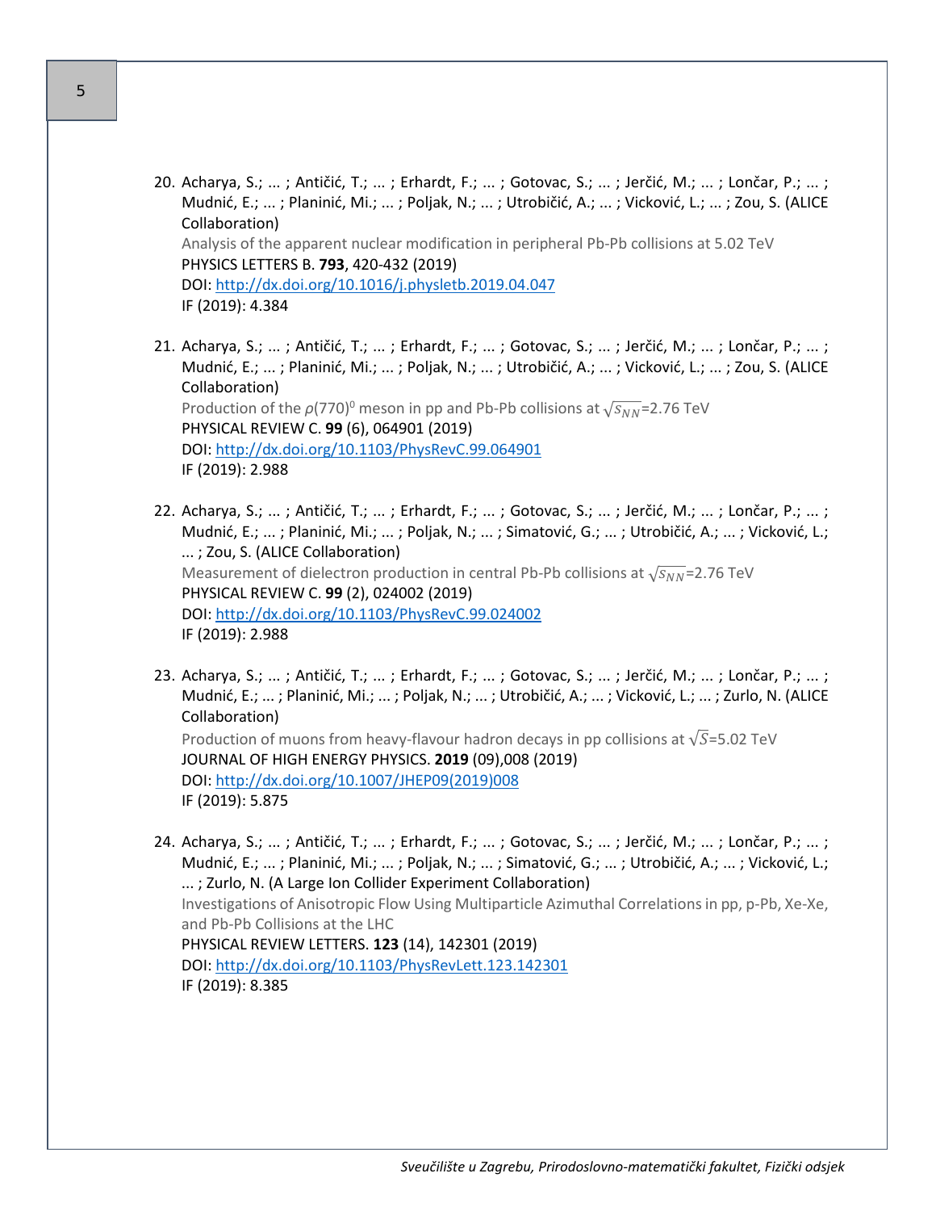20. Acharya, S.; ... ; Antičić, T.; ... ; Erhardt, F.; ... ; Gotovac, S.; ... ; Jerčić, M.; ... ; Lončar, P.; ... ; Mudnić, E.; ... ; Planinić, Mi.; ... ; Poljak, N.; ... ; Utrobičić, A.; ... ; Vicković, L.; ... ; Zou, S. (ALICE Collaboration)
    Analysis of the apparent nuclear modification in peripheral Pb-Pb collisions at 5.02 TeV
    PHYSICS LETTERS B. **793**, 420-432 (2019)
    DOI: http://dx.doi.org/10.1016/j.physletb.2019.04.047
    IF (2019): 4.384

21. Acharya, S.; ... ; Antičić, T.; ... ; Erhardt, F.; ... ; Gotovac, S.; ... ; Jerčić, M.; ... ; Lončar, P.; ... ; Mudnić, E.; ... ; Planinić, Mi.; ... ; Poljak, N.; ... ; Utrobičić, A.; ... ; Vicković, L.; ... ; Zou, S. (ALICE Collaboration)
    Production of the $\rho(770)^0$ meson in pp and Pb-Pb collisions at $\sqrt{s_{NN}}$=2.76 TeV
    PHYSICAL REVIEW C. **99** (6), 064901 (2019)
    DOI: http://dx.doi.org/10.1103/PhysRevC.99.064901
    IF (2019): 2.988

22. Acharya, S.; ... ; Antičić, T.; ... ; Erhardt, F.; ... ; Gotovac, S.; ... ; Jerčić, M.; ... ; Lončar, P.; ... ; Mudnić, E.; ... ; Planinić, Mi.; ... ; Poljak, N.; ... ; Simatović, G.; ... ; Utrobičić, A.; ... ; Vicković, L.; ... ; Zou, S. (ALICE Collaboration)
    Measurement of dielectron production in central Pb-Pb collisions at $\sqrt{s_{NN}}$=2.76 TeV
    PHYSICAL REVIEW C. **99** (2), 024002 (2019)
    DOI: http://dx.doi.org/10.1103/PhysRevC.99.024002
    IF (2019): 2.988

23. Acharya, S.; ... ; Antičić, T.; ... ; Erhardt, F.; ... ; Gotovac, S.; ... ; Jerčić, M.; ... ; Lončar, P.; ... ; Mudnić, E.; ... ; Planinić, Mi.; ... ; Poljak, N.; ... ; Utrobičić, A.; ... ; Vicković, L.; ... ; Zurlo, N. (ALICE Collaboration)
    Production of muons from heavy-flavour hadron decays in pp collisions at $\sqrt{S}$=5.02 TeV
    JOURNAL OF HIGH ENERGY PHYSICS. **2019** (09),008 (2019)
    DOI: http://dx.doi.org/10.1007/JHEP09(2019)008
    IF (2019): 5.875

24. Acharya, S.; ... ; Antičić, T.; ... ; Erhardt, F.; ... ; Gotovac, S.; ... ; Jerčić, M.; ... ; Lončar, P.; ... ; Mudnić, E.; ... ; Planinić, Mi.; ... ; Poljak, N.; ... ; Simatović, G.; ... ; Utrobičić, A.; ... ; Vicković, L.; ... ; Zurlo, N. (A Large Ion Collider Experiment Collaboration)
    Investigations of Anisotropic Flow Using Multiparticle Azimuthal Correlations in pp, p-Pb, Xe-Xe, and Pb-Pb Collisions at the LHC
    PHYSICAL REVIEW LETTERS. **123** (14), 142301 (2019)
    DOI: http://dx.doi.org/10.1103/PhysRevLett.123.142301
    IF (2019): 8.385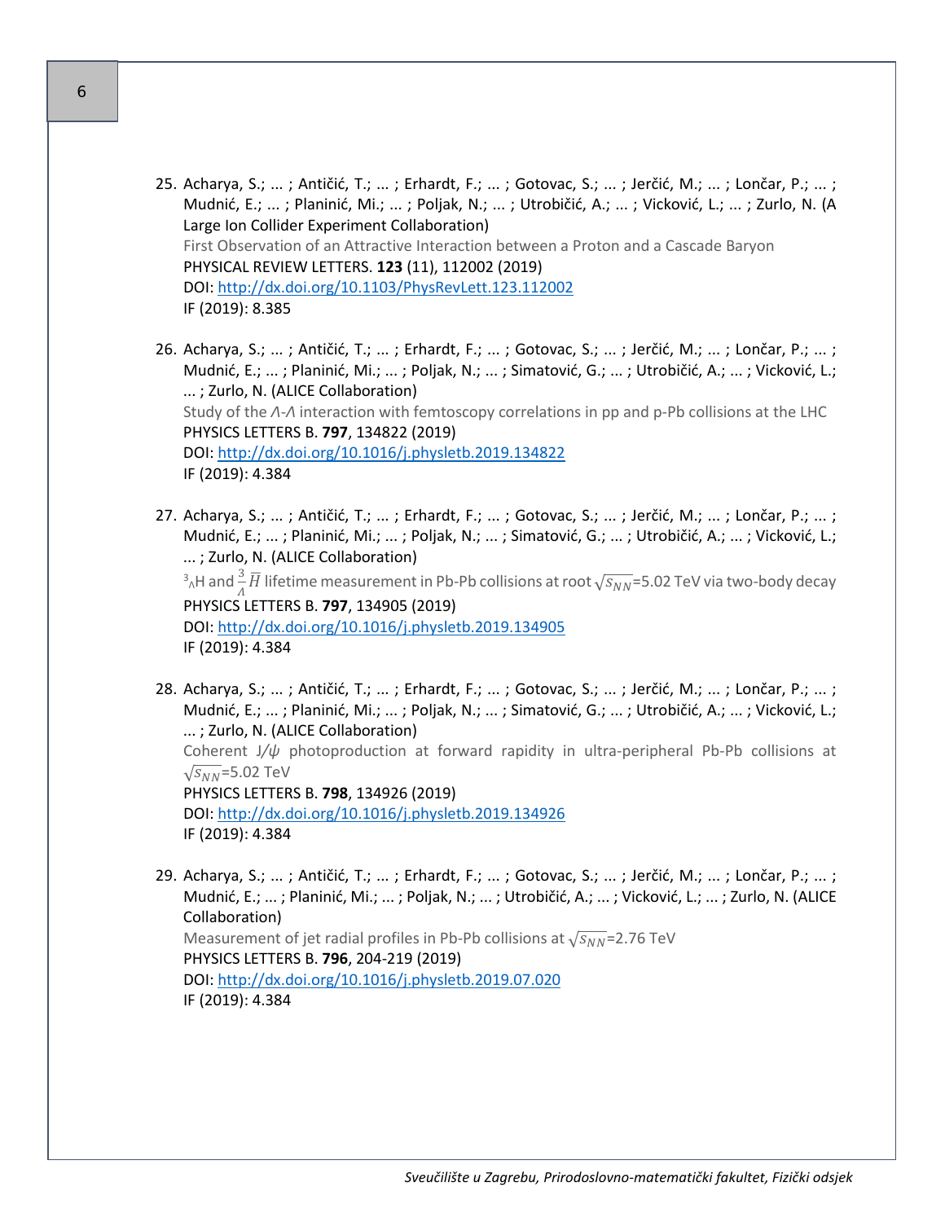25. Acharya, S.; ... ; Antičić, T.; ... ; Erhardt, F.; ... ; Gotovac, S.; ... ; Jerčić, M.; ... ; Lončar, P.; ... ; Mudnić, E.; ... ; Planinić, Mi.; ... ; Poljak, N.; ... ; Utrobičić, A.; ... ; Vicković, L.; ... ; Zurlo, N. (A Large Ion Collider Experiment Collaboration)
First Observation of an Attractive Interaction between a Proton and a Cascade Baryon
PHYSICAL REVIEW LETTERS. **123** (11), 112002 (2019)
DOI: http://dx.doi.org/10.1103/PhysRevLett.123.112002
IF (2019): 8.385

26. Acharya, S.; ... ; Antičić, T.; ... ; Erhardt, F.; ... ; Gotovac, S.; ... ; Jerčić, M.; ... ; Lončar, P.; ... ; Mudnić, E.; ... ; Planinić, Mi.; ... ; Poljak, N.; ... ; Simatović, G.; ... ; Utrobičić, A.; ... ; Vicković, L.; ... ; Zurlo, N. (ALICE Collaboration)
Study of the $\Lambda$-$\Lambda$ interaction with femtoscopy correlations in pp and p-Pb collisions at the LHC
PHYSICS LETTERS B. **797**, 134822 (2019)
DOI: http://dx.doi.org/10.1016/j.physletb.2019.134822
IF (2019): 4.384

27. Acharya, S.; ... ; Antičić, T.; ... ; Erhardt, F.; ... ; Gotovac, S.; ... ; Jerčić, M.; ... ; Lončar, P.; ... ; Mudnić, E.; ... ; Planinić, Mi.; ... ; Poljak, N.; ... ; Simatović, G.; ... ; Utrobičić, A.; ... ; Vicković, L.; ... ; Zurlo, N. (ALICE Collaboration)
${}^{3}_{\Lambda}$H and ${}^{3}_{\bar{\Lambda}}\bar{H}$ lifetime measurement in Pb-Pb collisions at root $\sqrt{s_{NN}}$=5.02 TeV via two-body decay
PHYSICS LETTERS B. **797**, 134905 (2019)
DOI: http://dx.doi.org/10.1016/j.physletb.2019.134905
IF (2019): 4.384

28. Acharya, S.; ... ; Antičić, T.; ... ; Erhardt, F.; ... ; Gotovac, S.; ... ; Jerčić, M.; ... ; Lončar, P.; ... ; Mudnić, E.; ... ; Planinić, Mi.; ... ; Poljak, N.; ... ; Simatović, G.; ... ; Utrobičić, A.; ... ; Vicković, L.; ... ; Zurlo, N. (ALICE Collaboration)
Coherent $J/\psi$ photoproduction at forward rapidity in ultra-peripheral Pb-Pb collisions at $\sqrt{s_{NN}}$=5.02 TeV
PHYSICS LETTERS B. **798**, 134926 (2019)
DOI: http://dx.doi.org/10.1016/j.physletb.2019.134926
IF (2019): 4.384

29. Acharya, S.; ... ; Antičić, T.; ... ; Erhardt, F.; ... ; Gotovac, S.; ... ; Jerčić, M.; ... ; Lončar, P.; ... ; Mudnić, E.; ... ; Planinić, Mi.; ... ; Poljak, N.; ... ; Utrobičić, A.; ... ; Vicković, L.; ... ; Zurlo, N. (ALICE Collaboration)
Measurement of jet radial profiles in Pb-Pb collisions at $\sqrt{s_{NN}}$=2.76 TeV
PHYSICS LETTERS B. **796**, 204-219 (2019)
DOI: http://dx.doi.org/10.1016/j.physletb.2019.07.020
IF (2019): 4.384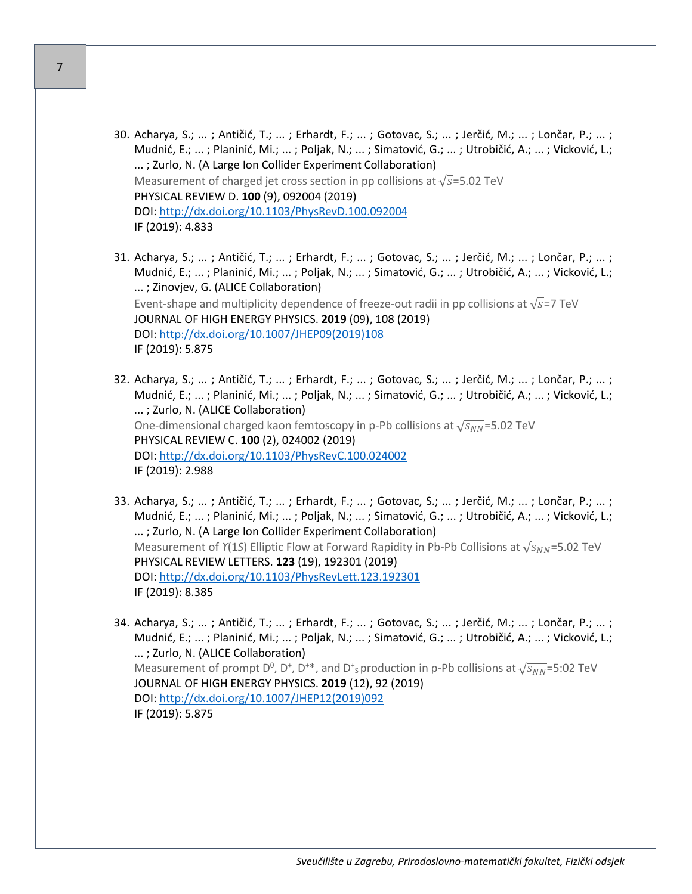30. Acharya, S.; ... ; Antičić, T.; ... ; Erhardt, F.; ... ; Gotovac, S.; ... ; Jerčić, M.; ... ; Lončar, P.; ... ; Mudnić, E.; ... ; Planinić, Mi.; ... ; Poljak, N.; ... ; Simatović, G.; ... ; Utrobičić, A.; ... ; Vicković, L.; ... ; Zurlo, N. (A Large Ion Collider Experiment Collaboration)
    Measurement of charged jet cross section in pp collisions at $\sqrt{s}$=5.02 TeV
    PHYSICAL REVIEW D. **100** (9), 092004 (2019)
    DOI: http://dx.doi.org/10.1103/PhysRevD.100.092004
    IF (2019): 4.833

31. Acharya, S.; ... ; Antičić, T.; ... ; Erhardt, F.; ... ; Gotovac, S.; ... ; Jerčić, M.; ... ; Lončar, P.; ... ; Mudnić, E.; ... ; Planinić, Mi.; ... ; Poljak, N.; ... ; Simatović, G.; ... ; Utrobičić, A.; ... ; Vicković, L.; ... ; Zinovjev, G. (ALICE Collaboration)
    Event-shape and multiplicity dependence of freeze-out radii in pp collisions at $\sqrt{s}$=7 TeV
    JOURNAL OF HIGH ENERGY PHYSICS. **2019** (09), 108 (2019)
    DOI: http://dx.doi.org/10.1007/JHEP09(2019)108
    IF (2019): 5.875

32. Acharya, S.; ... ; Antičić, T.; ... ; Erhardt, F.; ... ; Gotovac, S.; ... ; Jerčić, M.; ... ; Lončar, P.; ... ; Mudnić, E.; ... ; Planinić, Mi.; ... ; Poljak, N.; ... ; Simatović, G.; ... ; Utrobičić, A.; ... ; Vicković, L.; ... ; Zurlo, N. (ALICE Collaboration)
    One-dimensional charged kaon femtoscopy in p-Pb collisions at $\sqrt{s_{NN}}$=5.02 TeV
    PHYSICAL REVIEW C. **100** (2), 024002 (2019)
    DOI: http://dx.doi.org/10.1103/PhysRevC.100.024002
    IF (2019): 2.988

33. Acharya, S.; ... ; Antičić, T.; ... ; Erhardt, F.; ... ; Gotovac, S.; ... ; Jerčić, M.; ... ; Lončar, P.; ... ; Mudnić, E.; ... ; Planinić, Mi.; ... ; Poljak, N.; ... ; Simatović, G.; ... ; Utrobičić, A.; ... ; Vicković, L.; ... ; Zurlo, N. (A Large Ion Collider Experiment Collaboration)
    Measurement of $\Upsilon(1S)$ Elliptic Flow at Forward Rapidity in Pb-Pb Collisions at $\sqrt{s_{NN}}$=5.02 TeV
    PHYSICAL REVIEW LETTERS. **123** (19), 192301 (2019)
    DOI: http://dx.doi.org/10.1103/PhysRevLett.123.192301
    IF (2019): 8.385

34. Acharya, S.; ... ; Antičić, T.; ... ; Erhardt, F.; ... ; Gotovac, S.; ... ; Jerčić, M.; ... ; Lončar, P.; ... ; Mudnić, E.; ... ; Planinić, Mi.; ... ; Poljak, N.; ... ; Simatović, G.; ... ; Utrobičić, A.; ... ; Vicković, L.; ... ; Zurlo, N. (ALICE Collaboration)
    Measurement of prompt $D^0$, $D^+$, $D^{*+}$, and $D^+_s$ production in p-Pb collisions at $\sqrt{s_{NN}}$=5:02 TeV
    JOURNAL OF HIGH ENERGY PHYSICS. **2019** (12), 92 (2019)
    DOI: http://dx.doi.org/10.1007/JHEP12(2019)092
    IF (2019): 5.875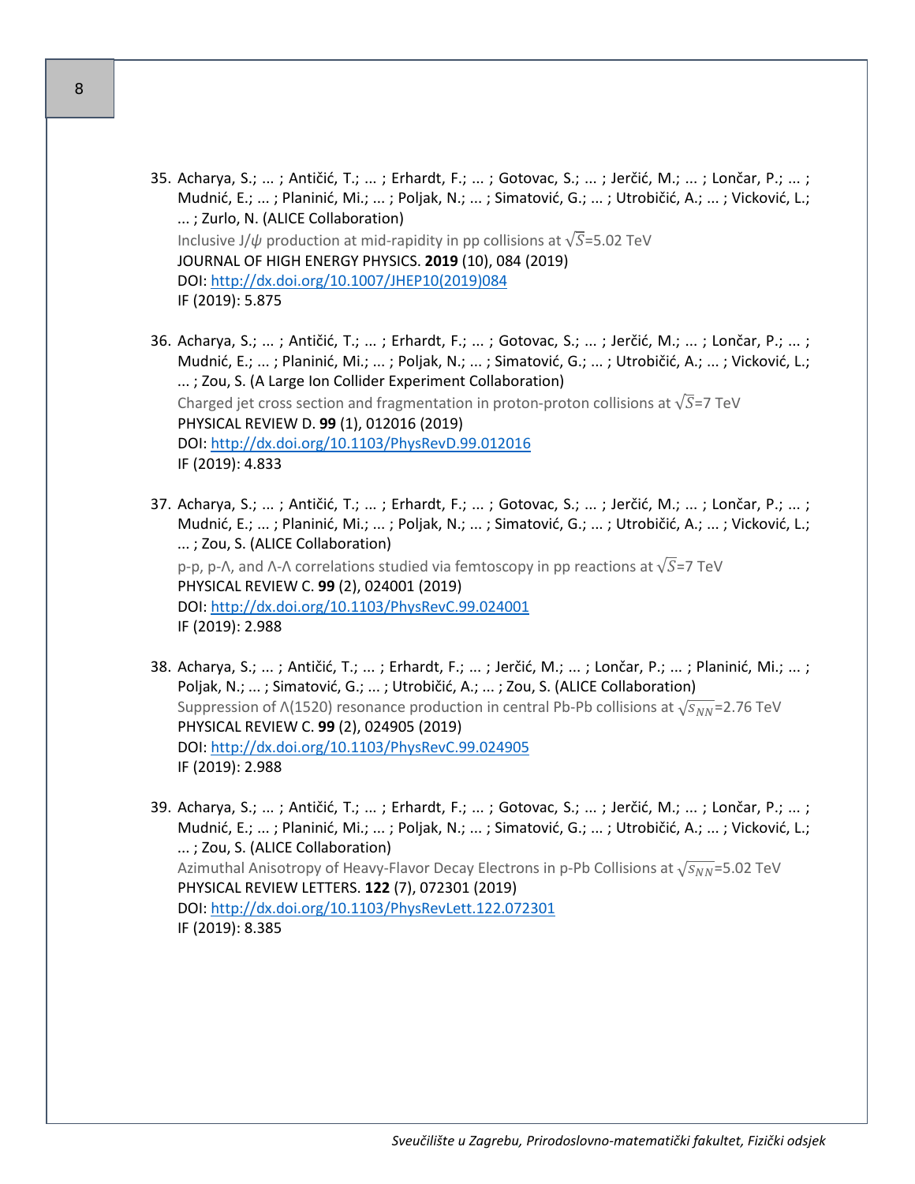35. Acharya, S.; ... ; Antičić, T.; ... ; Erhardt, F.; ... ; Gotovac, S.; ... ; Jerčić, M.; ... ; Lončar, P.; ... ; Mudnić, E.; ... ; Planinić, Mi.; ... ; Poljak, N.; ... ; Simatović, G.; ... ; Utrobičić, A.; ... ; Vicković, L.; ... ; Zurlo, N. (ALICE Collaboration)
    Inclusive J/$\psi$ production at mid-rapidity in pp collisions at $\sqrt{S}$=5.02 TeV
    JOURNAL OF HIGH ENERGY PHYSICS. **2019** (10), 084 (2019)
    DOI: http://dx.doi.org/10.1007/JHEP10(2019)084
    IF (2019): 5.875

36. Acharya, S.; ... ; Antičić, T.; ... ; Erhardt, F.; ... ; Gotovac, S.; ... ; Jerčić, M.; ... ; Lončar, P.; ... ; Mudnić, E.; ... ; Planinić, Mi.; ... ; Poljak, N.; ... ; Simatović, G.; ... ; Utrobičić, A.; ... ; Vicković, L.; ... ; Zou, S. (A Large Ion Collider Experiment Collaboration)
    Charged jet cross section and fragmentation in proton-proton collisions at $\sqrt{S}$=7 TeV
    PHYSICAL REVIEW D. **99** (1), 012016 (2019)
    DOI: http://dx.doi.org/10.1103/PhysRevD.99.012016
    IF (2019): 4.833

37. Acharya, S.; ... ; Antičić, T.; ... ; Erhardt, F.; ... ; Gotovac, S.; ... ; Jerčić, M.; ... ; Lončar, P.; ... ; Mudnić, E.; ... ; Planinić, Mi.; ... ; Poljak, N.; ... ; Simatović, G.; ... ; Utrobičić, A.; ... ; Vicković, L.; ... ; Zou, S. (ALICE Collaboration)
    p-p, p-Λ, and Λ-Λ correlations studied via femtoscopy in pp reactions at $\sqrt{S}$=7 TeV
    PHYSICAL REVIEW C. **99** (2), 024001 (2019)
    DOI: http://dx.doi.org/10.1103/PhysRevC.99.024001
    IF (2019): 2.988

38. Acharya, S.; ... ; Antičić, T.; ... ; Erhardt, F.; ... ; Jerčić, M.; ... ; Lončar, P.; ... ; Planinić, Mi.; ... ; Poljak, N.; ... ; Simatović, G.; ... ; Utrobičić, A.; ... ; Zou, S. (ALICE Collaboration)
    Suppression of Λ(1520) resonance production in central Pb-Pb collisions at $\sqrt{s_{NN}}$=2.76 TeV
    PHYSICAL REVIEW C. **99** (2), 024905 (2019)
    DOI: http://dx.doi.org/10.1103/PhysRevC.99.024905
    IF (2019): 2.988

39. Acharya, S.; ... ; Antičić, T.; ... ; Erhardt, F.; ... ; Gotovac, S.; ... ; Jerčić, M.; ... ; Lončar, P.; ... ; Mudnić, E.; ... ; Planinić, Mi.; ... ; Poljak, N.; ... ; Simatović, G.; ... ; Utrobičić, A.; ... ; Vicković, L.; ... ; Zou, S. (ALICE Collaboration)
    Azimuthal Anisotropy of Heavy-Flavor Decay Electrons in p-Pb Collisions at $\sqrt{s_{NN}}$=5.02 TeV
    PHYSICAL REVIEW LETTERS. **122** (7), 072301 (2019)
    DOI: http://dx.doi.org/10.1103/PhysRevLett.122.072301
    IF (2019): 8.385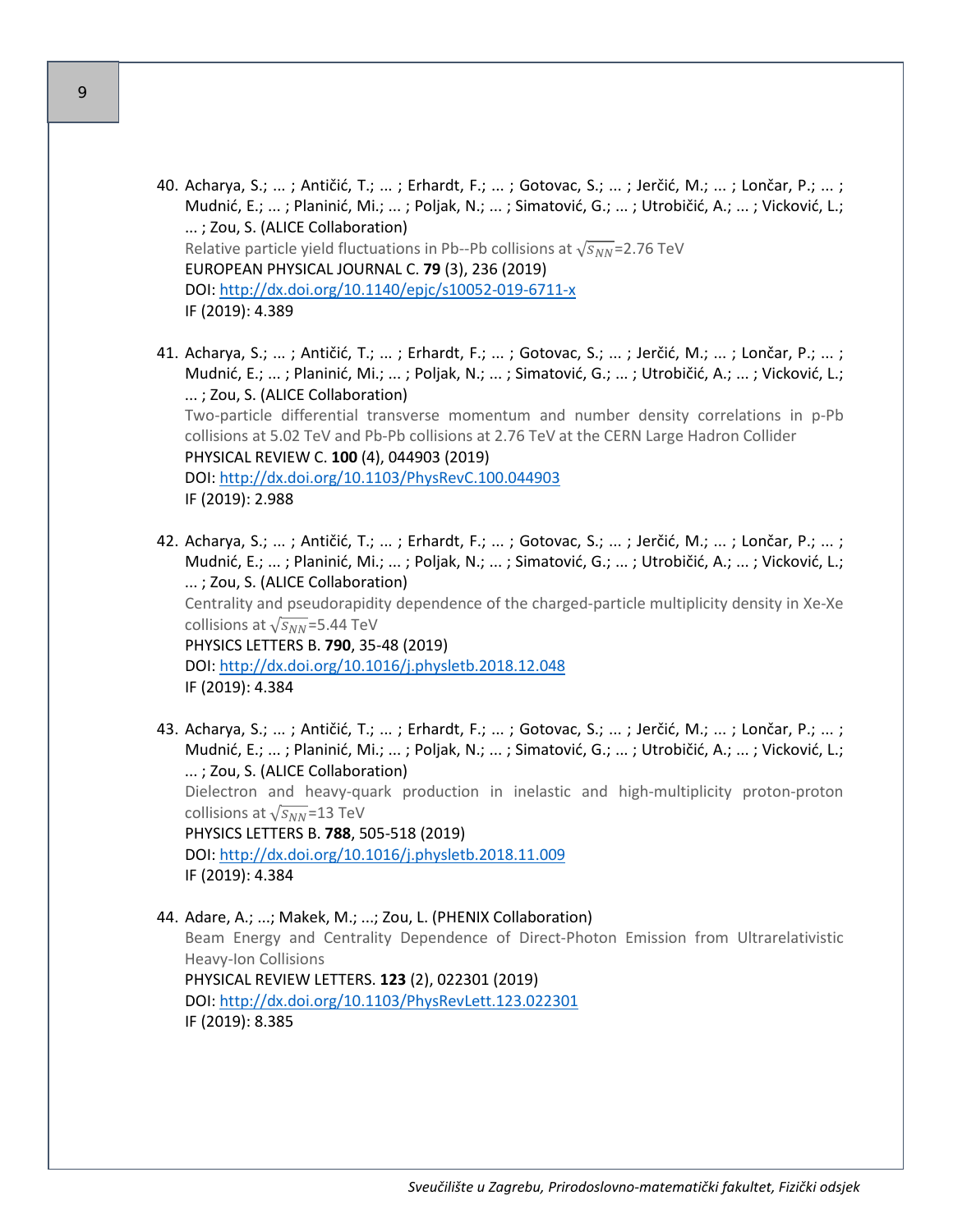40. Acharya, S.; ... ; Antičić, T.; ... ; Erhardt, F.; ... ; Gotovac, S.; ... ; Jerčić, M.; ... ; Lončar, P.; ... ; Mudnić, E.; ... ; Planinić, Mi.; ... ; Poljak, N.; ... ; Simatović, G.; ... ; Utrobičić, A.; ... ; Vicković, L.; ... ; Zou, S. (ALICE Collaboration)
    Relative particle yield fluctuations in Pb--Pb collisions at $\sqrt{s_{NN}}$=2.76 TeV
    EUROPEAN PHYSICAL JOURNAL C. **79** (3), 236 (2019)
    DOI: http://dx.doi.org/10.1140/epjc/s10052-019-6711-x
    IF (2019): 4.389

41. Acharya, S.; ... ; Antičić, T.; ... ; Erhardt, F.; ... ; Gotovac, S.; ... ; Jerčić, M.; ... ; Lončar, P.; ... ; Mudnić, E.; ... ; Planinić, Mi.; ... ; Poljak, N.; ... ; Simatović, G.; ... ; Utrobičić, A.; ... ; Vicković, L.; ... ; Zou, S. (ALICE Collaboration)
    Two-particle differential transverse momentum and number density correlations in p-Pb collisions at 5.02 TeV and Pb-Pb collisions at 2.76 TeV at the CERN Large Hadron Collider
    PHYSICAL REVIEW C. **100** (4), 044903 (2019)
    DOI: http://dx.doi.org/10.1103/PhysRevC.100.044903
    IF (2019): 2.988

42. Acharya, S.; ... ; Antičić, T.; ... ; Erhardt, F.; ... ; Gotovac, S.; ... ; Jerčić, M.; ... ; Lončar, P.; ... ; Mudnić, E.; ... ; Planinić, Mi.; ... ; Poljak, N.; ... ; Simatović, G.; ... ; Utrobičić, A.; ... ; Vicković, L.; ... ; Zou, S. (ALICE Collaboration)
    Centrality and pseudorapidity dependence of the charged-particle multiplicity density in Xe-Xe collisions at $\sqrt{s_{NN}}$=5.44 TeV
    PHYSICS LETTERS B. **790**, 35-48 (2019)
    DOI: http://dx.doi.org/10.1016/j.physletb.2018.12.048
    IF (2019): 4.384

43. Acharya, S.; ... ; Antičić, T.; ... ; Erhardt, F.; ... ; Gotovac, S.; ... ; Jerčić, M.; ... ; Lončar, P.; ... ; Mudnić, E.; ... ; Planinić, Mi.; ... ; Poljak, N.; ... ; Simatović, G.; ... ; Utrobičić, A.; ... ; Vicković, L.; ... ; Zou, S. (ALICE Collaboration)
    Dielectron and heavy-quark production in inelastic and high-multiplicity proton-proton collisions at $\sqrt{s_{NN}}$=13 TeV
    PHYSICS LETTERS B. **788**, 505-518 (2019)
    DOI: http://dx.doi.org/10.1016/j.physletb.2018.11.009
    IF (2019): 4.384

44. Adare, A.; ...; Makek, M.; ...; Zou, L. (PHENIX Collaboration)
    Beam Energy and Centrality Dependence of Direct-Photon Emission from Ultrarelativistic Heavy-Ion Collisions
    PHYSICAL REVIEW LETTERS. **123** (2), 022301 (2019)
    DOI: http://dx.doi.org/10.1103/PhysRevLett.123.022301
    IF (2019): 8.385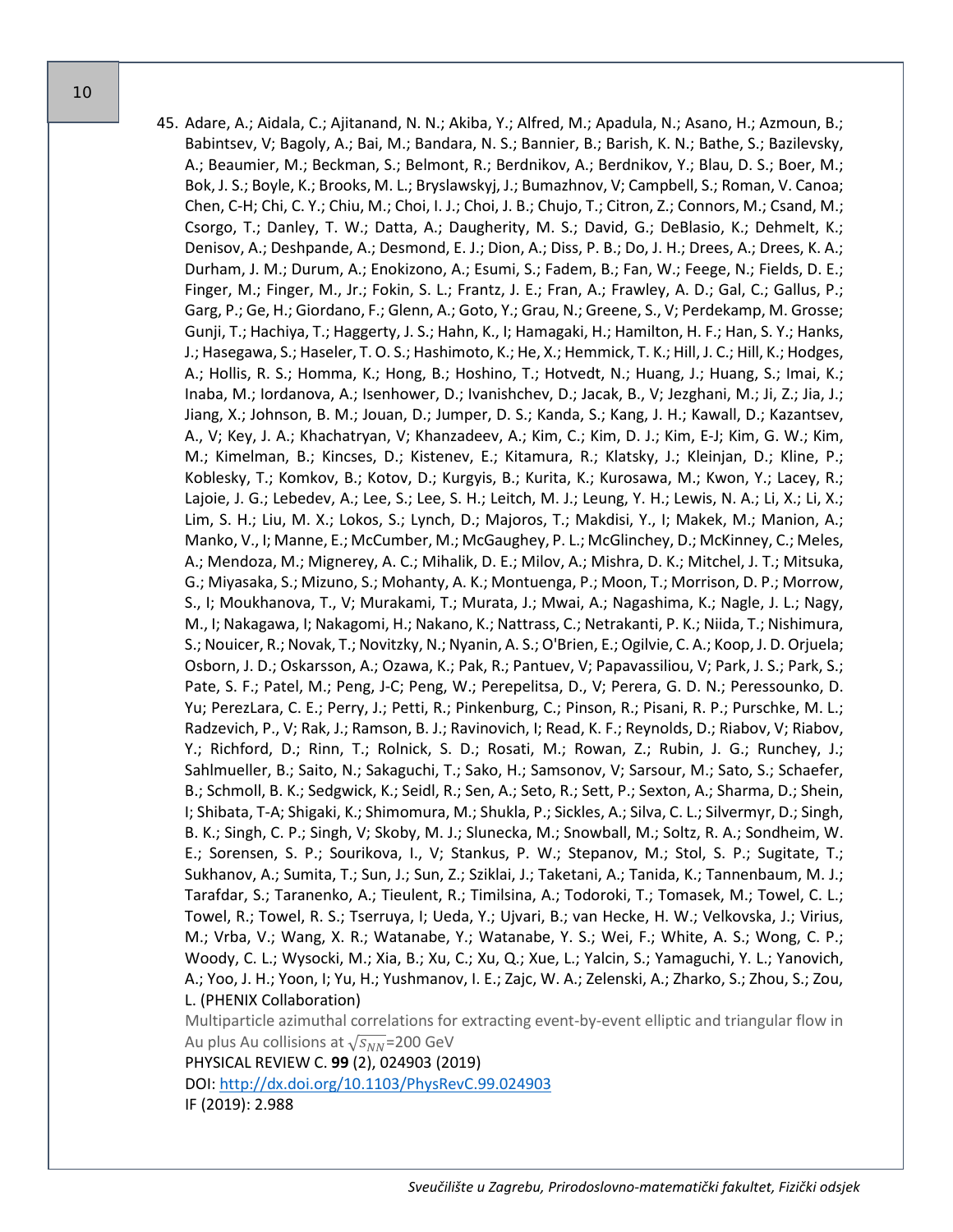45. Adare, A.; Aidala, C.; Ajitanand, N. N.; Akiba, Y.; Alfred, M.; Apadula, N.; Asano, H.; Azmoun, B.; Babintsev, V; Bagoly, A.; Bai, M.; Bandara, N. S.; Bannier, B.; Barish, K. N.; Bathe, S.; Bazilevsky, A.; Beaumier, M.; Beckman, S.; Belmont, R.; Berdnikov, A.; Berdnikov, Y.; Blau, D. S.; Boer, M.; Bok, J. S.; Boyle, K.; Brooks, M. L.; Bryslawskyj, J.; Bumazhnov, V; Campbell, S.; Roman, V. Canoa; Chen, C-H; Chi, C. Y.; Chiu, M.; Choi, I. J.; Choi, J. B.; Chujo, T.; Citron, Z.; Connors, M.; Csand, M.; Csorgo, T.; Danley, T. W.; Datta, A.; Daugherity, M. S.; David, G.; DeBlasio, K.; Dehmelt, K.; Denisov, A.; Deshpande, A.; Desmond, E. J.; Dion, A.; Diss, P. B.; Do, J. H.; Drees, A.; Drees, K. A.; Durham, J. M.; Durum, A.; Enokizono, A.; Esumi, S.; Fadem, B.; Fan, W.; Feege, N.; Fields, D. E.; Finger, M.; Finger, M., Jr.; Fokin, S. L.; Frantz, J. E.; Fran, A.; Frawley, A. D.; Gal, C.; Gallus, P.; Garg, P.; Ge, H.; Giordano, F.; Glenn, A.; Goto, Y.; Grau, N.; Greene, S., V; Perdekamp, M. Grosse; Gunji, T.; Hachiya, T.; Haggerty, J. S.; Hahn, K., I; Hamagaki, H.; Hamilton, H. F.; Han, S. Y.; Hanks, J.; Hasegawa, S.; Haseler, T. O. S.; Hashimoto, K.; He, X.; Hemmick, T. K.; Hill, J. C.; Hill, K.; Hodges, A.; Hollis, R. S.; Homma, K.; Hong, B.; Hoshino, T.; Hotvedt, N.; Huang, J.; Huang, S.; Imai, K.; Inaba, M.; Iordanova, A.; Isenhower, D.; Ivanishchev, D.; Jacak, B., V; Jezghani, M.; Ji, Z.; Jia, J.; Jiang, X.; Johnson, B. M.; Jouan, D.; Jumper, D. S.; Kanda, S.; Kang, J. H.; Kawall, D.; Kazantsev, A., V; Key, J. A.; Khachatryan, V; Khanzadeev, A.; Kim, C.; Kim, D. J.; Kim, E-J; Kim, G. W.; Kim, M.; Kimelman, B.; Kincses, D.; Kistenev, E.; Kitamura, R.; Klatsky, J.; Kleinjan, D.; Kline, P.; Koblesky, T.; Komkov, B.; Kotov, D.; Kurgyis, B.; Kurita, K.; Kurosawa, M.; Kwon, Y.; Lacey, R.; Lajoie, J. G.; Lebedev, A.; Lee, S.; Lee, S. H.; Leitch, M. J.; Leung, Y. H.; Lewis, N. A.; Li, X.; Li, X.; Lim, S. H.; Liu, M. X.; Lokos, S.; Lynch, D.; Majoros, T.; Makdisi, Y., I; Makek, M.; Manion, A.; Manko, V., I; Manne, E.; McCumber, M.; McGaughey, P. L.; McGlinchey, D.; McKinney, C.; Meles, A.; Mendoza, M.; Mignerey, A. C.; Mihalik, D. E.; Milov, A.; Mishra, D. K.; Mitchel, J. T.; Mitsuka, G.; Miyasaka, S.; Mizuno, S.; Mohanty, A. K.; Montuenga, P.; Moon, T.; Morrison, D. P.; Morrow, S., I; Moukhanova, T., V; Murakami, T.; Murata, J.; Mwai, A.; Nagashima, K.; Nagle, J. L.; Nagy, M., I; Nakagawa, I; Nakagomi, H.; Nakano, K.; Nattrass, C.; Netrakanti, P. K.; Niida, T.; Nishimura, S.; Nouicer, R.; Novak, T.; Novitzky, N.; Nyanin, A. S.; O'Brien, E.; Ogilvie, C. A.; Koop, J. D. Orjuela; Osborn, J. D.; Oskarsson, A.; Ozawa, K.; Pak, R.; Pantuev, V; Papavassiliou, V; Park, J. S.; Park, S.; Pate, S. F.; Patel, M.; Peng, J-C; Peng, W.; Perepelitsa, D., V; Perera, G. D. N.; Peressounko, D. Yu; PerezLara, C. E.; Perry, J.; Petti, R.; Pinkenburg, C.; Pinson, R.; Pisani, R. P.; Purschke, M. L.; Radzevich, P., V; Rak, J.; Ramson, B. J.; Ravinovich, I; Read, K. F.; Reynolds, D.; Riabov, V; Riabov, Y.; Richford, D.; Rinn, T.; Rolnick, S. D.; Rosati, M.; Rowan, Z.; Rubin, J. G.; Runchey, J.; Sahlmueller, B.; Saito, N.; Sakaguchi, T.; Sako, H.; Samsonov, V; Sarsour, M.; Sato, S.; Schaefer, B.; Schmoll, B. K.; Sedgwick, K.; Seidl, R.; Sen, A.; Seto, R.; Sett, P.; Sexton, A.; Sharma, D.; Shein, I; Shibata, T-A; Shigaki, K.; Shimomura, M.; Shukla, P.; Sickles, A.; Silva, C. L.; Silvermyr, D.; Singh, B. K.; Singh, C. P.; Singh, V; Skoby, M. J.; Slunecka, M.; Snowball, M.; Soltz, R. A.; Sondheim, W. E.; Sorensen, S. P.; Sourikova, I., V; Stankus, P. W.; Stepanov, M.; Stol, S. P.; Sugitate, T.; Sukhanov, A.; Sumita, T.; Sun, J.; Sun, Z.; Sziklai, J.; Taketani, A.; Tanida, K.; Tannenbaum, M. J.; Tarafdar, S.; Taranenko, A.; Tieulent, R.; Timilsina, A.; Todoroki, T.; Tomasek, M.; Towel, C. L.; Towel, R.; Towel, R. S.; Tserruya, I; Ueda, Y.; Ujvari, B.; van Hecke, H. W.; Velkovska, J.; Virius, M.; Vrba, V.; Wang, X. R.; Watanabe, Y.; Watanabe, Y. S.; Wei, F.; White, A. S.; Wong, C. P.; Woody, C. L.; Wysocki, M.; Xia, B.; Xu, C.; Xu, Q.; Xue, L.; Yalcin, S.; Yamaguchi, Y. L.; Yanovich, A.; Yoo, J. H.; Yoon, I; Yu, H.; Yushmanov, I. E.; Zajc, W. A.; Zelenski, A.; Zharko, S.; Zhou, S.; Zou, L. (PHENIX Collaboration)
   Multiparticle azimuthal correlations for extracting event-by-event elliptic and triangular flow in Au plus Au collisions at $\sqrt{s_{NN}}$=200 GeV
   PHYSICAL REVIEW C. **99** (2), 024903 (2019)
   DOI: http://dx.doi.org/10.1103/PhysRevC.99.024903
   IF (2019): 2.988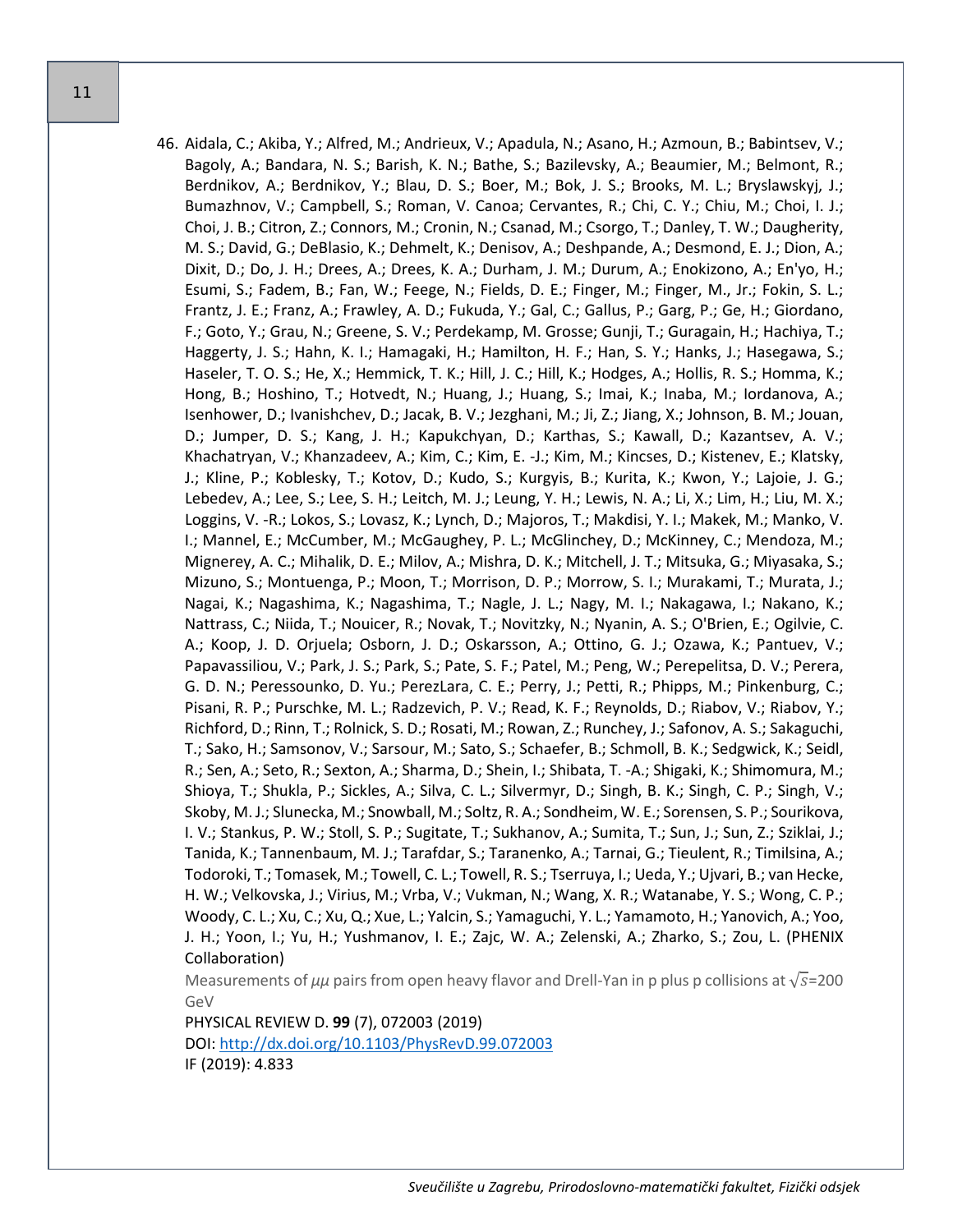46. Aidala, C.; Akiba, Y.; Alfred, M.; Andrieux, V.; Apadula, N.; Asano, H.; Azmoun, B.; Babintsev, V.; Bagoly, A.; Bandara, N. S.; Barish, K. N.; Bathe, S.; Bazilevsky, A.; Beaumier, M.; Belmont, R.; Berdnikov, A.; Berdnikov, Y.; Blau, D. S.; Boer, M.; Bok, J. S.; Brooks, M. L.; Bryslawskyj, J.; Bumazhnov, V.; Campbell, S.; Roman, V. Canoa; Cervantes, R.; Chi, C. Y.; Chiu, M.; Choi, I. J.; Choi, J. B.; Citron, Z.; Connors, M.; Cronin, N.; Csanad, M.; Csorgo, T.; Danley, T. W.; Daugherity, M. S.; David, G.; DeBlasio, K.; Dehmelt, K.; Denisov, A.; Deshpande, A.; Desmond, E. J.; Dion, A.; Dixit, D.; Do, J. H.; Drees, A.; Drees, K. A.; Durham, J. M.; Durum, A.; Enokizono, A.; En'yo, H.; Esumi, S.; Fadem, B.; Fan, W.; Feege, N.; Fields, D. E.; Finger, M.; Finger, M., Jr.; Fokin, S. L.; Frantz, J. E.; Franz, A.; Frawley, A. D.; Fukuda, Y.; Gal, C.; Gallus, P.; Garg, P.; Ge, H.; Giordano, F.; Goto, Y.; Grau, N.; Greene, S. V.; Perdekamp, M. Grosse; Gunji, T.; Guragain, H.; Hachiya, T.; Haggerty, J. S.; Hahn, K. I.; Hamagaki, H.; Hamilton, H. F.; Han, S. Y.; Hanks, J.; Hasegawa, S.; Haseler, T. O. S.; He, X.; Hemmick, T. K.; Hill, J. C.; Hill, K.; Hodges, A.; Hollis, R. S.; Homma, K.; Hong, B.; Hoshino, T.; Hotvedt, N.; Huang, J.; Huang, S.; Imai, K.; Inaba, M.; Iordanova, A.; Isenhower, D.; Ivanishchev, D.; Jacak, B. V.; Jezghani, M.; Ji, Z.; Jiang, X.; Johnson, B. M.; Jouan, D.; Jumper, D. S.; Kang, J. H.; Kapukchyan, D.; Karthas, S.; Kawall, D.; Kazantsev, A. V.; Khachatryan, V.; Khanzadeev, A.; Kim, C.; Kim, E. -J.; Kim, M.; Kincses, D.; Kistenev, E.; Klatsky, J.; Kline, P.; Koblesky, T.; Kotov, D.; Kudo, S.; Kurgyis, B.; Kurita, K.; Kwon, Y.; Lajoie, J. G.; Lebedev, A.; Lee, S.; Lee, S. H.; Leitch, M. J.; Leung, Y. H.; Lewis, N. A.; Li, X.; Lim, H.; Liu, M. X.; Loggins, V. -R.; Lokos, S.; Lovasz, K.; Lynch, D.; Majoros, T.; Makdisi, Y. I.; Makek, M.; Manko, V. I.; Mannel, E.; McCumber, M.; McGaughey, P. L.; McGlinchey, D.; McKinney, C.; Mendoza, M.; Mignerey, A. C.; Mihalik, D. E.; Milov, A.; Mishra, D. K.; Mitchell, J. T.; Mitsuka, G.; Miyasaka, S.; Mizuno, S.; Montuenga, P.; Moon, T.; Morrison, D. P.; Morrow, S. I.; Murakami, T.; Murata, J.; Nagai, K.; Nagashima, K.; Nagashima, T.; Nagle, J. L.; Nagy, M. I.; Nakagawa, I.; Nakano, K.; Nattrass, C.; Niida, T.; Nouicer, R.; Novak, T.; Novitzky, N.; Nyanin, A. S.; O'Brien, E.; Ogilvie, C. A.; Koop, J. D. Orjuela; Osborn, J. D.; Oskarsson, A.; Ottino, G. J.; Ozawa, K.; Pantuev, V.; Papavassiliou, V.; Park, J. S.; Park, S.; Pate, S. F.; Patel, M.; Peng, W.; Perepelitsa, D. V.; Perera, G. D. N.; Peressounko, D. Yu.; PerezLara, C. E.; Perry, J.; Petti, R.; Phipps, M.; Pinkenburg, C.; Pisani, R. P.; Purschke, M. L.; Radzevich, P. V.; Read, K. F.; Reynolds, D.; Riabov, V.; Riabov, Y.; Richford, D.; Rinn, T.; Rolnick, S. D.; Rosati, M.; Rowan, Z.; Runchey, J.; Safonov, A. S.; Sakaguchi, T.; Sako, H.; Samsonov, V.; Sarsour, M.; Sato, S.; Schaefer, B.; Schmoll, B. K.; Sedgwick, K.; Seidl, R.; Sen, A.; Seto, R.; Sexton, A.; Sharma, D.; Shein, I.; Shibata, T. -A.; Shigaki, K.; Shimomura, M.; Shioya, T.; Shukla, P.; Sickles, A.; Silva, C. L.; Silvermyr, D.; Singh, B. K.; Singh, C. P.; Singh, V.; Skoby, M. J.; Slunecka, M.; Snowball, M.; Soltz, R. A.; Sondheim, W. E.; Sorensen, S. P.; Sourikova, I. V.; Stankus, P. W.; Stoll, S. P.; Sugitate, T.; Sukhanov, A.; Sumita, T.; Sun, J.; Sun, Z.; Sziklai, J.; Tanida, K.; Tannenbaum, M. J.; Tarafdar, S.; Taranenko, A.; Tarnai, G.; Tieulent, R.; Timilsina, A.; Todoroki, T.; Tomasek, M.; Towell, C. L.; Towell, R. S.; Tserruya, I.; Ueda, Y.; Ujvari, B.; van Hecke, H. W.; Velkovska, J.; Virius, M.; Vrba, V.; Vukman, N.; Wang, X. R.; Watanabe, Y. S.; Wong, C. P.; Woody, C. L.; Xu, C.; Xu, Q.; Xue, L.; Yalcin, S.; Yamaguchi, Y. L.; Yamamoto, H.; Yanovich, A.; Yoo, J. H.; Yoon, I.; Yu, H.; Yushmanov, I. E.; Zajc, W. A.; Zelenski, A.; Zharko, S.; Zou, L. (PHENIX Collaboration)

    Measurements of $\mu\mu$ pairs from open heavy flavor and Drell-Yan in p plus p collisions at $\sqrt{s}$=200 GeV

    PHYSICAL REVIEW D. **99** (7), 072003 (2019)

    DOI: [http://dx.doi.org/10.1103/PhysRevD.99.072003](http://dx.doi.org/10.1103/PhysRevD.99.072003)

    IF (2019): 4.833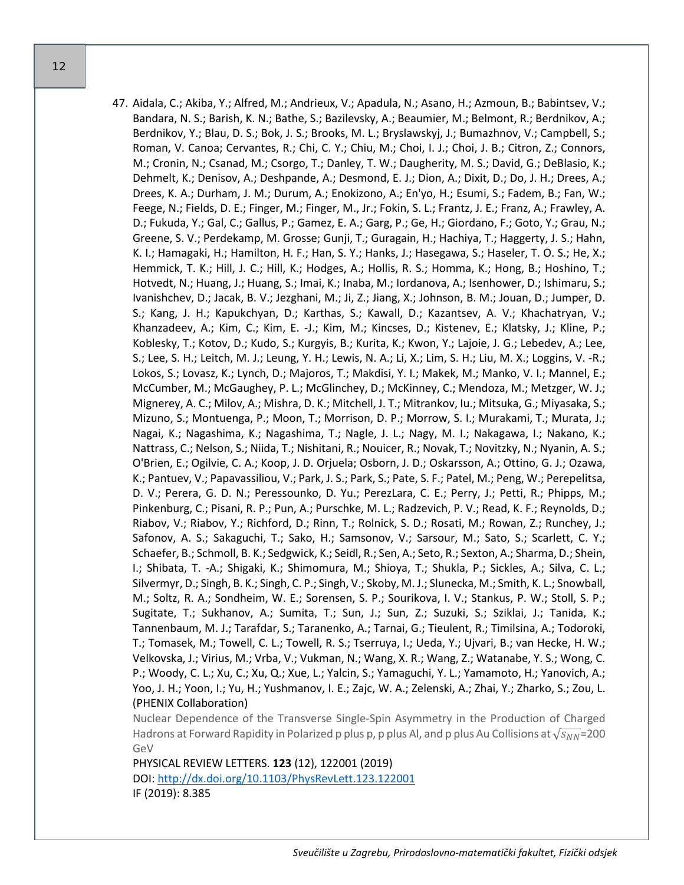47. Aidala, C.; Akiba, Y.; Alfred, M.; Andrieux, V.; Apadula, N.; Asano, H.; Azmoun, B.; Babintsev, V.; Bandara, N. S.; Barish, K. N.; Bathe, S.; Bazilevsky, A.; Beaumier, M.; Belmont, R.; Berdnikov, A.; Berdnikov, Y.; Blau, D. S.; Bok, J. S.; Brooks, M. L.; Bryslawskyj, J.; Bumazhnov, V.; Campbell, S.; Roman, V. Canoa; Cervantes, R.; Chi, C. Y.; Chiu, M.; Choi, I. J.; Choi, J. B.; Citron, Z.; Connors, M.; Cronin, N.; Csanad, M.; Csorgo, T.; Danley, T. W.; Daugherity, M. S.; David, G.; DeBlasio, K.; Dehmelt, K.; Denisov, A.; Deshpande, A.; Desmond, E. J.; Dion, A.; Dixit, D.; Do, J. H.; Drees, A.; Drees, K. A.; Durham, J. M.; Durum, A.; Enokizono, A.; En'yo, H.; Esumi, S.; Fadem, B.; Fan, W.; Feege, N.; Fields, D. E.; Finger, M.; Finger, M., Jr.; Fokin, S. L.; Frantz, J. E.; Franz, A.; Frawley, A. D.; Fukuda, Y.; Gal, C.; Gallus, P.; Gamez, E. A.; Garg, P.; Ge, H.; Giordano, F.; Goto, Y.; Grau, N.; Greene, S. V.; Perdekamp, M. Grosse; Gunji, T.; Guragain, H.; Hachiya, T.; Haggerty, J. S.; Hahn, K. I.; Hamagaki, H.; Hamilton, H. F.; Han, S. Y.; Hanks, J.; Hasegawa, S.; Haseler, T. O. S.; He, X.; Hemmick, T. K.; Hill, J. C.; Hill, K.; Hodges, A.; Hollis, R. S.; Homma, K.; Hong, B.; Hoshino, T.; Hotvedt, N.; Huang, J.; Huang, S.; Imai, K.; Inaba, M.; Iordanova, A.; Isenhower, D.; Ishimaru, S.; Ivanishchev, D.; Jacak, B. V.; Jezghani, M.; Ji, Z.; Jiang, X.; Johnson, B. M.; Jouan, D.; Jumper, D. S.; Kang, J. H.; Kapukchyan, D.; Karthas, S.; Kawall, D.; Kazantsev, A. V.; Khachatryan, V.; Khanzadeev, A.; Kim, C.; Kim, E. -J.; Kim, M.; Kincses, D.; Kistenev, E.; Klatsky, J.; Kline, P.; Koblesky, T.; Kotov, D.; Kudo, S.; Kurgyis, B.; Kurita, K.; Kwon, Y.; Lajoie, J. G.; Lebedev, A.; Lee, S.; Lee, S. H.; Leitch, M. J.; Leung, Y. H.; Lewis, N. A.; Li, X.; Lim, S. H.; Liu, M. X.; Loggins, V. -R.; Lokos, S.; Lovasz, K.; Lynch, D.; Majoros, T.; Makdisi, Y. I.; Makek, M.; Manko, V. I.; Mannel, E.; McCumber, M.; McGaughey, P. L.; McGlinchey, D.; McKinney, C.; Mendoza, M.; Metzger, W. J.; Mignerey, A. C.; Milov, A.; Mishra, D. K.; Mitchell, J. T.; Mitrankov, Iu.; Mitsuka, G.; Miyasaka, S.; Mizuno, S.; Montuenga, P.; Moon, T.; Morrison, D. P.; Morrow, S. I.; Murakami, T.; Murata, J.; Nagai, K.; Nagashima, K.; Nagashima, T.; Nagle, J. L.; Nagy, M. I.; Nakagawa, I.; Nakano, K.; Nattrass, C.; Nelson, S.; Niida, T.; Nishitani, R.; Nouicer, R.; Novak, T.; Novitzky, N.; Nyanin, A. S.; O'Brien, E.; Ogilvie, C. A.; Koop, J. D. Orjuela; Osborn, J. D.; Oskarsson, A.; Ottino, G. J.; Ozawa, K.; Pantuev, V.; Papavassiliou, V.; Park, J. S.; Park, S.; Pate, S. F.; Patel, M.; Peng, W.; Perepelitsa, D. V.; Perera, G. D. N.; Peressounko, D. Yu.; PerezLara, C. E.; Perry, J.; Petti, R.; Phipps, M.; Pinkenburg, C.; Pisani, R. P.; Pun, A.; Purschke, M. L.; Radzevich, P. V.; Read, K. F.; Reynolds, D.; Riabov, V.; Riabov, Y.; Richford, D.; Rinn, T.; Rolnick, S. D.; Rosati, M.; Rowan, Z.; Runchey, J.; Safonov, A. S.; Sakaguchi, T.; Sako, H.; Samsonov, V.; Sarsour, M.; Sato, S.; Scarlett, C. Y.; Schaefer, B.; Schmoll, B. K.; Sedgwick, K.; Seidl, R.; Sen, A.; Seto, R.; Sexton, A.; Sharma, D.; Shein, I.; Shibata, T. -A.; Shigaki, K.; Shimomura, M.; Shioya, T.; Shukla, P.; Sickles, A.; Silva, C. L.; Silvermyr, D.; Singh, B. K.; Singh, C. P.; Singh, V.; Skoby, M. J.; Slunecka, M.; Smith, K. L.; Snowball, M.; Soltz, R. A.; Sondheim, W. E.; Sorensen, S. P.; Sourikova, I. V.; Stankus, P. W.; Stoll, S. P.; Sugitate, T.; Sukhanov, A.; Sumita, T.; Sun, J.; Sun, Z.; Suzuki, S.; Sziklai, J.; Tanida, K.; Tannenbaum, M. J.; Tarafdar, S.; Taranenko, A.; Tarnai, G.; Tieulent, R.; Timilsina, A.; Todoroki, T.; Tomasek, M.; Towell, C. L.; Towell, R. S.; Tserruya, I.; Ueda, Y.; Ujvari, B.; van Hecke, H. W.; Velkovska, J.; Virius, M.; Vrba, V.; Vukman, N.; Wang, X. R.; Wang, Z.; Watanabe, Y. S.; Wong, C. P.; Woody, C. L.; Xu, C.; Xu, Q.; Xue, L.; Yalcin, S.; Yamaguchi, Y. L.; Yamamoto, H.; Yanovich, A.; Yoo, J. H.; Yoon, I.; Yu, H.; Yushmanov, I. E.; Zajc, W. A.; Zelenski, A.; Zhai, Y.; Zharko, S.; Zou, L. (PHENIX Collaboration)
Nuclear Dependence of the Transverse Single-Spin Asymmetry in the Production of Charged Hadrons at Forward Rapidity in Polarized p plus p, p plus Al, and p plus Au Collisions at $\sqrt{s_{NN}}$=200 GeV
PHYSICAL REVIEW LETTERS. **123** (12), 122001 (2019)
DOI: http://dx.doi.org/10.1103/PhysRevLett.123.122001
IF (2019): 8.385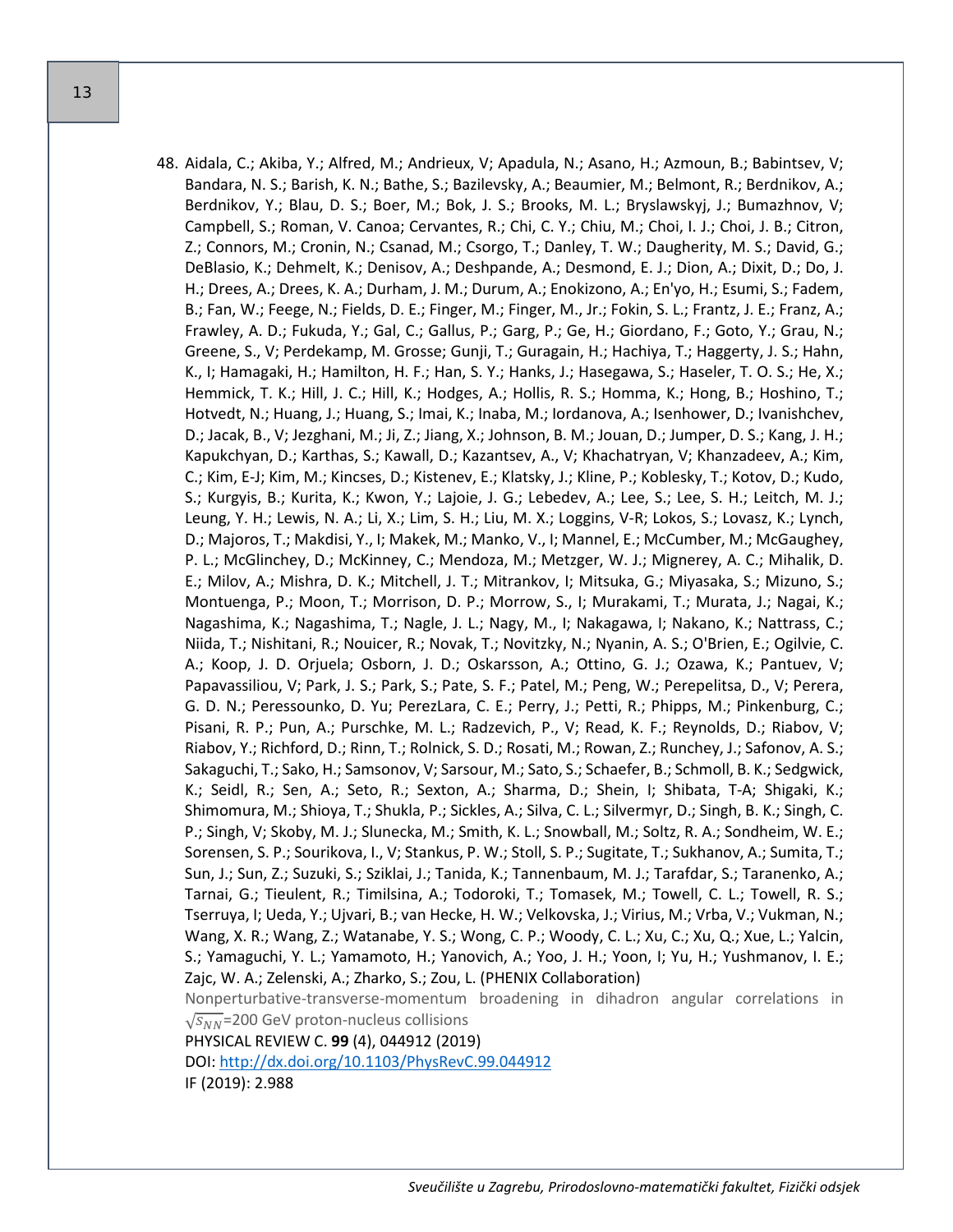48. Aidala, C.; Akiba, Y.; Alfred, M.; Andrieux, V; Apadula, N.; Asano, H.; Azmoun, B.; Babintsev, V; Bandara, N. S.; Barish, K. N.; Bathe, S.; Bazilevsky, A.; Beaumier, M.; Belmont, R.; Berdnikov, A.; Berdnikov, Y.; Blau, D. S.; Boer, M.; Bok, J. S.; Brooks, M. L.; Bryslawskyj, J.; Bumazhnov, V; Campbell, S.; Roman, V. Canoa; Cervantes, R.; Chi, C. Y.; Chiu, M.; Choi, I. J.; Choi, J. B.; Citron, Z.; Connors, M.; Cronin, N.; Csanad, M.; Csorgo, T.; Danley, T. W.; Daugherity, M. S.; David, G.; DeBlasio, K.; Dehmelt, K.; Denisov, A.; Deshpande, A.; Desmond, E. J.; Dion, A.; Dixit, D.; Do, J. H.; Drees, A.; Drees, K. A.; Durham, J. M.; Durum, A.; Enokizono, A.; En'yo, H.; Esumi, S.; Fadem, B.; Fan, W.; Feege, N.; Fields, D. E.; Finger, M.; Finger, M., Jr.; Fokin, S. L.; Frantz, J. E.; Franz, A.; Frawley, A. D.; Fukuda, Y.; Gal, C.; Gallus, P.; Garg, P.; Ge, H.; Giordano, F.; Goto, Y.; Grau, N.; Greene, S., V; Perdekamp, M. Grosse; Gunji, T.; Guragain, H.; Hachiya, T.; Haggerty, J. S.; Hahn, K., I; Hamagaki, H.; Hamilton, H. F.; Han, S. Y.; Hanks, J.; Hasegawa, S.; Haseler, T. O. S.; He, X.; Hemmick, T. K.; Hill, J. C.; Hill, K.; Hodges, A.; Hollis, R. S.; Homma, K.; Hong, B.; Hoshino, T.; Hotvedt, N.; Huang, J.; Huang, S.; Imai, K.; Inaba, M.; Iordanova, A.; Isenhower, D.; Ivanishchev, D.; Jacak, B., V; Jezghani, M.; Ji, Z.; Jiang, X.; Johnson, B. M.; Jouan, D.; Jumper, D. S.; Kang, J. H.; Kapukchyan, D.; Karthas, S.; Kawall, D.; Kazantsev, A., V; Khachatryan, V; Khanzadeev, A.; Kim, C.; Kim, E-J; Kim, M.; Kincses, D.; Kistenev, E.; Klatsky, J.; Kline, P.; Koblesky, T.; Kotov, D.; Kudo, S.; Kurgyis, B.; Kurita, K.; Kwon, Y.; Lajoie, J. G.; Lebedev, A.; Lee, S.; Lee, S. H.; Leitch, M. J.; Leung, Y. H.; Lewis, N. A.; Li, X.; Lim, S. H.; Liu, M. X.; Loggins, V-R; Lokos, S.; Lovasz, K.; Lynch, D.; Majoros, T.; Makdisi, Y., I; Makek, M.; Manko, V., I; Mannel, E.; McCumber, M.; McGaughey, P. L.; McGlinchey, D.; McKinney, C.; Mendoza, M.; Metzger, W. J.; Mignerey, A. C.; Mihalik, D. E.; Milov, A.; Mishra, D. K.; Mitchell, J. T.; Mitrankov, I; Mitsuka, G.; Miyasaka, S.; Mizuno, S.; Montuenga, P.; Moon, T.; Morrison, D. P.; Morrow, S., I; Murakami, T.; Murata, J.; Nagai, K.; Nagashima, K.; Nagashima, T.; Nagle, J. L.; Nagy, M., I; Nakagawa, I; Nakano, K.; Nattrass, C.; Niida, T.; Nishitani, R.; Nouicer, R.; Novak, T.; Novitzky, N.; Nyanin, A. S.; O'Brien, E.; Ogilvie, C. A.; Koop, J. D. Orjuela; Osborn, J. D.; Oskarsson, A.; Ottino, G. J.; Ozawa, K.; Pantuev, V; Papavassiliou, V; Park, J. S.; Park, S.; Pate, S. F.; Patel, M.; Peng, W.; Perepelitsa, D., V; Perera, G. D. N.; Peressounko, D. Yu; PerezLara, C. E.; Perry, J.; Petti, R.; Phipps, M.; Pinkenburg, C.; Pisani, R. P.; Pun, A.; Purschke, M. L.; Radzevich, P., V; Read, K. F.; Reynolds, D.; Riabov, V; Riabov, Y.; Richford, D.; Rinn, T.; Rolnick, S. D.; Rosati, M.; Rowan, Z.; Runchey, J.; Safonov, A. S.; Sakaguchi, T.; Sako, H.; Samsonov, V; Sarsour, M.; Sato, S.; Schaefer, B.; Schmoll, B. K.; Sedgwick, K.; Seidl, R.; Sen, A.; Seto, R.; Sexton, A.; Sharma, D.; Shein, I; Shibata, T-A; Shigaki, K.; Shimomura, M.; Shioya, T.; Shukla, P.; Sickles, A.; Silva, C. L.; Silvermyr, D.; Singh, B. K.; Singh, C. P.; Singh, V; Skoby, M. J.; Slunecka, M.; Smith, K. L.; Snowball, M.; Soltz, R. A.; Sondheim, W. E.; Sorensen, S. P.; Sourikova, I., V; Stankus, P. W.; Stoll, S. P.; Sugitate, T.; Sukhanov, A.; Sumita, T.; Sun, J.; Sun, Z.; Suzuki, S.; Sziklai, J.; Tanida, K.; Tannenbaum, M. J.; Tarafdar, S.; Taranenko, A.; Tarnai, G.; Tieulent, R.; Timilsina, A.; Todoroki, T.; Tomasek, M.; Towell, C. L.; Towell, R. S.; Tserruya, I; Ueda, Y.; Ujvari, B.; van Hecke, H. W.; Velkovska, J.; Virius, M.; Vrba, V.; Vukman, N.; Wang, X. R.; Wang, Z.; Watanabe, Y. S.; Wong, C. P.; Woody, C. L.; Xu, C.; Xu, Q.; Xue, L.; Yalcin, S.; Yamaguchi, Y. L.; Yamamoto, H.; Yanovich, A.; Yoo, J. H.; Yoon, I; Yu, H.; Yushmanov, I. E.; Zajc, W. A.; Zelenski, A.; Zharko, S.; Zou, L. (PHENIX Collaboration)
   Nonperturbative-transverse-momentum broadening in dihadron angular correlations in $\sqrt{s_{NN}}$=200 GeV proton-nucleus collisions
   PHYSICAL REVIEW C. **99** (4), 044912 (2019)
   DOI: http://dx.doi.org/10.1103/PhysRevC.99.044912
   IF (2019): 2.988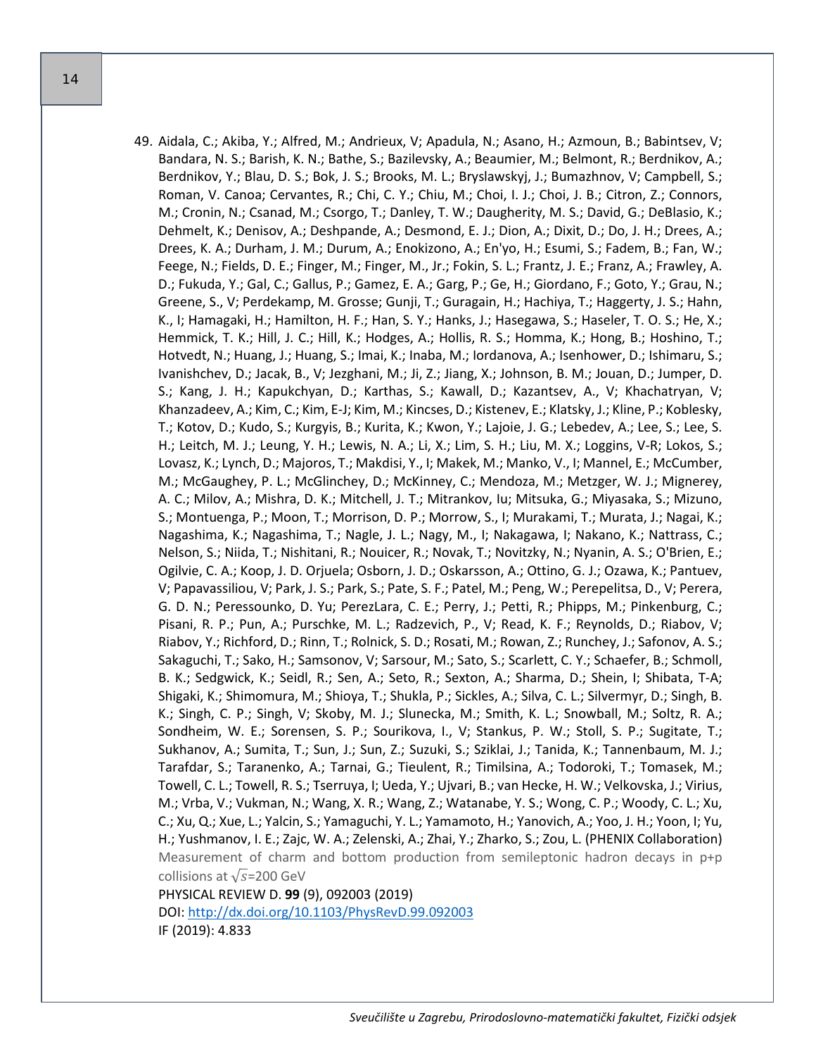49. Aidala, C.; Akiba, Y.; Alfred, M.; Andrieux, V; Apadula, N.; Asano, H.; Azmoun, B.; Babintsev, V; Bandara, N. S.; Barish, K. N.; Bathe, S.; Bazilevsky, A.; Beaumier, M.; Belmont, R.; Berdnikov, A.; Berdnikov, Y.; Blau, D. S.; Bok, J. S.; Brooks, M. L.; Bryslawskyj, J.; Bumazhnov, V; Campbell, S.; Roman, V. Canoa; Cervantes, R.; Chi, C. Y.; Chiu, M.; Choi, I. J.; Choi, J. B.; Citron, Z.; Connors, M.; Cronin, N.; Csanad, M.; Csorgo, T.; Danley, T. W.; Daugherity, M. S.; David, G.; DeBlasio, K.; Dehmelt, K.; Denisov, A.; Deshpande, A.; Desmond, E. J.; Dion, A.; Dixit, D.; Do, J. H.; Drees, A.; Drees, K. A.; Durham, J. M.; Durum, A.; Enokizono, A.; En'yo, H.; Esumi, S.; Fadem, B.; Fan, W.; Feege, N.; Fields, D. E.; Finger, M.; Finger, M., Jr.; Fokin, S. L.; Frantz, J. E.; Franz, A.; Frawley, A. D.; Fukuda, Y.; Gal, C.; Gallus, P.; Gamez, E. A.; Garg, P.; Ge, H.; Giordano, F.; Goto, Y.; Grau, N.; Greene, S., V; Perdekamp, M. Grosse; Gunji, T.; Guragain, H.; Hachiya, T.; Haggerty, J. S.; Hahn, K., I; Hamagaki, H.; Hamilton, H. F.; Han, S. Y.; Hanks, J.; Hasegawa, S.; Haseler, T. O. S.; He, X.; Hemmick, T. K.; Hill, J. C.; Hill, K.; Hodges, A.; Hollis, R. S.; Homma, K.; Hong, B.; Hoshino, T.; Hotvedt, N.; Huang, J.; Huang, S.; Imai, K.; Inaba, M.; Iordanova, A.; Isenhower, D.; Ishimaru, S.; Ivanishchev, D.; Jacak, B., V; Jezghani, M.; Ji, Z.; Jiang, X.; Johnson, B. M.; Jouan, D.; Jumper, D. S.; Kang, J. H.; Kapukchyan, D.; Karthas, S.; Kawall, D.; Kazantsev, A., V; Khachatryan, V; Khanzadeev, A.; Kim, C.; Kim, E-J; Kim, M.; Kincses, D.; Kistenev, E.; Klatsky, J.; Kline, P.; Koblesky, T.; Kotov, D.; Kudo, S.; Kurgyis, B.; Kurita, K.; Kwon, Y.; Lajoie, J. G.; Lebedev, A.; Lee, S.; Lee, S. H.; Leitch, M. J.; Leung, Y. H.; Lewis, N. A.; Li, X.; Lim, S. H.; Liu, M. X.; Loggins, V-R; Lokos, S.; Lovasz, K.; Lynch, D.; Majoros, T.; Makdisi, Y., I; Makek, M.; Manko, V., I; Mannel, E.; McCumber, M.; McGaughey, P. L.; McGlinchey, D.; McKinney, C.; Mendoza, M.; Metzger, W. J.; Mignerey, A. C.; Milov, A.; Mishra, D. K.; Mitchell, J. T.; Mitrankov, Iu; Mitsuka, G.; Miyasaka, S.; Mizuno, S.; Montuenga, P.; Moon, T.; Morrison, D. P.; Morrow, S., I; Murakami, T.; Murata, J.; Nagai, K.; Nagashima, K.; Nagashima, T.; Nagle, J. L.; Nagy, M., I; Nakagawa, I; Nakano, K.; Nattrass, C.; Nelson, S.; Niida, T.; Nishitani, R.; Nouicer, R.; Novak, T.; Novitzky, N.; Nyanin, A. S.; O'Brien, E.; Ogilvie, C. A.; Koop, J. D. Orjuela; Osborn, J. D.; Oskarsson, A.; Ottino, G. J.; Ozawa, K.; Pantuev, V; Papavassiliou, V; Park, J. S.; Park, S.; Pate, S. F.; Patel, M.; Peng, W.; Perepelitsa, D., V; Perera, G. D. N.; Peressounko, D. Yu; PerezLara, C. E.; Perry, J.; Petti, R.; Phipps, M.; Pinkenburg, C.; Pisani, R. P.; Pun, A.; Purschke, M. L.; Radzevich, P., V; Read, K. F.; Reynolds, D.; Riabov, V; Riabov, Y.; Richford, D.; Rinn, T.; Rolnick, S. D.; Rosati, M.; Rowan, Z.; Runchey, J.; Safonov, A. S.; Sakaguchi, T.; Sako, H.; Samsonov, V; Sarsour, M.; Sato, S.; Scarlett, C. Y.; Schaefer, B.; Schmoll, B. K.; Sedgwick, K.; Seidl, R.; Sen, A.; Seto, R.; Sexton, A.; Sharma, D.; Shein, I; Shibata, T-A; Shigaki, K.; Shimomura, M.; Shioya, T.; Shukla, P.; Sickles, A.; Silva, C. L.; Silvermyr, D.; Singh, B. K.; Singh, C. P.; Singh, V; Skoby, M. J.; Slunecka, M.; Smith, K. L.; Snowball, M.; Soltz, R. A.; Sondheim, W. E.; Sorensen, S. P.; Sourikova, I., V; Stankus, P. W.; Stoll, S. P.; Sugitate, T.; Sukhanov, A.; Sumita, T.; Sun, J.; Sun, Z.; Suzuki, S.; Sziklai, J.; Tanida, K.; Tannenbaum, M. J.; Tarafdar, S.; Taranenko, A.; Tarnai, G.; Tieulent, R.; Timilsina, A.; Todoroki, T.; Tomasek, M.; Towell, C. L.; Towell, R. S.; Tserruya, I; Ueda, Y.; Ujvari, B.; van Hecke, H. W.; Velkovska, J.; Virius, M.; Vrba, V.; Vukman, N.; Wang, X. R.; Wang, Z.; Watanabe, Y. S.; Wong, C. P.; Woody, C. L.; Xu, C.; Xu, Q.; Xue, L.; Yalcin, S.; Yamaguchi, Y. L.; Yamamoto, H.; Yanovich, A.; Yoo, J. H.; Yoon, I; Yu, H.; Yushmanov, I. E.; Zajc, W. A.; Zelenski, A.; Zhai, Y.; Zharko, S.; Zou, L. (PHENIX Collaboration)
Measurement of charm and bottom production from semileptonic hadron decays in p+p collisions at $\sqrt{s}$=200 GeV
PHYSICAL REVIEW D. **99** (9), 092003 (2019)
DOI: http://dx.doi.org/10.1103/PhysRevD.99.092003
IF (2019): 4.833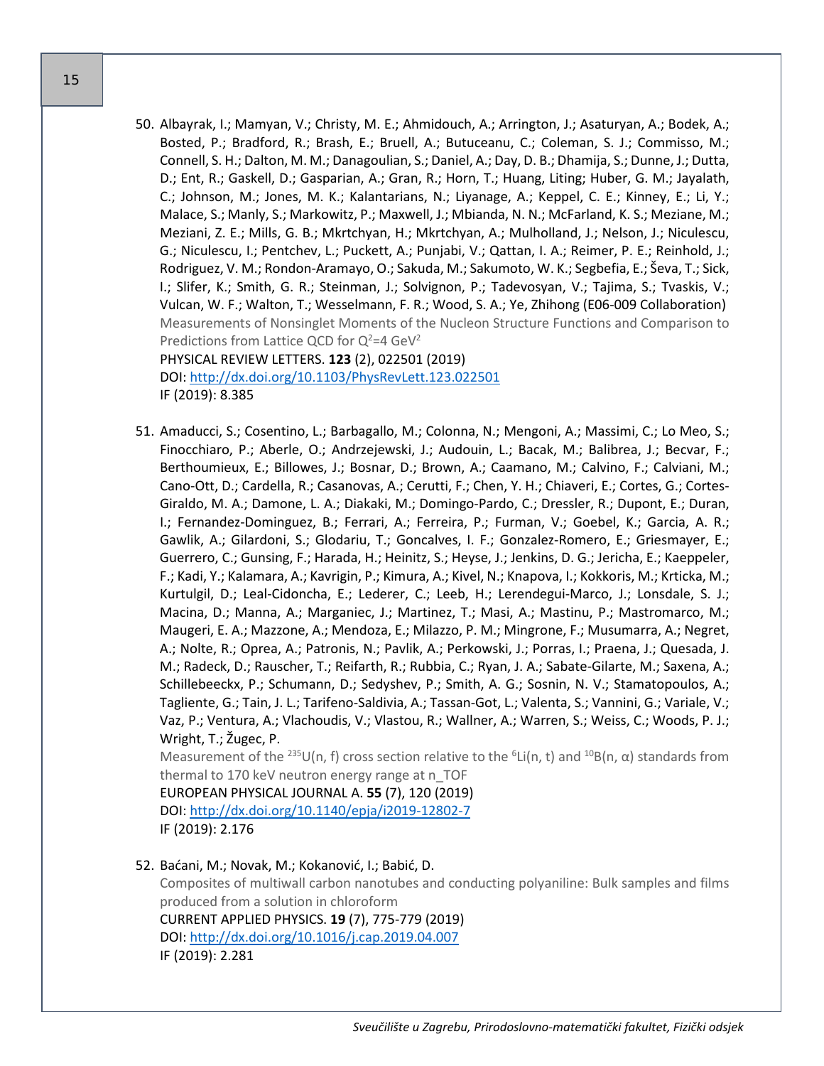50. Albayrak, I.; Mamyan, V.; Christy, M. E.; Ahmidouch, A.; Arrington, J.; Asaturyan, A.; Bodek, A.; Bosted, P.; Bradford, R.; Brash, E.; Bruell, A.; Butuceanu, C.; Coleman, S. J.; Commisso, M.; Connell, S. H.; Dalton, M. M.; Danagoulian, S.; Daniel, A.; Day, D. B.; Dhamija, S.; Dunne, J.; Dutta, D.; Ent, R.; Gaskell, D.; Gasparian, A.; Gran, R.; Horn, T.; Huang, Liting; Huber, G. M.; Jayalath, C.; Johnson, M.; Jones, M. K.; Kalantarians, N.; Liyanage, A.; Keppel, C. E.; Kinney, E.; Li, Y.; Malace, S.; Manly, S.; Markowitz, P.; Maxwell, J.; Mbianda, N. N.; McFarland, K. S.; Meziane, M.; Meziani, Z. E.; Mills, G. B.; Mkrtchyan, H.; Mkrtchyan, A.; Mulholland, J.; Nelson, J.; Niculescu, G.; Niculescu, I.; Pentchev, L.; Puckett, A.; Punjabi, V.; Qattan, I. A.; Reimer, P. E.; Reinhold, J.; Rodriguez, V. M.; Rondon-Aramayo, O.; Sakuda, M.; Sakumoto, W. K.; Segbefia, E.; Ševa, T.; Sick, I.; Slifer, K.; Smith, G. R.; Steinman, J.; Solvignon, P.; Tadevosyan, V.; Tajima, S.; Tvaskis, V.; Vulcan, W. F.; Walton, T.; Wesselmann, F. R.; Wood, S. A.; Ye, Zhihong (E06-009 Collaboration)
    Measurements of Nonsinglet Moments of the Nucleon Structure Functions and Comparison to Predictions from Lattice QCD for $Q^2$=4 $GeV^2$
    PHYSICAL REVIEW LETTERS. **123** (2), 022501 (2019)
    DOI: http://dx.doi.org/10.1103/PhysRevLett.123.022501
    IF (2019): 8.385

51. Amaducci, S.; Cosentino, L.; Barbagallo, M.; Colonna, N.; Mengoni, A.; Massimi, C.; Lo Meo, S.; Finocchiaro, P.; Aberle, O.; Andrzejewski, J.; Audouin, L.; Bacak, M.; Balibrea, J.; Becvar, F.; Berthoumieux, E.; Billowes, J.; Bosnar, D.; Brown, A.; Caamano, M.; Calvino, F.; Calviani, M.; Cano-Ott, D.; Cardella, R.; Casanovas, A.; Cerutti, F.; Chen, Y. H.; Chiaveri, E.; Cortes, G.; Cortes-Giraldo, M. A.; Damone, L. A.; Diakaki, M.; Domingo-Pardo, C.; Dressler, R.; Dupont, E.; Duran, I.; Fernandez-Dominguez, B.; Ferrari, A.; Ferreira, P.; Furman, V.; Goebel, K.; Garcia, A. R.; Gawlik, A.; Gilardoni, S.; Glodariu, T.; Goncalves, I. F.; Gonzalez-Romero, E.; Griesmayer, E.; Guerrero, C.; Gunsing, F.; Harada, H.; Heinitz, S.; Heyse, J.; Jenkins, D. G.; Jericha, E.; Kaeppeler, F.; Kadi, Y.; Kalamara, A.; Kavrigin, P.; Kimura, A.; Kivel, N.; Knapova, I.; Kokkoris, M.; Krticka, M.; Kurtulgil, D.; Leal-Cidoncha, E.; Lederer, C.; Leeb, H.; Lerendegui-Marco, J.; Lonsdale, S. J.; Macina, D.; Manna, A.; Marganiec, J.; Martinez, T.; Masi, A.; Mastinu, P.; Mastromarco, M.; Maugeri, E. A.; Mazzone, A.; Mendoza, E.; Milazzo, P. M.; Mingrone, F.; Musumarra, A.; Negret, A.; Nolte, R.; Oprea, A.; Patronis, N.; Pavlik, A.; Perkowski, J.; Porras, I.; Praena, J.; Quesada, J. M.; Radeck, D.; Rauscher, T.; Reifarth, R.; Rubbia, C.; Ryan, J. A.; Sabate-Gilarte, M.; Saxena, A.; Schillebeeckx, P.; Schumann, D.; Sedyshev, P.; Smith, A. G.; Sosnin, N. V.; Stamatopoulos, A.; Tagliente, G.; Tain, J. L.; Tarifeno-Saldivia, A.; Tassan-Got, L.; Valenta, S.; Vannini, G.; Variale, V.; Vaz, P.; Ventura, A.; Vlachoudis, V.; Vlastou, R.; Wallner, A.; Warren, S.; Weiss, C.; Woods, P. J.; Wright, T.; Žugec, P.
    Measurement of the $^{235}$U(n, f) cross section relative to the $^{6}$Li(n, t) and $^{10}$B(n, α) standards from thermal to 170 keV neutron energy range at n_TOF
    EUROPEAN PHYSICAL JOURNAL A. **55** (7), 120 (2019)
    DOI: http://dx.doi.org/10.1140/epja/i2019-12802-7
    IF (2019): 2.176

52. Baćani, M.; Novak, M.; Kokanović, I.; Babić, D.
    Composites of multiwall carbon nanotubes and conducting polyaniline: Bulk samples and films produced from a solution in chloroform
    CURRENT APPLIED PHYSICS. **19** (7), 775-779 (2019)
    DOI: http://dx.doi.org/10.1016/j.cap.2019.04.007
    IF (2019): 2.281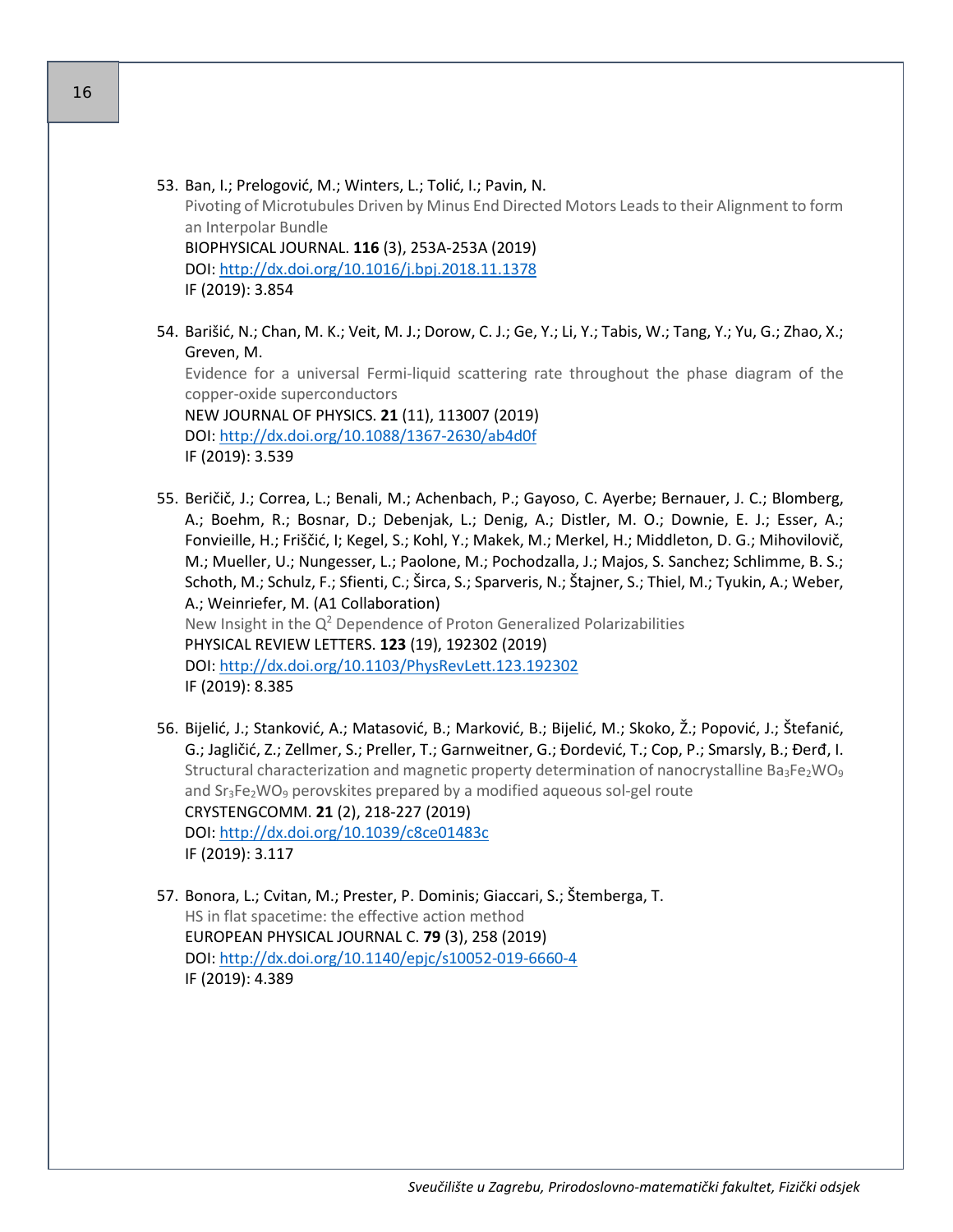53. Ban, I.; Prelogović, M.; Winters, L.; Tolić, I.; Pavin, N.
    Pivoting of Microtubules Driven by Minus End Directed Motors Leads to their Alignment to form an Interpolar Bundle
    BIOPHYSICAL JOURNAL. **116** (3), 253A-253A (2019)
    DOI: http://dx.doi.org/10.1016/j.bpj.2018.11.1378
    IF (2019): 3.854

54. Barišić, N.; Chan, M. K.; Veit, M. J.; Dorow, C. J.; Ge, Y.; Li, Y.; Tabis, W.; Tang, Y.; Yu, G.; Zhao, X.; Greven, M.
    Evidence for a universal Fermi-liquid scattering rate throughout the phase diagram of the copper-oxide superconductors
    NEW JOURNAL OF PHYSICS. **21** (11), 113007 (2019)
    DOI: http://dx.doi.org/10.1088/1367-2630/ab4d0f
    IF (2019): 3.539

55. Beričič, J.; Correa, L.; Benali, M.; Achenbach, P.; Gayoso, C. Ayerbe; Bernauer, J. C.; Blomberg, A.; Boehm, R.; Bosnar, D.; Debenjak, L.; Denig, A.; Distler, M. O.; Downie, E. J.; Esser, A.; Fonvieille, H.; Friščić, I; Kegel, S.; Kohl, Y.; Makek, M.; Merkel, H.; Middleton, D. G.; Mihovilovič, M.; Mueller, U.; Nungesser, L.; Paolone, M.; Pochodzalla, J.; Majos, S. Sanchez; Schlimme, B. S.; Schoth, M.; Schulz, F.; Sfienti, C.; Širca, S.; Sparveris, N.; Štajner, S.; Thiel, M.; Tyukin, A.; Weber, A.; Weinriefer, M. (A1 Collaboration)
    New Insight in the $Q^2$ Dependence of Proton Generalized Polarizabilities
    PHYSICAL REVIEW LETTERS. **123** (19), 192302 (2019)
    DOI: http://dx.doi.org/10.1103/PhysRevLett.123.192302
    IF (2019): 8.385

56. Bijelić, J.; Stanković, A.; Matasović, B.; Marković, B.; Bijelić, M.; Skoko, Ž.; Popović, J.; Štefanić, G.; Jagličić, Z.; Zellmer, S.; Preller, T.; Garnweitner, G.; Đordević, T.; Cop, P.; Smarsly, B.; Đerđ, I.
    Structural characterization and magnetic property determination of nanocrystalline $Ba_3Fe_2WO_9$ and $Sr_3Fe_2WO_9$ perovskites prepared by a modified aqueous sol-gel route
    CRYSTENGCOMM. **21** (2), 218-227 (2019)
    DOI: http://dx.doi.org/10.1039/c8ce01483c
    IF (2019): 3.117

57. Bonora, L.; Cvitan, M.; Prester, P. Dominis; Giaccari, S.; Štemberga, T.
    HS in flat spacetime: the effective action method
    EUROPEAN PHYSICAL JOURNAL C. **79** (3), 258 (2019)
    DOI: http://dx.doi.org/10.1140/epjc/s10052-019-6660-4
    IF (2019): 4.389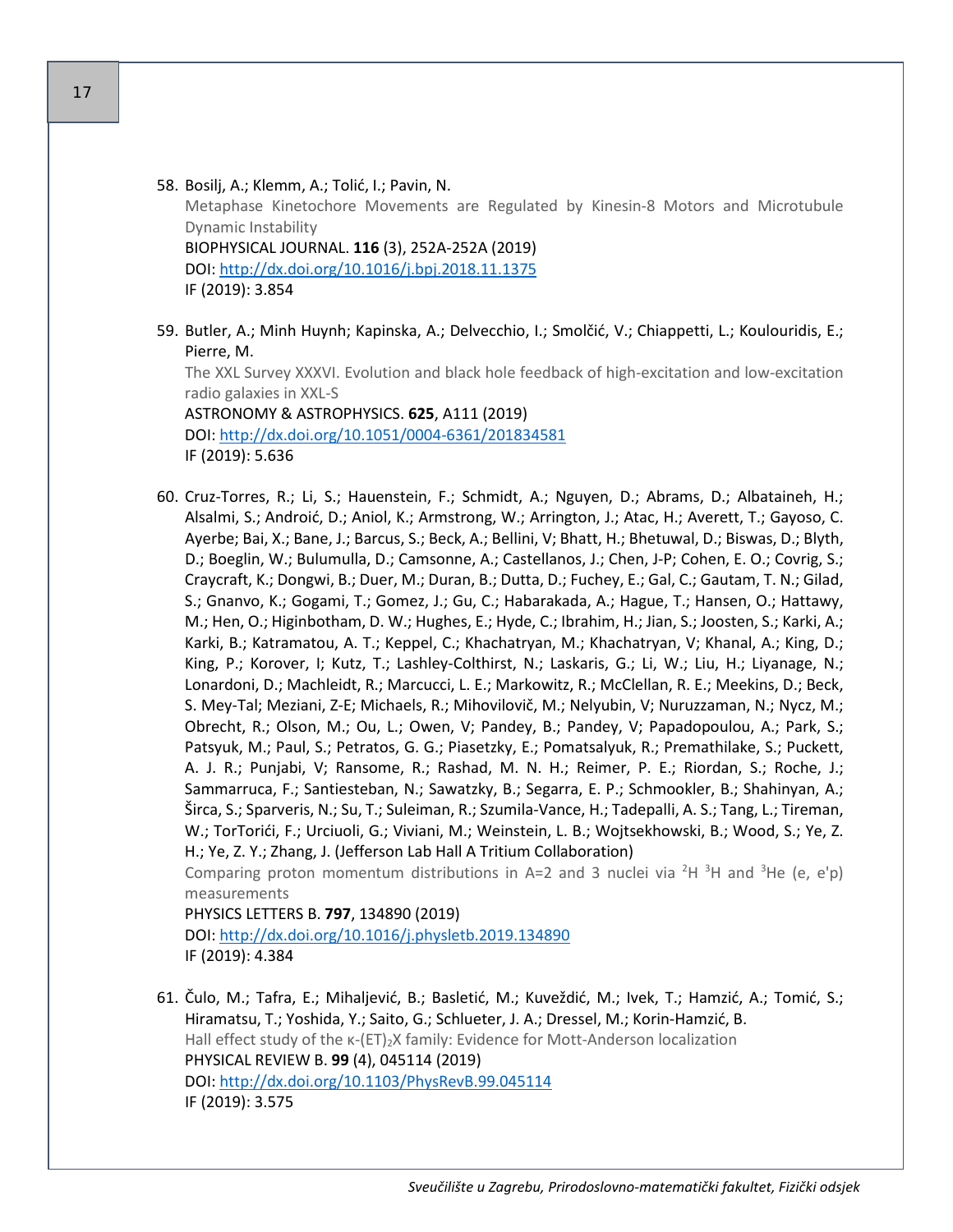58. Bosilj, A.; Klemm, A.; Tolić, I.; Pavin, N.
    Metaphase Kinetochore Movements are Regulated by Kinesin-8 Motors and Microtubule Dynamic Instability
    BIOPHYSICAL JOURNAL. **116** (3), 252A-252A (2019)
    DOI: http://dx.doi.org/10.1016/j.bpj.2018.11.1375
    IF (2019): 3.854

59. Butler, A.; Minh Huynh; Kapinska, A.; Delvecchio, I.; Smolčić, V.; Chiappetti, L.; Koulouridis, E.; Pierre, M.
    The XXL Survey XXXVI. Evolution and black hole feedback of high-excitation and low-excitation radio galaxies in XXL-S
    ASTRONOMY & ASTROPHYSICS. **625**, A111 (2019)
    DOI: http://dx.doi.org/10.1051/0004-6361/201834581
    IF (2019): 5.636

60. Cruz-Torres, R.; Li, S.; Hauenstein, F.; Schmidt, A.; Nguyen, D.; Abrams, D.; Albataineh, H.; Alsalmi, S.; Androić, D.; Aniol, K.; Armstrong, W.; Arrington, J.; Atac, H.; Averett, T.; Gayoso, C. Ayerbe; Bai, X.; Bane, J.; Barcus, S.; Beck, A.; Bellini, V; Bhatt, H.; Bhetuwal, D.; Biswas, D.; Blyth, D.; Boeglin, W.; Bulumulla, D.; Camsonne, A.; Castellanos, J.; Chen, J-P; Cohen, E. O.; Covrig, S.; Craycraft, K.; Dongwi, B.; Duer, M.; Duran, B.; Dutta, D.; Fuchey, E.; Gal, C.; Gautam, T. N.; Gilad, S.; Gnanvo, K.; Gogami, T.; Gomez, J.; Gu, C.; Habarakada, A.; Hague, T.; Hansen, O.; Hattawy, M.; Hen, O.; Higinbotham, D. W.; Hughes, E.; Hyde, C.; Ibrahim, H.; Jian, S.; Joosten, S.; Karki, A.; Karki, B.; Katramatou, A. T.; Keppel, C.; Khachatryan, M.; Khachatryan, V; Khanal, A.; King, D.; King, P.; Korover, I; Kutz, T.; Lashley-Colthirst, N.; Laskaris, G.; Li, W.; Liu, H.; Liyanage, N.; Lonardoni, D.; Machleidt, R.; Marcucci, L. E.; Markowitz, R.; McClellan, R. E.; Meekins, D.; Beck, S. Mey-Tal; Meziani, Z-E; Michaels, R.; Mihovilovič, M.; Nelyubin, V; Nuruzzaman, N.; Nycz, M.; Obrecht, R.; Olson, M.; Ou, L.; Owen, V; Pandey, B.; Pandey, V; Papadopoulou, A.; Park, S.; Patsyuk, M.; Paul, S.; Petratos, G. G.; Piasetzky, E.; Pomatsalyuk, R.; Premathilake, S.; Puckett, A. J. R.; Punjabi, V; Ransome, R.; Rashad, M. N. H.; Reimer, P. E.; Riordan, S.; Roche, J.; Sammarruca, F.; Santiesteban, N.; Sawatzky, B.; Segarra, E. P.; Schmookler, B.; Shahinyan, A.; Širca, S.; Sparveris, N.; Su, T.; Suleiman, R.; Szumila-Vance, H.; Tadepalli, A. S.; Tang, L.; Tireman, W.; TorTorići, F.; Urciuoli, G.; Viviani, M.; Weinstein, L. B.; Wojtsekhowski, B.; Wood, S.; Ye, Z. H.; Ye, Z. Y.; Zhang, J. (Jefferson Lab Hall A Tritium Collaboration)
    Comparing proton momentum distributions in A=2 and 3 nuclei via $^{2}$H $^{3}$H and $^{3}$He (e, e'p) measurements
    PHYSICS LETTERS B. **797**, 134890 (2019)
    DOI: http://dx.doi.org/10.1016/j.physletb.2019.134890
    IF (2019): 4.384

61. Čulo, M.; Tafra, E.; Mihaljević, B.; Basletić, M.; Kuveždić, M.; Ivek, T.; Hamzić, A.; Tomić, S.; Hiramatsu, T.; Yoshida, Y.; Saito, G.; Schlueter, J. A.; Dressel, M.; Korin-Hamzić, B.
    Hall effect study of the κ-$(ET)_2X$ family: Evidence for Mott-Anderson localization
    PHYSICAL REVIEW B. **99** (4), 045114 (2019)
    DOI: http://dx.doi.org/10.1103/PhysRevB.99.045114
    IF (2019): 3.575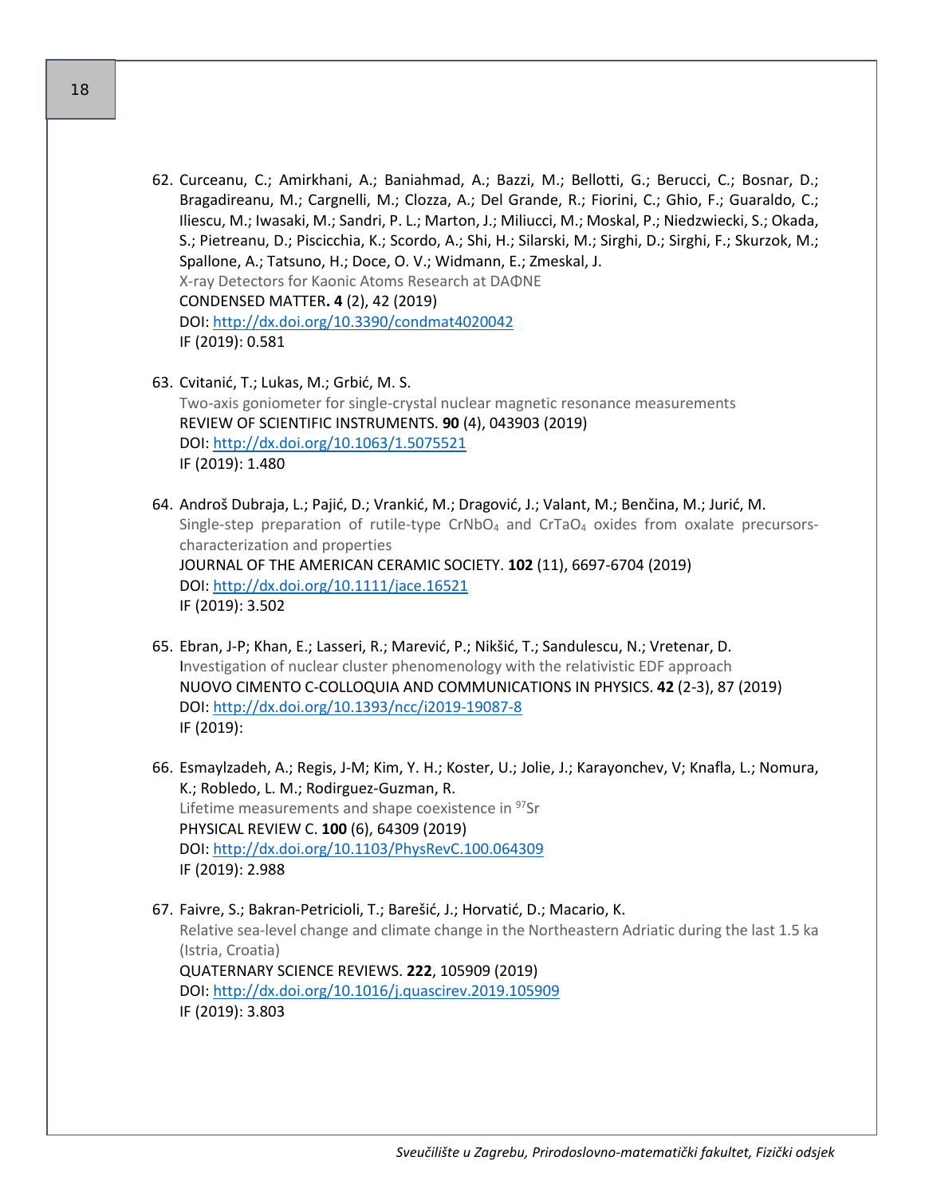62. Curceanu, C.; Amirkhani, A.; Baniahmad, A.; Bazzi, M.; Bellotti, G.; Berucci, C.; Bosnar, D.; Bragadireanu, M.; Cargnelli, M.; Clozza, A.; Del Grande, R.; Fiorini, C.; Ghio, F.; Guaraldo, C.; Iliescu, M.; Iwasaki, M.; Sandri, P. L.; Marton, J.; Miliucci, M.; Moskal, P.; Niedzwiecki, S.; Okada, S.; Pietreanu, D.; Piscicchia, K.; Scordo, A.; Shi, H.; Silarski, M.; Sirghi, D.; Sirghi, F.; Skurzok, M.; Spallone, A.; Tatsuno, H.; Doce, O. V.; Widmann, E.; Zmeskal, J.
    X-ray Detectors for Kaonic Atoms Research at DAΦNE
    CONDENSED MATTER**. 4** (2), 42 (2019)
    DOI: http://dx.doi.org/10.3390/condmat4020042
    IF (2019): 0.581

63. Cvitanić, T.; Lukas, M.; Grbić, M. S.
    Two-axis goniometer for single-crystal nuclear magnetic resonance measurements
    REVIEW OF SCIENTIFIC INSTRUMENTS. **90** (4), 043903 (2019)
    DOI: http://dx.doi.org/10.1063/1.5075521
    IF (2019): 1.480

64. Androš Dubraja, L.; Pajić, D.; Vrankić, M.; Dragović, J.; Valant, M.; Benčina, M.; Jurić, M.
    Single-step preparation of rutile-type $CrNbO_4$ and $CrTaO_4$ oxides from oxalate precursors-characterization and properties
    JOURNAL OF THE AMERICAN CERAMIC SOCIETY. **102** (11), 6697-6704 (2019)
    DOI: http://dx.doi.org/10.1111/jace.16521
    IF (2019): 3.502

65. Ebran, J-P; Khan, E.; Lasseri, R.; Marević, P.; Nikšić, T.; Sandulescu, N.; Vretenar, D.
    Investigation of nuclear cluster phenomenology with the relativistic EDF approach
    NUOVO CIMENTO C-COLLOQUIA AND COMMUNICATIONS IN PHYSICS. **42** (2-3), 87 (2019)
    DOI: http://dx.doi.org/10.1393/ncc/i2019-19087-8
    IF (2019):

66. Esmaylzadeh, A.; Regis, J-M; Kim, Y. H.; Koster, U.; Jolie, J.; Karayonchev, V; Knafla, L.; Nomura, K.; Robledo, L. M.; Rodirguez-Guzman, R.
    Lifetime measurements and shape coexistence in $^{97}Sr$
    PHYSICAL REVIEW C. **100** (6), 64309 (2019)
    DOI: http://dx.doi.org/10.1103/PhysRevC.100.064309
    IF (2019): 2.988

67. Faivre, S.; Bakran-Petricioli, T.; Barešić, J.; Horvatić, D.; Macario, K.
    Relative sea-level change and climate change in the Northeastern Adriatic during the last 1.5 ka (Istria, Croatia)
    QUATERNARY SCIENCE REVIEWS. **222**, 105909 (2019)
    DOI: http://dx.doi.org/10.1016/j.quascirev.2019.105909
    IF (2019): 3.803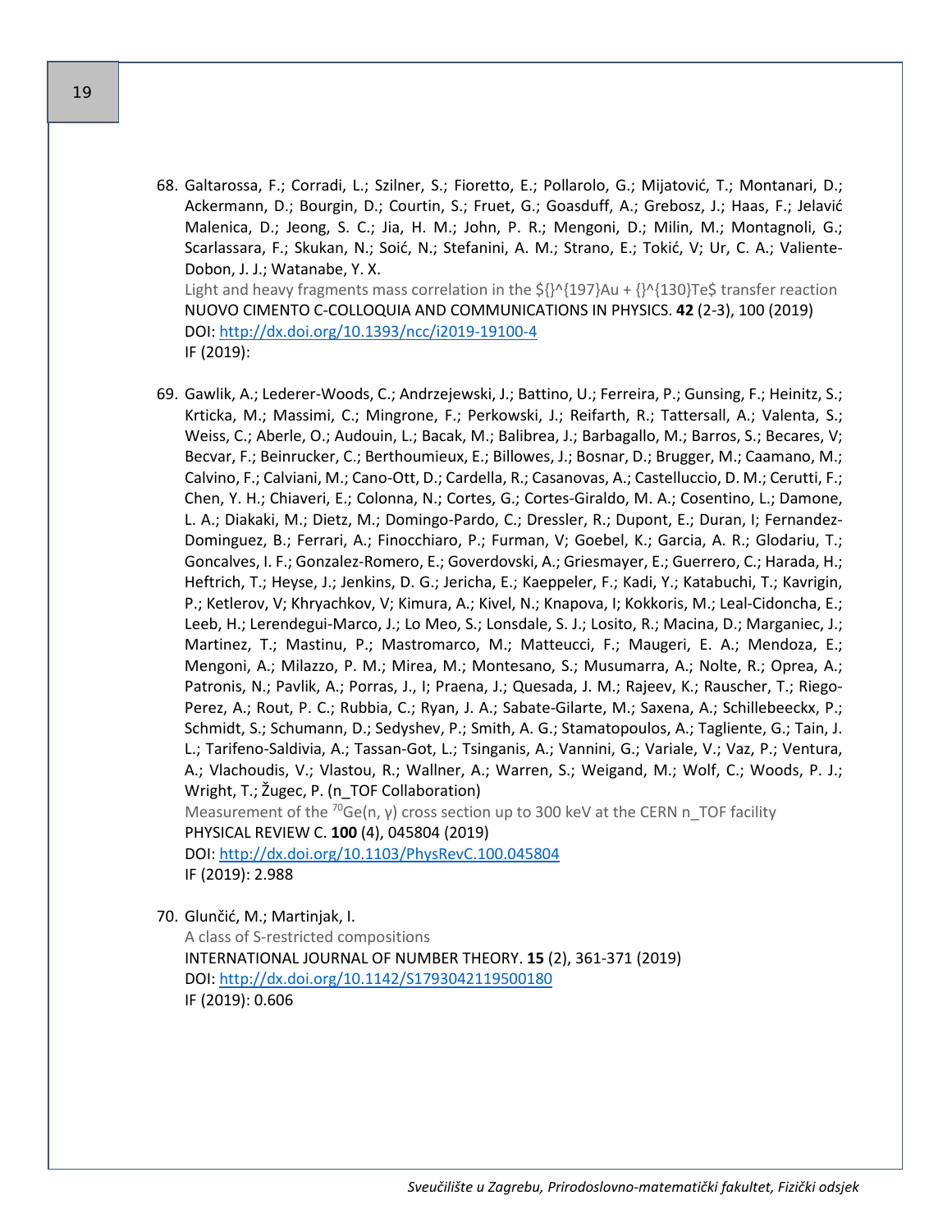68. Galtarossa, F.; Corradi, L.; Szilner, S.; Fioretto, E.; Pollarolo, G.; Mijatović, T.; Montanari, D.; Ackermann, D.; Bourgin, D.; Courtin, S.; Fruet, G.; Goasduff, A.; Grebosz, J.; Haas, F.; Jelavić Malenica, D.; Jeong, S. C.; Jia, H. M.; John, P. R.; Mengoni, D.; Milin, M.; Montagnoli, G.; Scarlassara, F.; Skukan, N.; Soić, N.; Stefanini, A. M.; Strano, E.; Tokić, V; Ur, C. A.; Valiente-Dobon, J. J.; Watanabe, Y. X.
    Light and heavy fragments mass correlation in the ${}^{197}Au + {}^{130}Te$ transfer reaction
    NUOVO CIMENTO C-COLLOQUIA AND COMMUNICATIONS IN PHYSICS. **42** (2-3), 100 (2019)
    DOI: http://dx.doi.org/10.1393/ncc/i2019-19100-4
    IF (2019):

69. Gawlik, A.; Lederer-Woods, C.; Andrzejewski, J.; Battino, U.; Ferreira, P.; Gunsing, F.; Heinitz, S.; Krticka, M.; Massimi, C.; Mingrone, F.; Perkowski, J.; Reifarth, R.; Tattersall, A.; Valenta, S.; Weiss, C.; Aberle, O.; Audouin, L.; Bacak, M.; Balibrea, J.; Barbagallo, M.; Barros, S.; Becares, V; Becvar, F.; Beinrucker, C.; Berthoumieux, E.; Billowes, J.; Bosnar, D.; Brugger, M.; Caamano, M.; Calvino, F.; Calviani, M.; Cano-Ott, D.; Cardella, R.; Casanovas, A.; Castelluccio, D. M.; Cerutti, F.; Chen, Y. H.; Chiaveri, E.; Colonna, N.; Cortes, G.; Cortes-Giraldo, M. A.; Cosentino, L.; Damone, L. A.; Diakaki, M.; Dietz, M.; Domingo-Pardo, C.; Dressler, R.; Dupont, E.; Duran, I; Fernandez-Dominguez, B.; Ferrari, A.; Finocchiaro, P.; Furman, V; Goebel, K.; Garcia, A. R.; Glodariu, T.; Goncalves, I. F.; Gonzalez-Romero, E.; Goverdovski, A.; Griesmayer, E.; Guerrero, C.; Harada, H.; Heftrich, T.; Heyse, J.; Jenkins, D. G.; Jericha, E.; Kaeppeler, F.; Kadi, Y.; Katabuchi, T.; Kavrigin, P.; Ketlerov, V; Khryachkov, V; Kimura, A.; Kivel, N.; Knapova, I; Kokkoris, M.; Leal-Cidoncha, E.; Leeb, H.; Lerendegui-Marco, J.; Lo Meo, S.; Lonsdale, S. J.; Losito, R.; Macina, D.; Marganiec, J.; Martinez, T.; Mastinu, P.; Mastromarco, M.; Matteucci, F.; Maugeri, E. A.; Mendoza, E.; Mengoni, A.; Milazzo, P. M.; Mirea, M.; Montesano, S.; Musumarra, A.; Nolte, R.; Oprea, A.; Patronis, N.; Pavlik, A.; Porras, J., I; Praena, J.; Quesada, J. M.; Rajeev, K.; Rauscher, T.; Riego-Perez, A.; Rout, P. C.; Rubbia, C.; Ryan, J. A.; Sabate-Gilarte, M.; Saxena, A.; Schillebeeckx, P.; Schmidt, S.; Schumann, D.; Sedyshev, P.; Smith, A. G.; Stamatopoulos, A.; Tagliente, G.; Tain, J. L.; Tarifeno-Saldivia, A.; Tassan-Got, L.; Tsinganis, A.; Vannini, G.; Variale, V.; Vaz, P.; Ventura, A.; Vlachoudis, V.; Vlastou, R.; Wallner, A.; Warren, S.; Weigand, M.; Wolf, C.; Woods, P. J.; Wright, T.; Žugec, P. (n_TOF Collaboration)
    Measurement of the ${}^{70}Ge(n, \gamma)$ cross section up to 300 keV at the CERN n_TOF facility
    PHYSICAL REVIEW C. **100** (4), 045804 (2019)
    DOI: http://dx.doi.org/10.1103/PhysRevC.100.045804
    IF (2019): 2.988

70. Glunčić, M.; Martinjak, I.
    A class of S-restricted compositions
    INTERNATIONAL JOURNAL OF NUMBER THEORY. **15** (2), 361-371 (2019)
    DOI: http://dx.doi.org/10.1142/S1793042119500180
    IF (2019): 0.606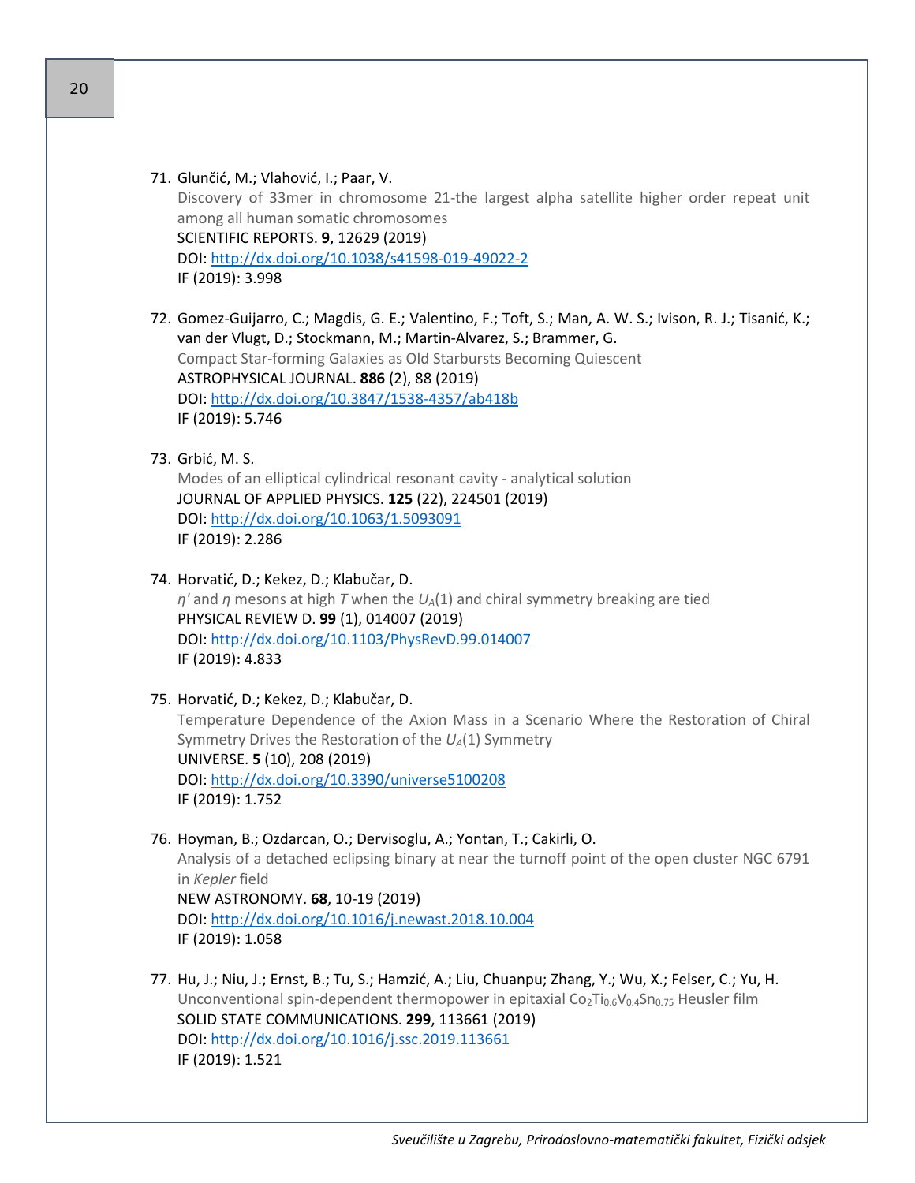71. Glunčić, M.; Vlahović, I.; Paar, V.
    Discovery of 33mer in chromosome 21-the largest alpha satellite higher order repeat unit among all human somatic chromosomes
    SCIENTIFIC REPORTS. **9**, 12629 (2019)
    DOI: http://dx.doi.org/10.1038/s41598-019-49022-2
    IF (2019): 3.998

72. Gomez-Guijarro, C.; Magdis, G. E.; Valentino, F.; Toft, S.; Man, A. W. S.; Ivison, R. J.; Tisanić, K.; van der Vlugt, D.; Stockmann, M.; Martin-Alvarez, S.; Brammer, G.
    Compact Star-forming Galaxies as Old Starbursts Becoming Quiescent
    ASTROPHYSICAL JOURNAL. **886** (2), 88 (2019)
    DOI: http://dx.doi.org/10.3847/1538-4357/ab418b
    IF (2019): 5.746

73. Grbić, M. S.
    Modes of an elliptical cylindrical resonant cavity - analytical solution
    JOURNAL OF APPLIED PHYSICS. **125** (22), 224501 (2019)
    DOI: http://dx.doi.org/10.1063/1.5093091
    IF (2019): 2.286

74. Horvatić, D.; Kekez, D.; Klabučar, D.
    $\eta'$ and $\eta$ mesons at high $T$ when the $U_A(1)$ and chiral symmetry breaking are tied
    PHYSICAL REVIEW D. **99** (1), 014007 (2019)
    DOI: http://dx.doi.org/10.1103/PhysRevD.99.014007
    IF (2019): 4.833

75. Horvatić, D.; Kekez, D.; Klabučar, D.
    Temperature Dependence of the Axion Mass in a Scenario Where the Restoration of Chiral Symmetry Drives the Restoration of the $U_A(1)$ Symmetry
    UNIVERSE. **5** (10), 208 (2019)
    DOI: http://dx.doi.org/10.3390/universe5100208
    IF (2019): 1.752

76. Hoyman, B.; Ozdarcan, O.; Dervisoglu, A.; Yontan, T.; Cakirli, O.
    Analysis of a detached eclipsing binary at near the turnoff point of the open cluster NGC 6791 in *Kepler* field
    NEW ASTRONOMY. **68**, 10-19 (2019)
    DOI: http://dx.doi.org/10.1016/j.newast.2018.10.004
    IF (2019): 1.058

77. Hu, J.; Niu, J.; Ernst, B.; Tu, S.; Hamzić, A.; Liu, Chuanpu; Zhang, Y.; Wu, X.; Felser, C.; Yu, H.
    Unconventional spin-dependent thermopower in epitaxial $Co_2Ti_{0.6}V_{0.4}Sn_{0.75}$ Heusler film
    SOLID STATE COMMUNICATIONS. **299**, 113661 (2019)
    DOI: http://dx.doi.org/10.1016/j.ssc.2019.113661
    IF (2019): 1.521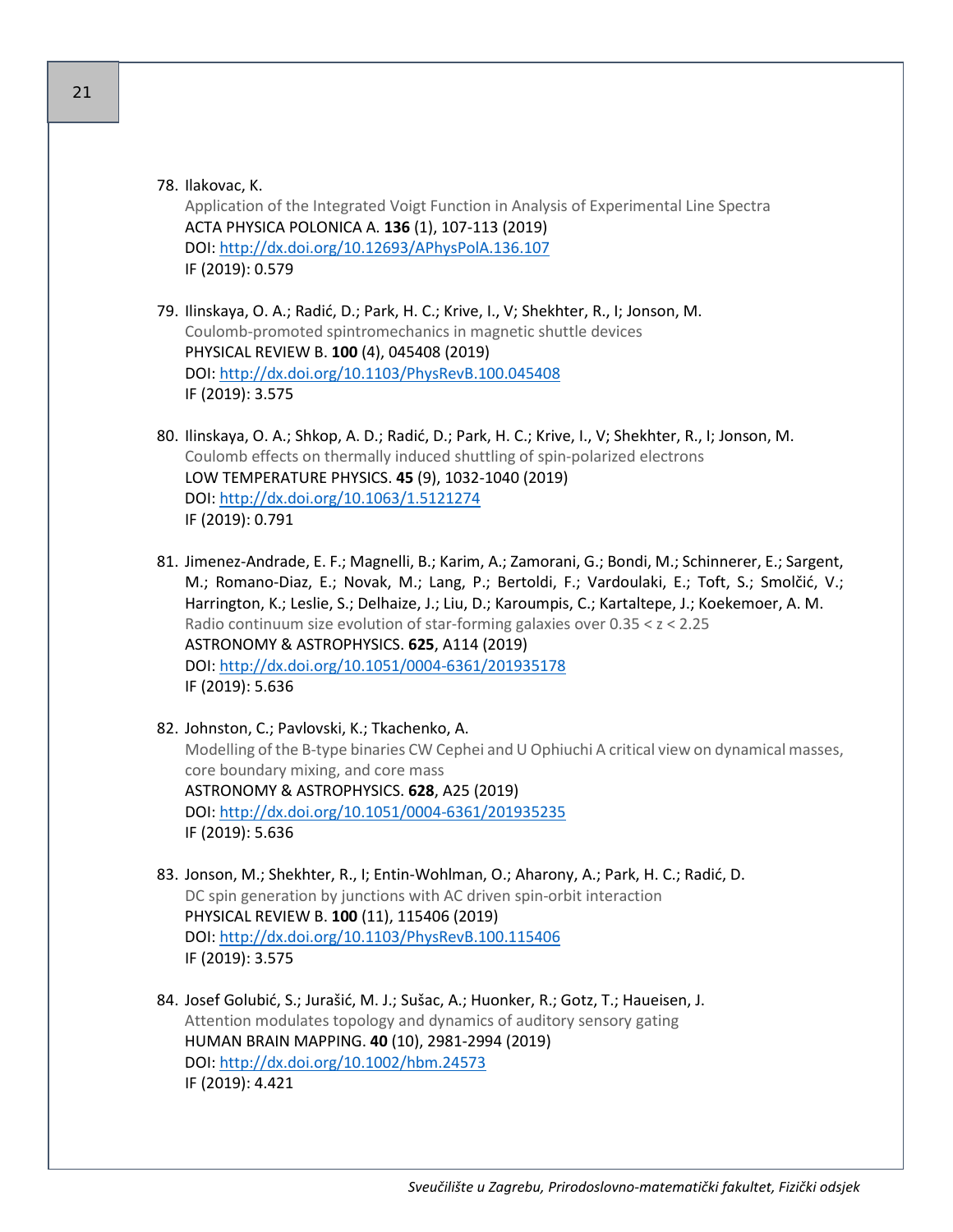78. Ilakovac, K.
    Application of the Integrated Voigt Function in Analysis of Experimental Line Spectra
    ACTA PHYSICA POLONICA A. **136** (1), 107-113 (2019)
    DOI: http://dx.doi.org/10.12693/APhysPolA.136.107
    IF (2019): 0.579

79. Ilinskaya, O. A.; Radić, D.; Park, H. C.; Krive, I., V; Shekhter, R., I; Jonson, M.
    Coulomb-promoted spintromechanics in magnetic shuttle devices
    PHYSICAL REVIEW B. **100** (4), 045408 (2019)
    DOI: http://dx.doi.org/10.1103/PhysRevB.100.045408
    IF (2019): 3.575

80. Ilinskaya, O. A.; Shkop, A. D.; Radić, D.; Park, H. C.; Krive, I., V; Shekhter, R., I; Jonson, M.
    Coulomb effects on thermally induced shuttling of spin-polarized electrons
    LOW TEMPERATURE PHYSICS. **45** (9), 1032-1040 (2019)
    DOI: http://dx.doi.org/10.1063/1.5121274
    IF (2019): 0.791

81. Jimenez-Andrade, E. F.; Magnelli, B.; Karim, A.; Zamorani, G.; Bondi, M.; Schinnerer, E.; Sargent, M.; Romano-Diaz, E.; Novak, M.; Lang, P.; Bertoldi, F.; Vardoulaki, E.; Toft, S.; Smolčić, V.; Harrington, K.; Leslie, S.; Delhaize, J.; Liu, D.; Karoumpis, C.; Kartaltepe, J.; Koekemoer, A. M.
    Radio continuum size evolution of star-forming galaxies over 0.35 < z < 2.25
    ASTRONOMY & ASTROPHYSICS. **625**, A114 (2019)
    DOI: http://dx.doi.org/10.1051/0004-6361/201935178
    IF (2019): 5.636

82. Johnston, C.; Pavlovski, K.; Tkachenko, A.
    Modelling of the B-type binaries CW Cephei and U Ophiuchi A critical view on dynamical masses, core boundary mixing, and core mass
    ASTRONOMY & ASTROPHYSICS. **628**, A25 (2019)
    DOI: http://dx.doi.org/10.1051/0004-6361/201935235
    IF (2019): 5.636

83. Jonson, M.; Shekhter, R., I; Entin-Wohlman, O.; Aharony, A.; Park, H. C.; Radić, D.
    DC spin generation by junctions with AC driven spin-orbit interaction
    PHYSICAL REVIEW B. **100** (11), 115406 (2019)
    DOI: http://dx.doi.org/10.1103/PhysRevB.100.115406
    IF (2019): 3.575

84. Josef Golubić, S.; Jurašić, M. J.; Sušac, A.; Huonker, R.; Gotz, T.; Haueisen, J.
    Attention modulates topology and dynamics of auditory sensory gating
    HUMAN BRAIN MAPPING. **40** (10), 2981-2994 (2019)
    DOI: http://dx.doi.org/10.1002/hbm.24573
    IF (2019): 4.421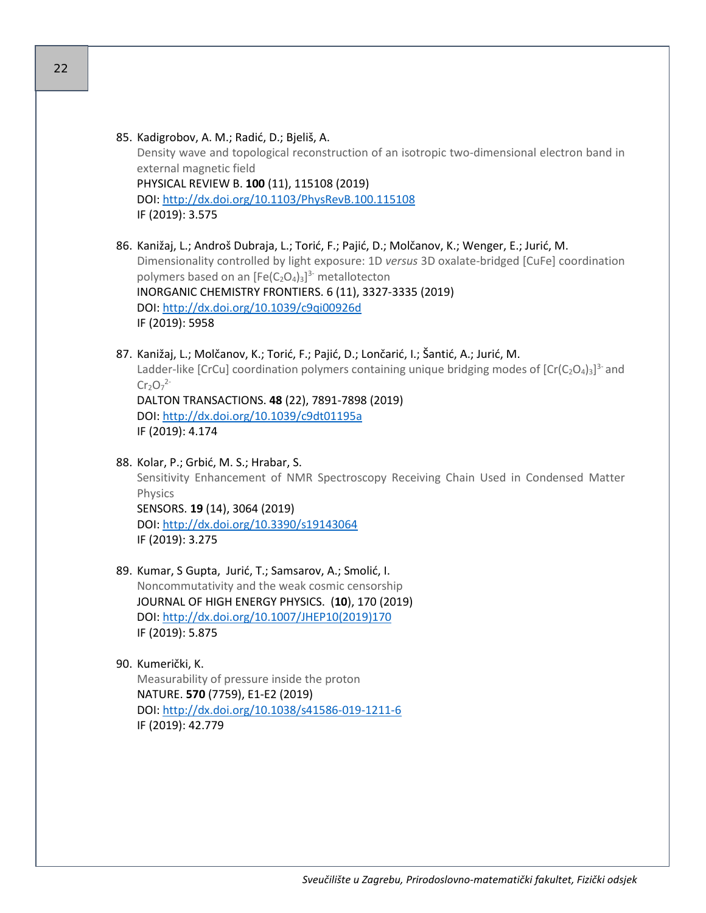85. Kadigrobov, A. M.; Radić, D.; Bjeliš, A.
    Density wave and topological reconstruction of an isotropic two-dimensional electron band in external magnetic field
    PHYSICAL REVIEW B. **100** (11), 115108 (2019)
    DOI: http://dx.doi.org/10.1103/PhysRevB.100.115108
    IF (2019): 3.575

86. Kanižaj, L.; Androš Dubraja, L.; Torić, F.; Pajić, D.; Molčanov, K.; Wenger, E.; Jurić, M.
    Dimensionality controlled by light exposure: 1D *versus* 3D oxalate-bridged [CuFe] coordination polymers based on an $[Fe(C_2O_4)_3]^{3-}$ metallotecton
    INORGANIC CHEMISTRY FRONTIERS. 6 (11), 3327-3335 (2019)
    DOI: http://dx.doi.org/10.1039/c9qi00926d
    IF (2019): 5958

87. Kanižaj, L.; Molčanov, K.; Torić, F.; Pajić, D.; Lončarić, I.; Šantić, A.; Jurić, M.
    Ladder-like [CrCu] coordination polymers containing unique bridging modes of $[Cr(C_2O_4)_3]^{3-}$ and $Cr_2O_7^{2-}$
    DALTON TRANSACTIONS. **48** (22), 7891-7898 (2019)
    DOI: http://dx.doi.org/10.1039/c9dt01195a
    IF (2019): 4.174

88. Kolar, P.; Grbić, M. S.; Hrabar, S.
    Sensitivity Enhancement of NMR Spectroscopy Receiving Chain Used in Condensed Matter Physics
    SENSORS. **19** (14), 3064 (2019)
    DOI: http://dx.doi.org/10.3390/s19143064
    IF (2019): 3.275

89. Kumar, S Gupta, Jurić, T.; Samsarov, A.; Smolić, I.
    Noncommutativity and the weak cosmic censorship
    JOURNAL OF HIGH ENERGY PHYSICS. (**10**), 170 (2019)
    DOI: http://dx.doi.org/10.1007/JHEP10(2019)170
    IF (2019): 5.875

90. Kumerički, K.
    Measurability of pressure inside the proton
    NATURE. **570** (7759), E1-E2 (2019)
    DOI: http://dx.doi.org/10.1038/s41586-019-1211-6
    IF (2019): 42.779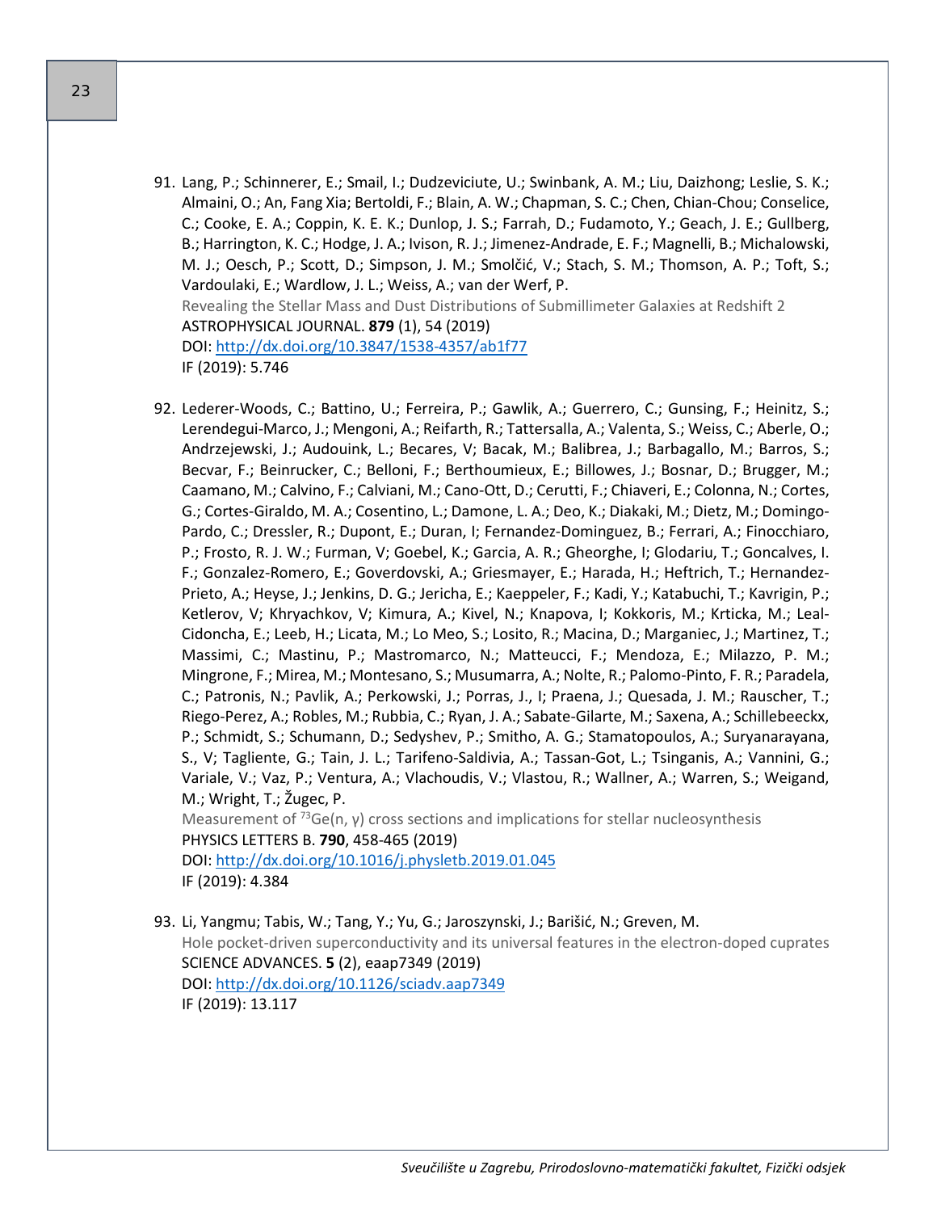91. Lang, P.; Schinnerer, E.; Smail, I.; Dudzeviciute, U.; Swinbank, A. M.; Liu, Daizhong; Leslie, S. K.; Almaini, O.; An, Fang Xia; Bertoldi, F.; Blain, A. W.; Chapman, S. C.; Chen, Chian-Chou; Conselice, C.; Cooke, E. A.; Coppin, K. E. K.; Dunlop, J. S.; Farrah, D.; Fudamoto, Y.; Geach, J. E.; Gullberg, B.; Harrington, K. C.; Hodge, J. A.; Ivison, R. J.; Jimenez-Andrade, E. F.; Magnelli, B.; Michalowski, M. J.; Oesch, P.; Scott, D.; Simpson, J. M.; Smolčić, V.; Stach, S. M.; Thomson, A. P.; Toft, S.; Vardoulaki, E.; Wardlow, J. L.; Weiss, A.; van der Werf, P.
    Revealing the Stellar Mass and Dust Distributions of Submillimeter Galaxies at Redshift 2
    ASTROPHYSICAL JOURNAL. **879** (1), 54 (2019)
    DOI: http://dx.doi.org/10.3847/1538-4357/ab1f77
    IF (2019): 5.746

92. Lederer-Woods, C.; Battino, U.; Ferreira, P.; Gawlik, A.; Guerrero, C.; Gunsing, F.; Heinitz, S.; Lerendegui-Marco, J.; Mengoni, A.; Reifarth, R.; Tattersalla, A.; Valenta, S.; Weiss, C.; Aberle, O.; Andrzejewski, J.; Audouink, L.; Becares, V; Bacak, M.; Balibrea, J.; Barbagallo, M.; Barros, S.; Becvar, F.; Beinrucker, C.; Belloni, F.; Berthoumieux, E.; Billowes, J.; Bosnar, D.; Brugger, M.; Caamano, M.; Calvino, F.; Calviani, M.; Cano-Ott, D.; Cerutti, F.; Chiaveri, E.; Colonna, N.; Cortes, G.; Cortes-Giraldo, M. A.; Cosentino, L.; Damone, L. A.; Deo, K.; Diakaki, M.; Dietz, M.; Domingo-Pardo, C.; Dressler, R.; Dupont, E.; Duran, I; Fernandez-Dominguez, B.; Ferrari, A.; Finocchiaro, P.; Frosto, R. J. W.; Furman, V; Goebel, K.; Garcia, A. R.; Gheorghe, I; Glodariu, T.; Goncalves, I. F.; Gonzalez-Romero, E.; Goverdovski, A.; Griesmayer, E.; Harada, H.; Heftrich, T.; Hernandez-Prieto, A.; Heyse, J.; Jenkins, D. G.; Jericha, E.; Kaeppeler, F.; Kadi, Y.; Katabuchi, T.; Kavrigin, P.; Ketlerov, V; Khryachkov, V; Kimura, A.; Kivel, N.; Knapova, I; Kokkoris, M.; Krticka, M.; Leal-Cidoncha, E.; Leeb, H.; Licata, M.; Lo Meo, S.; Losito, R.; Macina, D.; Marganiec, J.; Martinez, T.; Massimi, C.; Mastinu, P.; Mastromarco, N.; Matteucci, F.; Mendoza, E.; Milazzo, P. M.; Mingrone, F.; Mirea, M.; Montesano, S.; Musumarra, A.; Nolte, R.; Palomo-Pinto, F. R.; Paradela, C.; Patronis, N.; Pavlik, A.; Perkowski, J.; Porras, J., I; Praena, J.; Quesada, J. M.; Rauscher, T.; Riego-Perez, A.; Robles, M.; Rubbia, C.; Ryan, J. A.; Sabate-Gilarte, M.; Saxena, A.; Schillebeeckx, P.; Schmidt, S.; Schumann, D.; Sedyshev, P.; Smitho, A. G.; Stamatopoulos, A.; Suryanarayana, S., V; Tagliente, G.; Tain, J. L.; Tarifeno-Saldivia, A.; Tassan-Got, L.; Tsinganis, A.; Vannini, G.; Variale, V.; Vaz, P.; Ventura, A.; Vlachoudis, V.; Vlastou, R.; Wallner, A.; Warren, S.; Weigand, M.; Wright, T.; Žugec, P.
    Measurement of $^{73}Ge(n, \gamma)$ cross sections and implications for stellar nucleosynthesis
    PHYSICS LETTERS B. **790**, 458-465 (2019)
    DOI: http://dx.doi.org/10.1016/j.physletb.2019.01.045
    IF (2019): 4.384

93. Li, Yangmu; Tabis, W.; Tang, Y.; Yu, G.; Jaroszynski, J.; Barišić, N.; Greven, M.
    Hole pocket-driven superconductivity and its universal features in the electron-doped cuprates
    SCIENCE ADVANCES. **5** (2), eaap7349 (2019)
    DOI: http://dx.doi.org/10.1126/sciadv.aap7349
    IF (2019): 13.117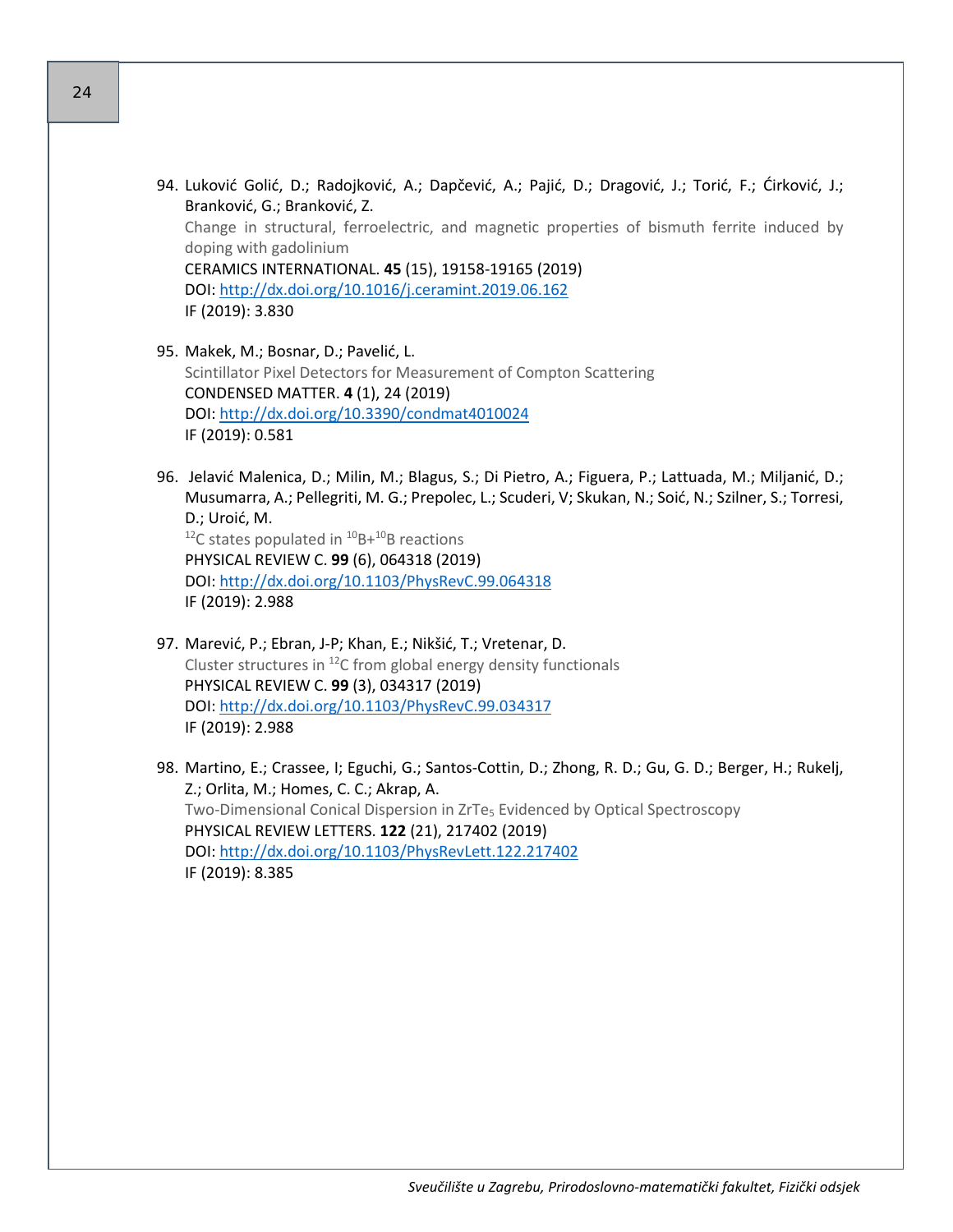94. Luković Golić, D.; Radojković, A.; Dapčević, A.; Pajić, D.; Dragović, J.; Torić, F.; Ćirković, J.; Branković, G.; Branković, Z.
    Change in structural, ferroelectric, and magnetic properties of bismuth ferrite induced by doping with gadolinium
    CERAMICS INTERNATIONAL. **45** (15), 19158-19165 (2019)
    DOI: http://dx.doi.org/10.1016/j.ceramint.2019.06.162
    IF (2019): 3.830

95. Makek, M.; Bosnar, D.; Pavelić, L.
    Scintillator Pixel Detectors for Measurement of Compton Scattering
    CONDENSED MATTER. **4** (1), 24 (2019)
    DOI: http://dx.doi.org/10.3390/condmat4010024
    IF (2019): 0.581

96. Jelavić Malenica, D.; Milin, M.; Blagus, S.; Di Pietro, A.; Figuera, P.; Lattuada, M.; Miljanić, D.; Musumarra, A.; Pellegriti, M. G.; Prepolec, L.; Scuderi, V; Skukan, N.; Soić, N.; Szilner, S.; Torresi, D.; Uroić, M.
    $^{12}C$ states populated in $^{10}B$+$^{10}B$ reactions
    PHYSICAL REVIEW C. **99** (6), 064318 (2019)
    DOI: http://dx.doi.org/10.1103/PhysRevC.99.064318
    IF (2019): 2.988

97. Marević, P.; Ebran, J-P; Khan, E.; Nikšić, T.; Vretenar, D.
    Cluster structures in $^{12}C$ from global energy density functionals
    PHYSICAL REVIEW C. **99** (3), 034317 (2019)
    DOI: http://dx.doi.org/10.1103/PhysRevC.99.034317
    IF (2019): 2.988

98. Martino, E.; Crassee, I; Eguchi, G.; Santos-Cottin, D.; Zhong, R. D.; Gu, G. D.; Berger, H.; Rukelj, Z.; Orlita, M.; Homes, C. C.; Akrap, A.
    Two-Dimensional Conical Dispersion in $ZrTe_5$ Evidenced by Optical Spectroscopy
    PHYSICAL REVIEW LETTERS. **122** (21), 217402 (2019)
    DOI: http://dx.doi.org/10.1103/PhysRevLett.122.217402
    IF (2019): 8.385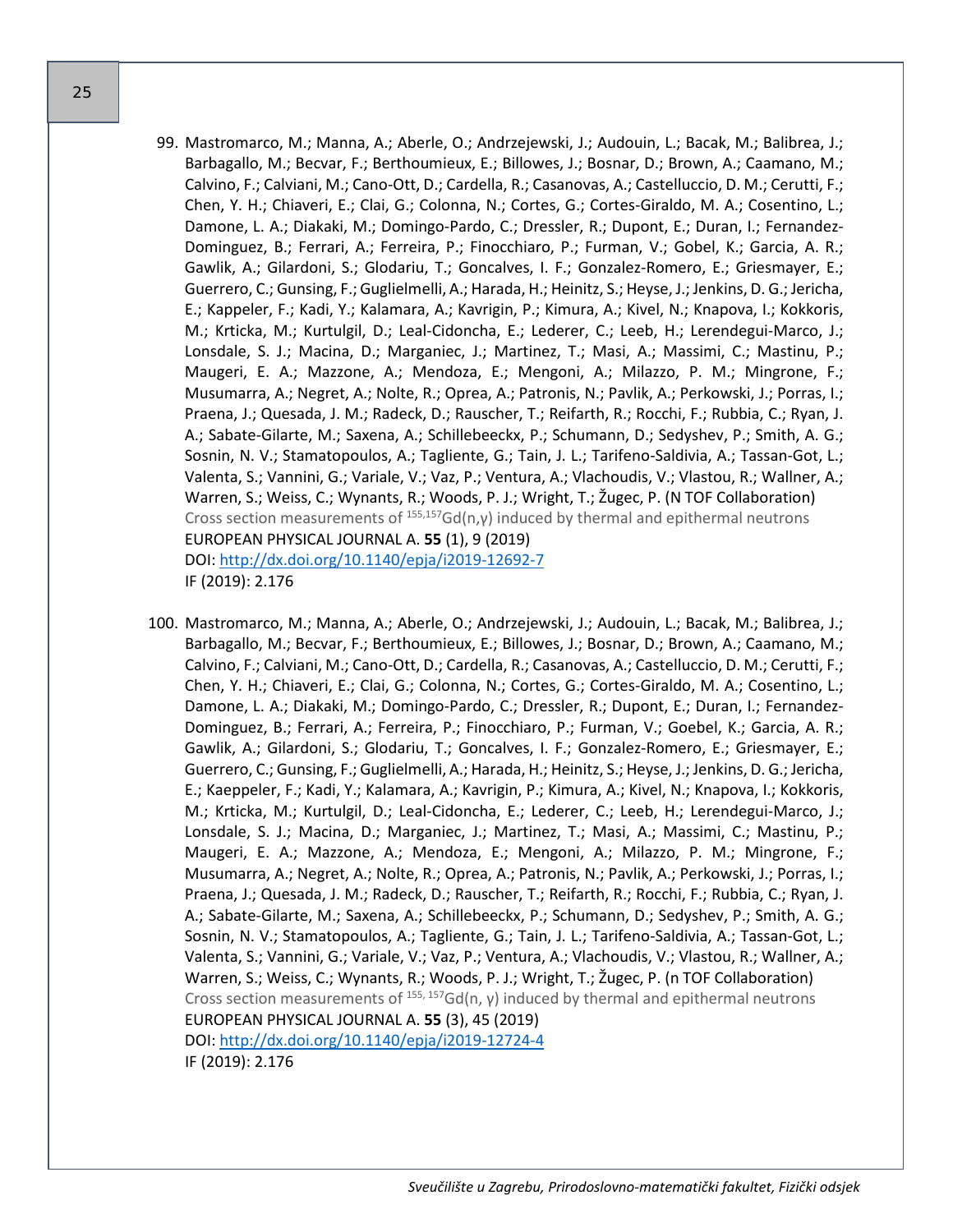99. Mastromarco, M.; Manna, A.; Aberle, O.; Andrzejewski, J.; Audouin, L.; Bacak, M.; Balibrea, J.; Barbagallo, M.; Becvar, F.; Berthoumieux, E.; Billowes, J.; Bosnar, D.; Brown, A.; Caamano, M.; Calvino, F.; Calviani, M.; Cano-Ott, D.; Cardella, R.; Casanovas, A.; Castelluccio, D. M.; Cerutti, F.; Chen, Y. H.; Chiaveri, E.; Clai, G.; Colonna, N.; Cortes, G.; Cortes-Giraldo, M. A.; Cosentino, L.; Damone, L. A.; Diakaki, M.; Domingo-Pardo, C.; Dressler, R.; Dupont, E.; Duran, I.; Fernandez-Dominguez, B.; Ferrari, A.; Ferreira, P.; Finocchiaro, P.; Furman, V.; Gobel, K.; Garcia, A. R.; Gawlik, A.; Gilardoni, S.; Glodariu, T.; Goncalves, I. F.; Gonzalez-Romero, E.; Griesmayer, E.; Guerrero, C.; Gunsing, F.; Guglielmelli, A.; Harada, H.; Heinitz, S.; Heyse, J.; Jenkins, D. G.; Jericha, E.; Kappeler, F.; Kadi, Y.; Kalamara, A.; Kavrigin, P.; Kimura, A.; Kivel, N.; Knapova, I.; Kokkoris, M.; Krticka, M.; Kurtulgil, D.; Leal-Cidoncha, E.; Lederer, C.; Leeb, H.; Lerendegui-Marco, J.; Lonsdale, S. J.; Macina, D.; Marganiec, J.; Martinez, T.; Masi, A.; Massimi, C.; Mastinu, P.; Maugeri, E. A.; Mazzone, A.; Mendoza, E.; Mengoni, A.; Milazzo, P. M.; Mingrone, F.; Musumarra, A.; Negret, A.; Nolte, R.; Oprea, A.; Patronis, N.; Pavlik, A.; Perkowski, J.; Porras, I.; Praena, J.; Quesada, J. M.; Radeck, D.; Rauscher, T.; Reifarth, R.; Rocchi, F.; Rubbia, C.; Ryan, J. A.; Sabate-Gilarte, M.; Saxena, A.; Schillebeeckx, P.; Schumann, D.; Sedyshev, P.; Smith, A. G.; Sosnin, N. V.; Stamatopoulos, A.; Tagliente, G.; Tain, J. L.; Tarifeno-Saldivia, A.; Tassan-Got, L.; Valenta, S.; Vannini, G.; Variale, V.; Vaz, P.; Ventura, A.; Vlachoudis, V.; Vlastou, R.; Wallner, A.; Warren, S.; Weiss, C.; Wynants, R.; Woods, P. J.; Wright, T.; Žugec, P. (N TOF Collaboration)
Cross section measurements of $^{155,157}Gd(n,\gamma)$ induced by thermal and epithermal neutrons
EUROPEAN PHYSICAL JOURNAL A. **55** (1), 9 (2019)
DOI: http://dx.doi.org/10.1140/epja/i2019-12692-7
IF (2019): 2.176

100. Mastromarco, M.; Manna, A.; Aberle, O.; Andrzejewski, J.; Audouin, L.; Bacak, M.; Balibrea, J.; Barbagallo, M.; Becvar, F.; Berthoumieux, E.; Billowes, J.; Bosnar, D.; Brown, A.; Caamano, M.; Calvino, F.; Calviani, M.; Cano-Ott, D.; Cardella, R.; Casanovas, A.; Castelluccio, D. M.; Cerutti, F.; Chen, Y. H.; Chiaveri, E.; Clai, G.; Colonna, N.; Cortes, G.; Cortes-Giraldo, M. A.; Cosentino, L.; Damone, L. A.; Diakaki, M.; Domingo-Pardo, C.; Dressler, R.; Dupont, E.; Duran, I.; Fernandez-Dominguez, B.; Ferrari, A.; Ferreira, P.; Finocchiaro, P.; Furman, V.; Goebel, K.; Garcia, A. R.; Gawlik, A.; Gilardoni, S.; Glodariu, T.; Goncalves, I. F.; Gonzalez-Romero, E.; Griesmayer, E.; Guerrero, C.; Gunsing, F.; Guglielmelli, A.; Harada, H.; Heinitz, S.; Heyse, J.; Jenkins, D. G.; Jericha, E.; Kaeppeler, F.; Kadi, Y.; Kalamara, A.; Kavrigin, P.; Kimura, A.; Kivel, N.; Knapova, I.; Kokkoris, M.; Krticka, M.; Kurtulgil, D.; Leal-Cidoncha, E.; Lederer, C.; Leeb, H.; Lerendegui-Marco, J.; Lonsdale, S. J.; Macina, D.; Marganiec, J.; Martinez, T.; Masi, A.; Massimi, C.; Mastinu, P.; Maugeri, E. A.; Mazzone, A.; Mendoza, E.; Mengoni, A.; Milazzo, P. M.; Mingrone, F.; Musumarra, A.; Negret, A.; Nolte, R.; Oprea, A.; Patronis, N.; Pavlik, A.; Perkowski, J.; Porras, I.; Praena, J.; Quesada, J. M.; Radeck, D.; Rauscher, T.; Reifarth, R.; Rocchi, F.; Rubbia, C.; Ryan, J. A.; Sabate-Gilarte, M.; Saxena, A.; Schillebeeckx, P.; Schumann, D.; Sedyshev, P.; Smith, A. G.; Sosnin, N. V.; Stamatopoulos, A.; Tagliente, G.; Tain, J. L.; Tarifeno-Saldivia, A.; Tassan-Got, L.; Valenta, S.; Vannini, G.; Variale, V.; Vaz, P.; Ventura, A.; Vlachoudis, V.; Vlastou, R.; Wallner, A.; Warren, S.; Weiss, C.; Wynants, R.; Woods, P. J.; Wright, T.; Žugec, P. (n TOF Collaboration)
Cross section measurements of $^{155, 157}Gd(n, \gamma)$ induced by thermal and epithermal neutrons
EUROPEAN PHYSICAL JOURNAL A. **55** (3), 45 (2019)
DOI: http://dx.doi.org/10.1140/epja/i2019-12724-4
IF (2019): 2.176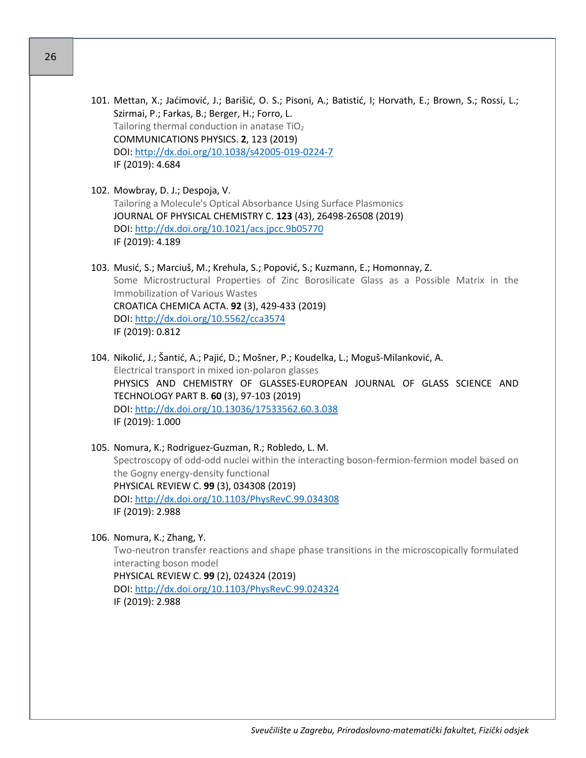101. Mettan, X.; Jaćimović, J.; Barišić, O. S.; Pisoni, A.; Batistić, I; Horvath, E.; Brown, S.; Rossi, L.; Szirmai, P.; Farkas, B.; Berger, H.; Forro, L.
     Tailoring thermal conduction in anatase $TiO_2$
     COMMUNICATIONS PHYSICS. **2**, 123 (2019)
     DOI: http://dx.doi.org/10.1038/s42005-019-0224-7
     IF (2019): 4.684

102. Mowbray, D. J.; Despoja, V.
     Tailoring a Molecule's Optical Absorbance Using Surface Plasmonics
     JOURNAL OF PHYSICAL CHEMISTRY C. **123** (43), 26498-26508 (2019)
     DOI: http://dx.doi.org/10.1021/acs.jpcc.9b05770
     IF (2019): 4.189

103. Music, S.; Marciuš, M.; Krehula, S.; Popović, S.; Kuzmann, E.; Homonnay, Z.
     Some Microstructural Properties of Zinc Borosilicate Glass as a Possible Matrix in the Immobilization of Various Wastes
     CROATICA CHEMICA ACTA. **92** (3), 429-433 (2019)
     DOI: http://dx.doi.org/10.5562/cca3574
     IF (2019): 0.812

104. Nikolić, J.; Šantić, A.; Pajić, D.; Mošner, P.; Koudelka, L.; Moguš-Milanković, A.
     Electrical transport in mixed ion-polaron glasses
     PHYSICS AND CHEMISTRY OF GLASSES-EUROPEAN JOURNAL OF GLASS SCIENCE AND TECHNOLOGY PART B. **60** (3), 97-103 (2019)
     DOI: http://dx.doi.org/10.13036/17533562.60.3.038
     IF (2019): 1.000

105. Nomura, K.; Rodriguez-Guzman, R.; Robledo, L. M.
     Spectroscopy of odd-odd nuclei within the interacting boson-fermion-fermion model based on the Gogny energy-density functional
     PHYSICAL REVIEW C. **99** (3), 034308 (2019)
     DOI: http://dx.doi.org/10.1103/PhysRevC.99.034308
     IF (2019): 2.988

106. Nomura, K.; Zhang, Y.
     Two-neutron transfer reactions and shape phase transitions in the microscopically formulated interacting boson model
     PHYSICAL REVIEW C. **99** (2), 024324 (2019)
     DOI: http://dx.doi.org/10.1103/PhysRevC.99.024324
     IF (2019): 2.988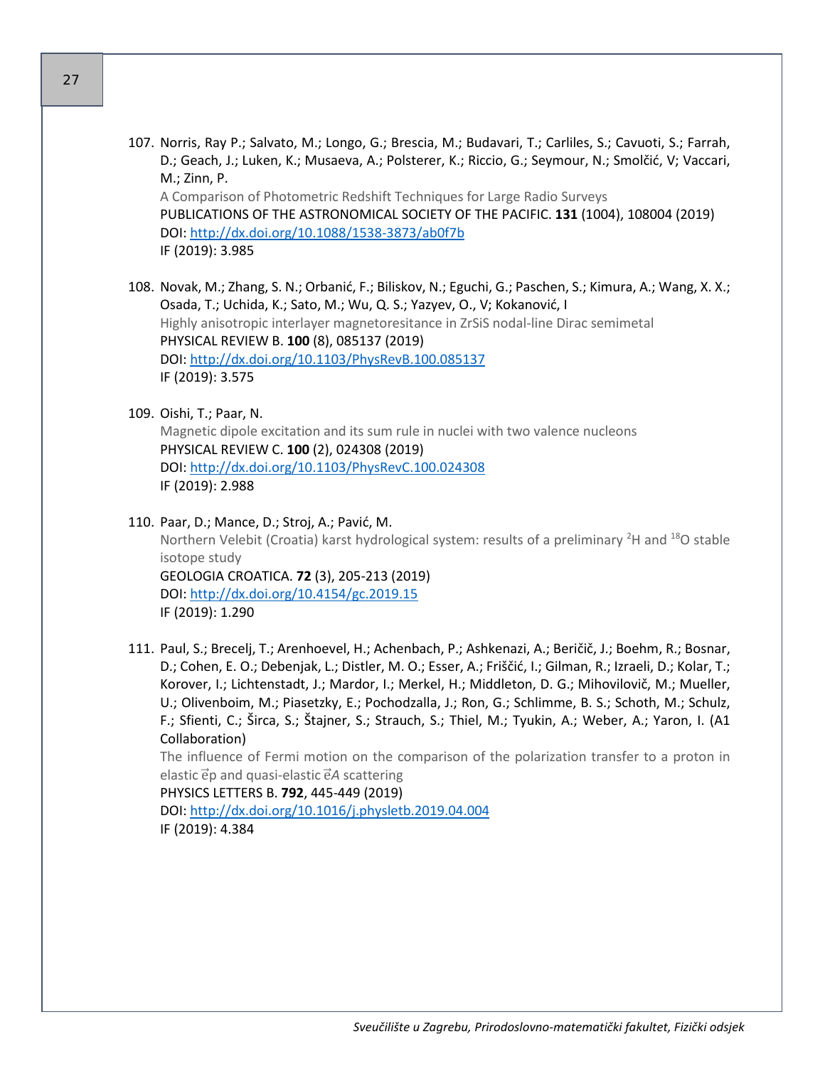107. Norris, Ray P.; Salvato, M.; Longo, G.; Brescia, M.; Budavari, T.; Carliles, S.; Cavuoti, S.; Farrah, D.; Geach, J.; Luken, K.; Musaeva, A.; Polsterer, K.; Riccio, G.; Seymour, N.; Smolčić, V; Vaccari, M.; Zinn, P.
     A Comparison of Photometric Redshift Techniques for Large Radio Surveys
     PUBLICATIONS OF THE ASTRONOMICAL SOCIETY OF THE PACIFIC. **131** (1004), 108004 (2019)
     DOI: http://dx.doi.org/10.1088/1538-3873/ab0f7b
     IF (2019): 3.985

108. Novak, M.; Zhang, S. N.; Orbanić, F.; Biliskov, N.; Eguchi, G.; Paschen, S.; Kimura, A.; Wang, X. X.; Osada, T.; Uchida, K.; Sato, M.; Wu, Q. S.; Yazyev, O., V; Kokanović, I
     Highly anisotropic interlayer magnetoresitance in ZrSiS nodal-line Dirac semimetal
     PHYSICAL REVIEW B. **100** (8), 085137 (2019)
     DOI: http://dx.doi.org/10.1103/PhysRevB.100.085137
     IF (2019): 3.575

109. Oishi, T.; Paar, N.
     Magnetic dipole excitation and its sum rule in nuclei with two valence nucleons
     PHYSICAL REVIEW C. **100** (2), 024308 (2019)
     DOI: http://dx.doi.org/10.1103/PhysRevC.100.024308
     IF (2019): 2.988

110. Paar, D.; Mance, D.; Stroj, A.; Pavić, M.
     Northern Velebit (Croatia) karst hydrological system: results of a preliminary $^{2}H$ and $^{18}O$ stable isotope study
     GEOLOGIA CROATICA. **72** (3), 205-213 (2019)
     DOI: http://dx.doi.org/10.4154/gc.2019.15
     IF (2019): 1.290

111. Paul, S.; Brecelj, T.; Arenhoevel, H.; Achenbach, P.; Ashkenazi, A.; Beričič, J.; Boehm, R.; Bosnar, D.; Cohen, E. O.; Debenjak, L.; Distler, M. O.; Esser, A.; Friščić, I.; Gilman, R.; Izraeli, D.; Kolar, T.; Korover, I.; Lichtenstadt, J.; Mardor, I.; Merkel, H.; Middleton, D. G.; Mihovilovič, M.; Mueller, U.; Olivenboim, M.; Piasetzky, E.; Pochodzalla, J.; Ron, G.; Schlimme, B. S.; Schoth, M.; Schulz, F.; Sfienti, C.; Širca, S.; Štajner, S.; Strauch, S.; Thiel, M.; Tyukin, A.; Weber, A.; Yaron, I. (A1 Collaboration)
     The influence of Fermi motion on the comparison of the polarization transfer to a proton in elastic $\vec{e}p$ and quasi-elastic $\vec{e}A$ scattering
     PHYSICS LETTERS B. **792**, 445-449 (2019)
     DOI: http://dx.doi.org/10.1016/j.physletb.2019.04.004
     IF (2019): 4.384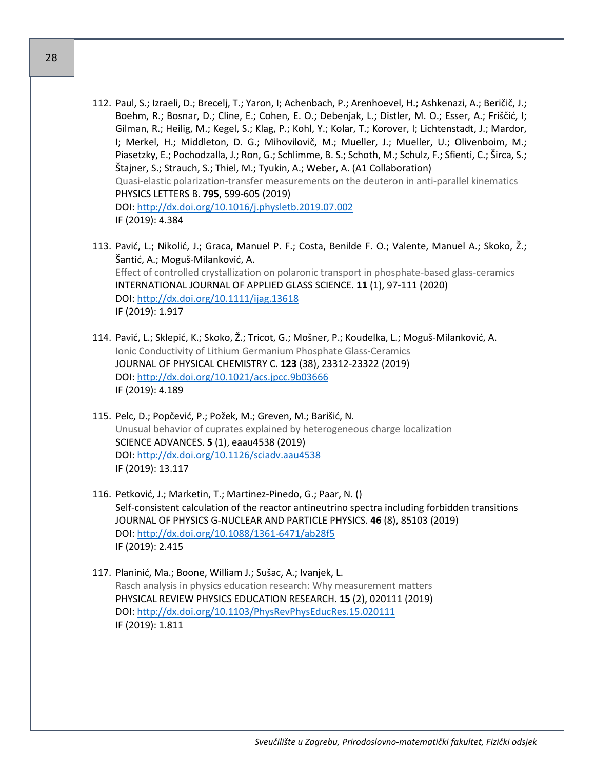112. Paul, S.; Izraeli, D.; Brecelj, T.; Yaron, I; Achenbach, P.; Arenhoevel, H.; Ashkenazi, A.; Beričič, J.; Boehm, R.; Bosnar, D.; Cline, E.; Cohen, E. O.; Debenjak, L.; Distler, M. O.; Esser, A.; Friščić, I; Gilman, R.; Heilig, M.; Kegel, S.; Klag, P.; Kohl, Y.; Kolar, T.; Korover, I; Lichtenstadt, J.; Mardor, I; Merkel, H.; Middleton, D. G.; Mihovilovič, M.; Mueller, J.; Mueller, U.; Olivenboim, M.; Piasetzky, E.; Pochodzalla, J.; Ron, G.; Schlimme, B. S.; Schoth, M.; Schulz, F.; Sfienti, C.; Širca, S.; Štajner, S.; Strauch, S.; Thiel, M.; Tyukin, A.; Weber, A. (A1 Collaboration)
     Quasi-elastic polarization-transfer measurements on the deuteron in anti-parallel kinematics
     PHYSICS LETTERS B. **795**, 599-605 (2019)
     DOI: http://dx.doi.org/10.1016/j.physletb.2019.07.002
     IF (2019): 4.384

113. Pavić, L.; Nikolić, J.; Graca, Manuel P. F.; Costa, Benilde F. O.; Valente, Manuel A.; Skoko, Ž.; Šantić, A.; Moguš-Milanković, A.
     Effect of controlled crystallization on polaronic transport in phosphate-based glass-ceramics
     INTERNATIONAL JOURNAL OF APPLIED GLASS SCIENCE. **11** (1), 97-111 (2020)
     DOI: http://dx.doi.org/10.1111/ijag.13618
     IF (2019): 1.917

114. Pavić, L.; Sklepić, K.; Skoko, Ž.; Tricot, G.; Mošner, P.; Koudelka, L.; Moguš-Milanković, A.
     Ionic Conductivity of Lithium Germanium Phosphate Glass-Ceramics
     JOURNAL OF PHYSICAL CHEMISTRY C. **123** (38), 23312-23322 (2019)
     DOI: http://dx.doi.org/10.1021/acs.jpcc.9b03666
     IF (2019): 4.189

115. Pelc, D.; Popčević, P.; Požek, M.; Greven, M.; Barišić, N.
     Unusual behavior of cuprates explained by heterogeneous charge localization
     SCIENCE ADVANCES. **5** (1), eaau4538 (2019)
     DOI: http://dx.doi.org/10.1126/sciadv.aau4538
     IF (2019): 13.117

116. Petković, J.; Marketin, T.; Martinez-Pinedo, G.; Paar, N. ()
     Self-consistent calculation of the reactor antineutrino spectra including forbidden transitions
     JOURNAL OF PHYSICS G-NUCLEAR AND PARTICLE PHYSICS. **46** (8), 85103 (2019)
     DOI: http://dx.doi.org/10.1088/1361-6471/ab28f5
     IF (2019): 2.415

117. Planinić, Ma.; Boone, William J.; Sušac, A.; Ivanjek, L.
     Rasch analysis in physics education research: Why measurement matters
     PHYSICAL REVIEW PHYSICS EDUCATION RESEARCH. **15** (2), 020111 (2019)
     DOI: http://dx.doi.org/10.1103/PhysRevPhysEducRes.15.020111
     IF (2019): 1.811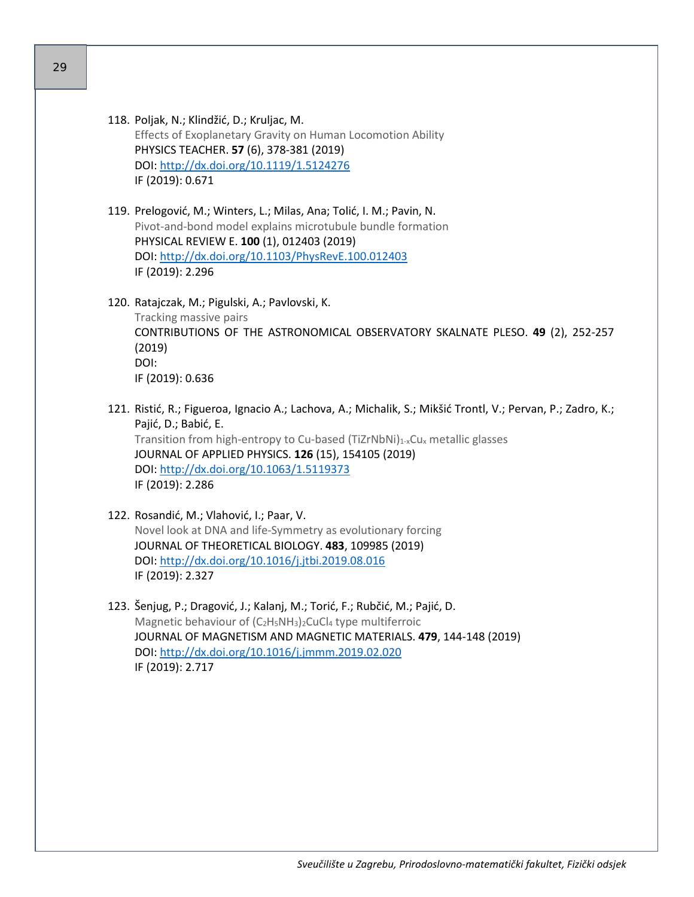118. Poljak, N.; Klindžić, D.; Kruljac, M.
   Effects of Exoplanetary Gravity on Human Locomotion Ability
   PHYSICS TEACHER. **57** (6), 378-381 (2019)
   DOI: http://dx.doi.org/10.1119/1.5124276
   IF (2019): 0.671

119. Prelogović, M.; Winters, L.; Milas, Ana; Tolić, I. M.; Pavin, N.
   Pivot-and-bond model explains microtubule bundle formation
   PHYSICAL REVIEW E. **100** (1), 012403 (2019)
   DOI: http://dx.doi.org/10.1103/PhysRevE.100.012403
   IF (2019): 2.296

120. Ratajczak, M.; Pigulski, A.; Pavlovski, K.
   Tracking massive pairs
   CONTRIBUTIONS OF THE ASTRONOMICAL OBSERVATORY SKALNATE PLESO. **49** (2), 252-257 (2019)
   DOI:
   IF (2019): 0.636

121. Ristić, R.; Figueroa, Ignacio A.; Lachova, A.; Michalik, S.; Mikšić Trontl, V.; Pervan, P.; Zadro, K.; Pajić, D.; Babić, E.
   Transition from high-entropy to Cu-based $(TiZrNbNi)_{1-x}Cu_x$ metallic glasses
   JOURNAL OF APPLIED PHYSICS. **126** (15), 154105 (2019)
   DOI: http://dx.doi.org/10.1063/1.5119373
   IF (2019): 2.286

122. Rosandić, M.; Vlahović, I.; Paar, V.
   Novel look at DNA and life-Symmetry as evolutionary forcing
   JOURNAL OF THEORETICAL BIOLOGY. **483**, 109985 (2019)
   DOI: http://dx.doi.org/10.1016/j.jtbi.2019.08.016
   IF (2019): 2.327

123. Šenjug, P.; Dragović, J.; Kalanj, M.; Torić, F.; Rubčić, M.; Pajić, D.
   Magnetic behaviour of $(C_2H_5NH_3)_2CuCl_4$ type multiferroic
   JOURNAL OF MAGNETISM AND MAGNETIC MATERIALS. **479**, 144-148 (2019)
   DOI: http://dx.doi.org/10.1016/j.jmmm.2019.02.020
   IF (2019): 2.717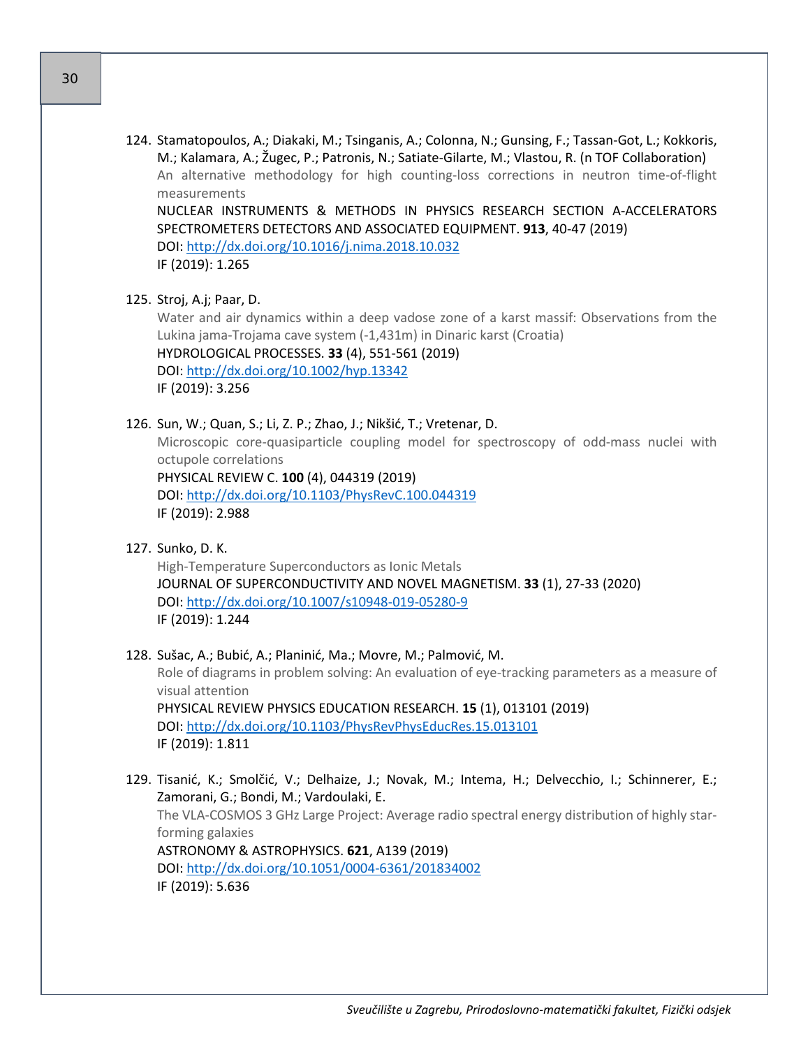124. Stamatopoulos, A.; Diakaki, M.; Tsinganis, A.; Colonna, N.; Gunsing, F.; Tassan-Got, L.; Kokkoris, M.; Kalamara, A.; Žugec, P.; Patronis, N.; Satiate-Gilarte, M.; Vlastou, R. (n TOF Collaboration)
An alternative methodology for high counting-loss corrections in neutron time-of-flight measurements
NUCLEAR INSTRUMENTS & METHODS IN PHYSICS RESEARCH SECTION A-ACCELERATORS SPECTROMETERS DETECTORS AND ASSOCIATED EQUIPMENT. **913**, 40-47 (2019)
DOI: http://dx.doi.org/10.1016/j.nima.2018.10.032
IF (2019): 1.265

125. Stroj, A.j; Paar, D.
Water and air dynamics within a deep vadose zone of a karst massif: Observations from the Lukina jama-Trojama cave system (-1,431m) in Dinaric karst (Croatia)
HYDROLOGICAL PROCESSES. **33** (4), 551-561 (2019)
DOI: http://dx.doi.org/10.1002/hyp.13342
IF (2019): 3.256

126. Sun, W.; Quan, S.; Li, Z. P.; Zhao, J.; Nikšić, T.; Vretenar, D.
Microscopic core-quasiparticle coupling model for spectroscopy of odd-mass nuclei with octupole correlations
PHYSICAL REVIEW C. **100** (4), 044319 (2019)
DOI: http://dx.doi.org/10.1103/PhysRevC.100.044319
IF (2019): 2.988

127. Sunko, D. K.
High-Temperature Superconductors as Ionic Metals
JOURNAL OF SUPERCONDUCTIVITY AND NOVEL MAGNETISM. **33** (1), 27-33 (2020)
DOI: http://dx.doi.org/10.1007/s10948-019-05280-9
IF (2019): 1.244

128. Sušac, A.; Bubić, A.; Planinić, Ma.; Movre, M.; Palmović, M.
Role of diagrams in problem solving: An evaluation of eye-tracking parameters as a measure of visual attention
PHYSICAL REVIEW PHYSICS EDUCATION RESEARCH. **15** (1), 013101 (2019)
DOI: http://dx.doi.org/10.1103/PhysRevPhysEducRes.15.013101
IF (2019): 1.811

129. Tisanić, K.; Smolčić, V.; Delhaize, J.; Novak, M.; Intema, H.; Delvecchio, I.; Schinnerer, E.; Zamorani, G.; Bondi, M.; Vardoulaki, E.
The VLA-COSMOS 3 GHz Large Project: Average radio spectral energy distribution of highly star-forming galaxies
ASTRONOMY & ASTROPHYSICS. **621**, A139 (2019)
DOI: http://dx.doi.org/10.1051/0004-6361/201834002
IF (2019): 5.636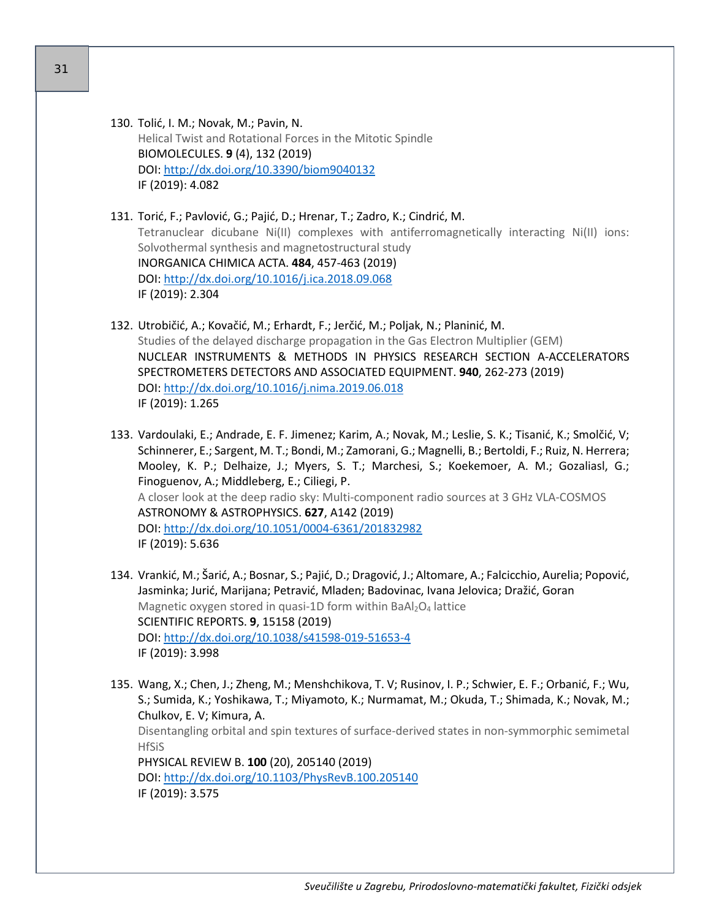130. Tolić, I. M.; Novak, M.; Pavin, N.
     Helical Twist and Rotational Forces in the Mitotic Spindle
     BIOMOLECULES. **9** (4), 132 (2019)
     DOI: http://dx.doi.org/10.3390/biom9040132
     IF (2019): 4.082

131. Torić, F.; Pavlović, G.; Pajić, D.; Hrenar, T.; Zadro, K.; Cindrić, M.
     Tetranuclear dicubane Ni(II) complexes with antiferromagnetically interacting Ni(II) ions: Solvothermal synthesis and magnetostructural study
     INORGANICA CHIMICA ACTA. **484**, 457-463 (2019)
     DOI: http://dx.doi.org/10.1016/j.ica.2018.09.068
     IF (2019): 2.304

132. Utrobičić, A.; Kovačić, M.; Erhardt, F.; Jerčić, M.; Poljak, N.; Planinić, M.
     Studies of the delayed discharge propagation in the Gas Electron Multiplier (GEM)
     NUCLEAR INSTRUMENTS & METHODS IN PHYSICS RESEARCH SECTION A-ACCELERATORS SPECTROMETERS DETECTORS AND ASSOCIATED EQUIPMENT. **940**, 262-273 (2019)
     DOI: http://dx.doi.org/10.1016/j.nima.2019.06.018
     IF (2019): 1.265

133. Vardoulaki, E.; Andrade, E. F. Jimenez; Karim, A.; Novak, M.; Leslie, S. K.; Tisanić, K.; Smolčić, V; Schinnerer, E.; Sargent, M. T.; Bondi, M.; Zamorani, G.; Magnelli, B.; Bertoldi, F.; Ruiz, N. Herrera; Mooley, K. P.; Delhaize, J.; Myers, S. T.; Marchesi, S.; Koekemoer, A. M.; Gozaliasl, G.; Finoguenov, A.; Middleberg, E.; Ciliegi, P.
     A closer look at the deep radio sky: Multi-component radio sources at 3 GHz VLA-COSMOS
     ASTRONOMY & ASTROPHYSICS. **627**, A142 (2019)
     DOI: http://dx.doi.org/10.1051/0004-6361/201832982
     IF (2019): 5.636

134. Vrankić, M.; Šarić, A.; Bosnar, S.; Pajić, D.; Dragović, J.; Altomare, A.; Falcicchio, Aurelia; Popović, Jasminka; Jurić, Marijana; Petravić, Mladen; Badovinac, Ivana Jelovica; Dražić, Goran
     Magnetic oxygen stored in quasi-1D form within $BaAl_2O_4$ lattice
     SCIENTIFIC REPORTS. **9**, 15158 (2019)
     DOI: http://dx.doi.org/10.1038/s41598-019-51653-4
     IF (2019): 3.998

135. Wang, X.; Chen, J.; Zheng, M.; Menshchikova, T. V; Rusinov, I. P.; Schwier, E. F.; Orbanić, F.; Wu, S.; Sumida, K.; Yoshikawa, T.; Miyamoto, K.; Nurmamat, M.; Okuda, T.; Shimada, K.; Novak, M.; Chulkov, E. V; Kimura, A.
     Disentangling orbital and spin textures of surface-derived states in non-symmorphic semimetal HfSiS
     PHYSICAL REVIEW B. **100** (20), 205140 (2019)
     DOI: http://dx.doi.org/10.1103/PhysRevB.100.205140
     IF (2019): 3.575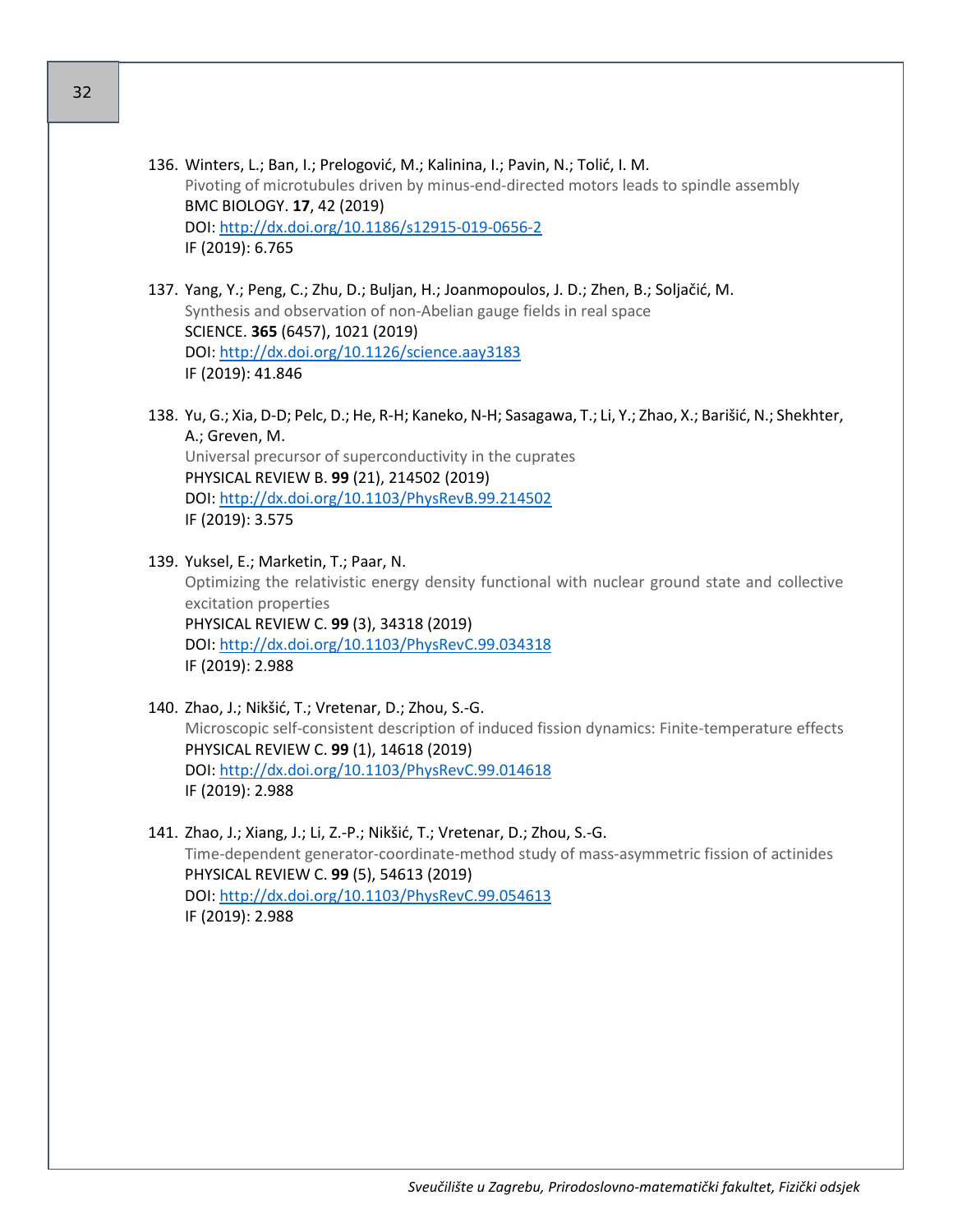136. Winters, L.; Ban, I.; Prelogović, M.; Kalinina, I.; Pavin, N.; Tolić, I. M.
    Pivoting of microtubules driven by minus-end-directed motors leads to spindle assembly
    BMC BIOLOGY. **17**, 42 (2019)
    DOI: http://dx.doi.org/10.1186/s12915-019-0656-2
    IF (2019): 6.765

137. Yang, Y.; Peng, C.; Zhu, D.; Buljan, H.; Joannopoulos, J. D.; Zhen, B.; Soljačić, M.
    Synthesis and observation of non-Abelian gauge fields in real space
    SCIENCE. **365** (6457), 1021 (2019)
    DOI: http://dx.doi.org/10.1126/science.aay3183
    IF (2019): 41.846

138. Yu, G.; Xia, D-D; Pelc, D.; He, R-H; Kaneko, N-H; Sasagawa, T.; Li, Y.; Zhao, X.; Barišić, N.; Shekhter, A.; Greven, M.
    Universal precursor of superconductivity in the cuprates
    PHYSICAL REVIEW B. **99** (21), 214502 (2019)
    DOI: http://dx.doi.org/10.1103/PhysRevB.99.214502
    IF (2019): 3.575

139. Yuksel, E.; Marketin, T.; Paar, N.
    Optimizing the relativistic energy density functional with nuclear ground state and collective excitation properties
    PHYSICAL REVIEW C. **99** (3), 34318 (2019)
    DOI: http://dx.doi.org/10.1103/PhysRevC.99.034318
    IF (2019): 2.988

140. Zhao, J.; Nikšić, T.; Vretenar, D.; Zhou, S.-G.
    Microscopic self-consistent description of induced fission dynamics: Finite-temperature effects
    PHYSICAL REVIEW C. **99** (1), 14618 (2019)
    DOI: http://dx.doi.org/10.1103/PhysRevC.99.014618
    IF (2019): 2.988

141. Zhao, J.; Xiang, J.; Li, Z.-P.; Nikšić, T.; Vretenar, D.; Zhou, S.-G.
    Time-dependent generator-coordinate-method study of mass-asymmetric fission of actinides
    PHYSICAL REVIEW C. **99** (5), 54613 (2019)
    DOI: http://dx.doi.org/10.1103/PhysRevC.99.054613
    IF (2019): 2.988